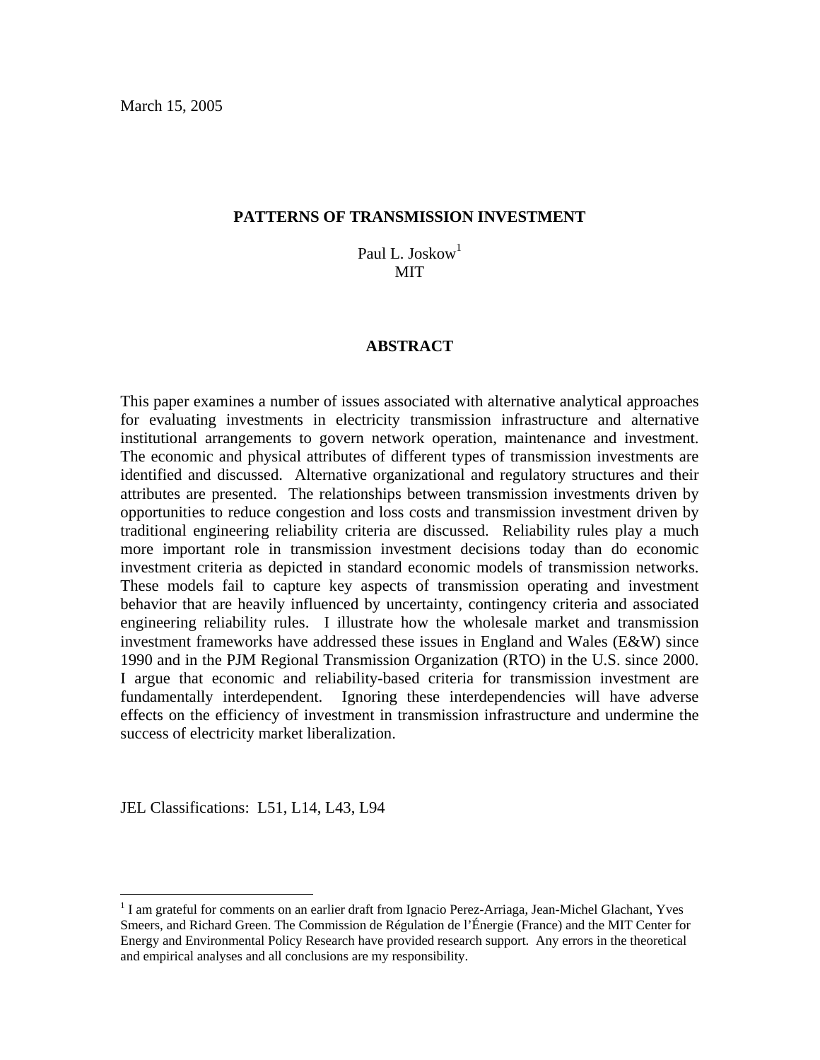March 15, 2005

# PATTERNS OF TRANSMISSION INVESTMENT

Paul L. Joskow[1]
MIT

## ABSTRACT

This paper examines a number of issues associated with alternative analytical approaches for evaluating investments in electricity transmission infrastructure and alternative institutional arrangements to govern network operation, maintenance and investment. The economic and physical attributes of different types of transmission investments are identified and discussed. Alternative organizational and regulatory structures and their attributes are presented. The relationships between transmission investments driven by opportunities to reduce congestion and loss costs and transmission investment driven by traditional engineering reliability criteria are discussed. Reliability rules play a much more important role in transmission investment decisions today than do economic investment criteria as depicted in standard economic models of transmission networks. These models fail to capture key aspects of transmission operating and investment behavior that are heavily influenced by uncertainty, contingency criteria and associated engineering reliability rules. I illustrate how the wholesale market and transmission investment frameworks have addressed these issues in England and Wales (E&W) since 1990 and in the PJM Regional Transmission Organization (RTO) in the U.S. since 2000. I argue that economic and reliability-based criteria for transmission investment are fundamentally interdependent. Ignoring these interdependencies will have adverse effects on the efficiency of investment in transmission infrastructure and undermine the success of electricity market liberalization.

JEL Classifications: L51, L14, L43, L94

---

[1] I am grateful for comments on an earlier draft from Ignacio Perez-Arriaga, Jean-Michel Glachant, Yves Smeers, and Richard Green. The Commission de Régulation de l'Énergie (France) and the MIT Center for Energy and Environmental Policy Research have provided research support. Any errors in the theoretical and empirical analyses and all conclusions are my responsibility.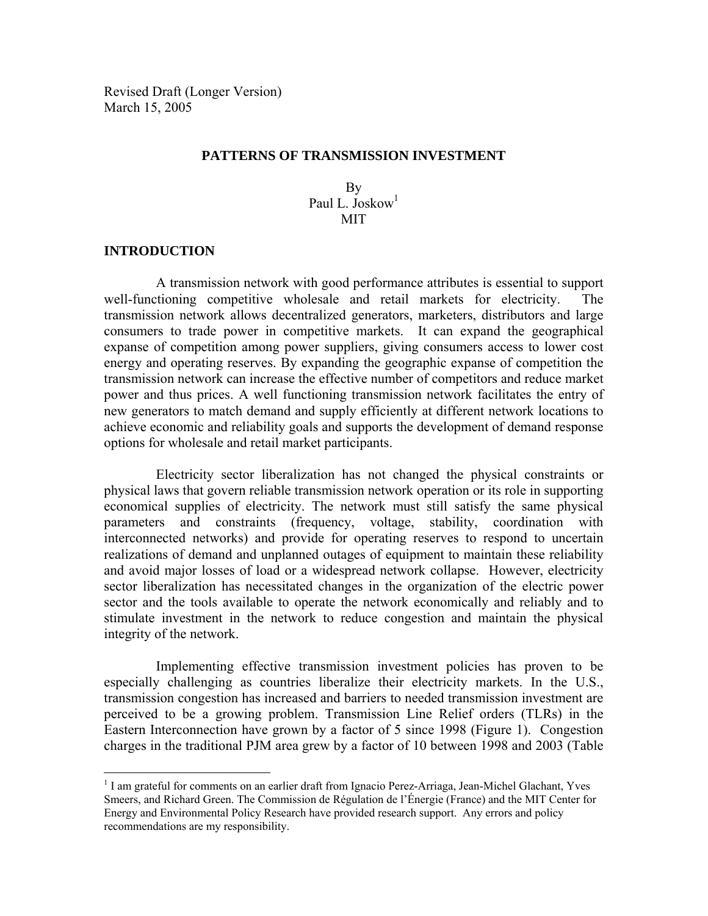Revised Draft (Longer Version)
March 15, 2005

# PATTERNS OF TRANSMISSION INVESTMENT

By
Paul L. Joskow[1]
MIT

## INTRODUCTION

A transmission network with good performance attributes is essential to support well-functioning competitive wholesale and retail markets for electricity. The transmission network allows decentralized generators, marketers, distributors and large consumers to trade power in competitive markets. It can expand the geographical expanse of competition among power suppliers, giving consumers access to lower cost energy and operating reserves. By expanding the geographic expanse of competition the transmission network can increase the effective number of competitors and reduce market power and thus prices. A well functioning transmission network facilitates the entry of new generators to match demand and supply efficiently at different network locations to achieve economic and reliability goals and supports the development of demand response options for wholesale and retail market participants.

Electricity sector liberalization has not changed the physical constraints or physical laws that govern reliable transmission network operation or its role in supporting economical supplies of electricity. The network must still satisfy the same physical parameters and constraints (frequency, voltage, stability, coordination with interconnected networks) and provide for operating reserves to respond to uncertain realizations of demand and unplanned outages of equipment to maintain these reliability and avoid major losses of load or a widespread network collapse. However, electricity sector liberalization has necessitated changes in the organization of the electric power sector and the tools available to operate the network economically and reliably and to stimulate investment in the network to reduce congestion and maintain the physical integrity of the network.

Implementing effective transmission investment policies has proven to be especially challenging as countries liberalize their electricity markets. In the U.S., transmission congestion has increased and barriers to needed transmission investment are perceived to be a growing problem. Transmission Line Relief orders (TLRs) in the Eastern Interconnection have grown by a factor of 5 since 1998 (Figure 1). Congestion charges in the traditional PJM area grew by a factor of 10 between 1998 and 2003 (Table

[1] I am grateful for comments on an earlier draft from Ignacio Perez-Arriaga, Jean-Michel Glachant, Yves Smeers, and Richard Green. The Commission de Régulation de l'Énergie (France) and the MIT Center for Energy and Environmental Policy Research have provided research support. Any errors and policy recommendations are my responsibility.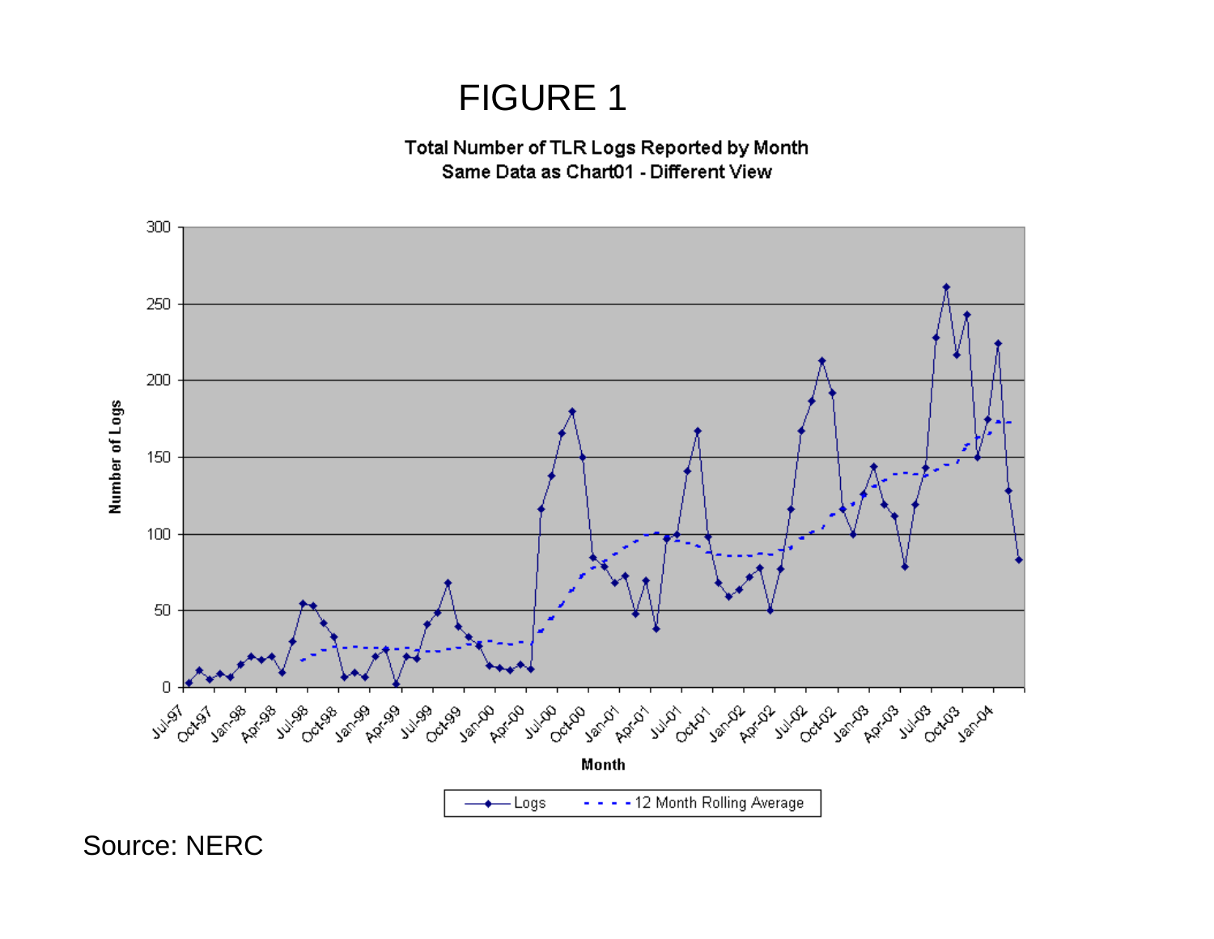# FIGURE 1

**Total Number of TLR Logs Reported by Month**
**Same Data as Chart01 - Different View**

Source: NERC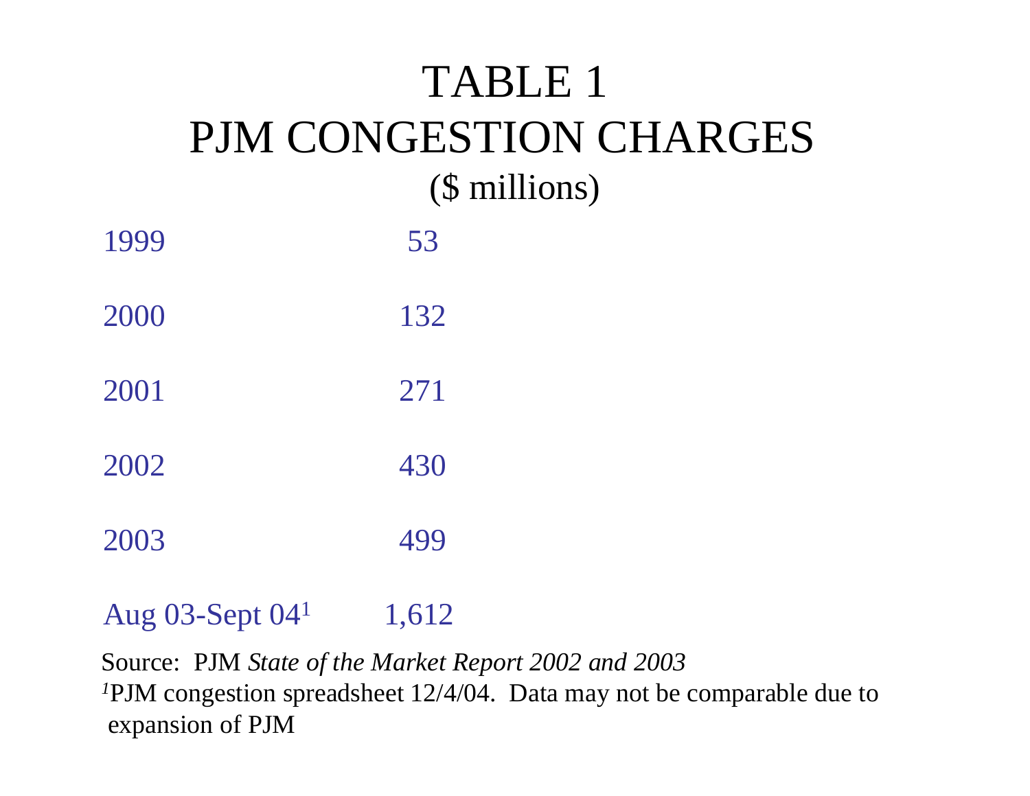# TABLE 1
# PJM CONGESTION CHARGES
## ($ millions)

| Year | Charges |
|---|---|
| 1999 | 53 |
| 2000 | 132 |
| 2001 | 271 |
| 2002 | 430 |
| 2003 | 499 |
| Aug 03-Sept 04[1] | 1,612 |

Source: PJM *State of the Market Report 2002 and 2003*

[1]PJM congestion spreadsheet 12/4/04. Data may not be comparable due to expansion of PJM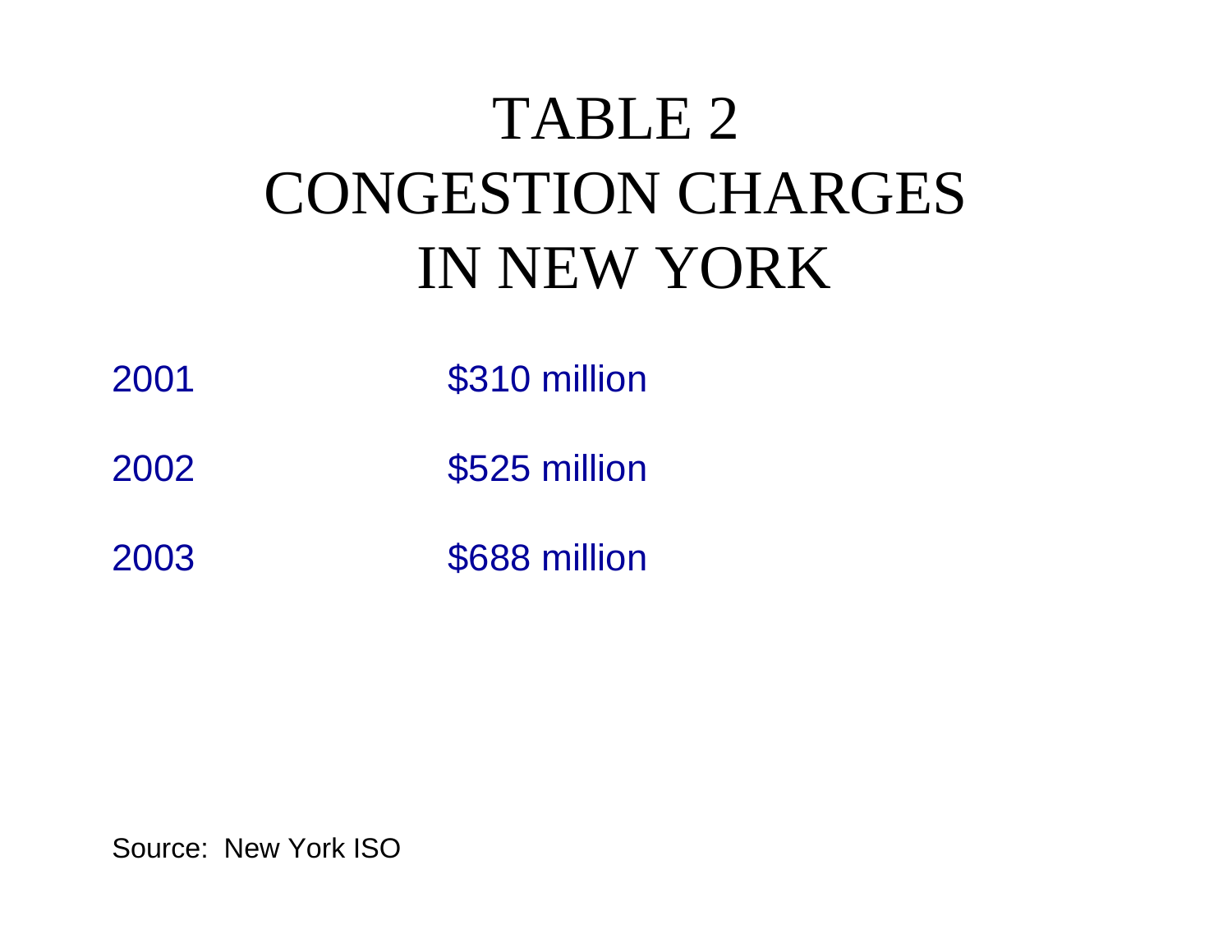# TABLE 2
# CONGESTION CHARGES IN NEW YORK

| Year | Congestion Charges |
| --- | --- |
| 2001 | $310 million |
| 2002 | $525 million |
| 2003 | $688 million |

Source: New York ISO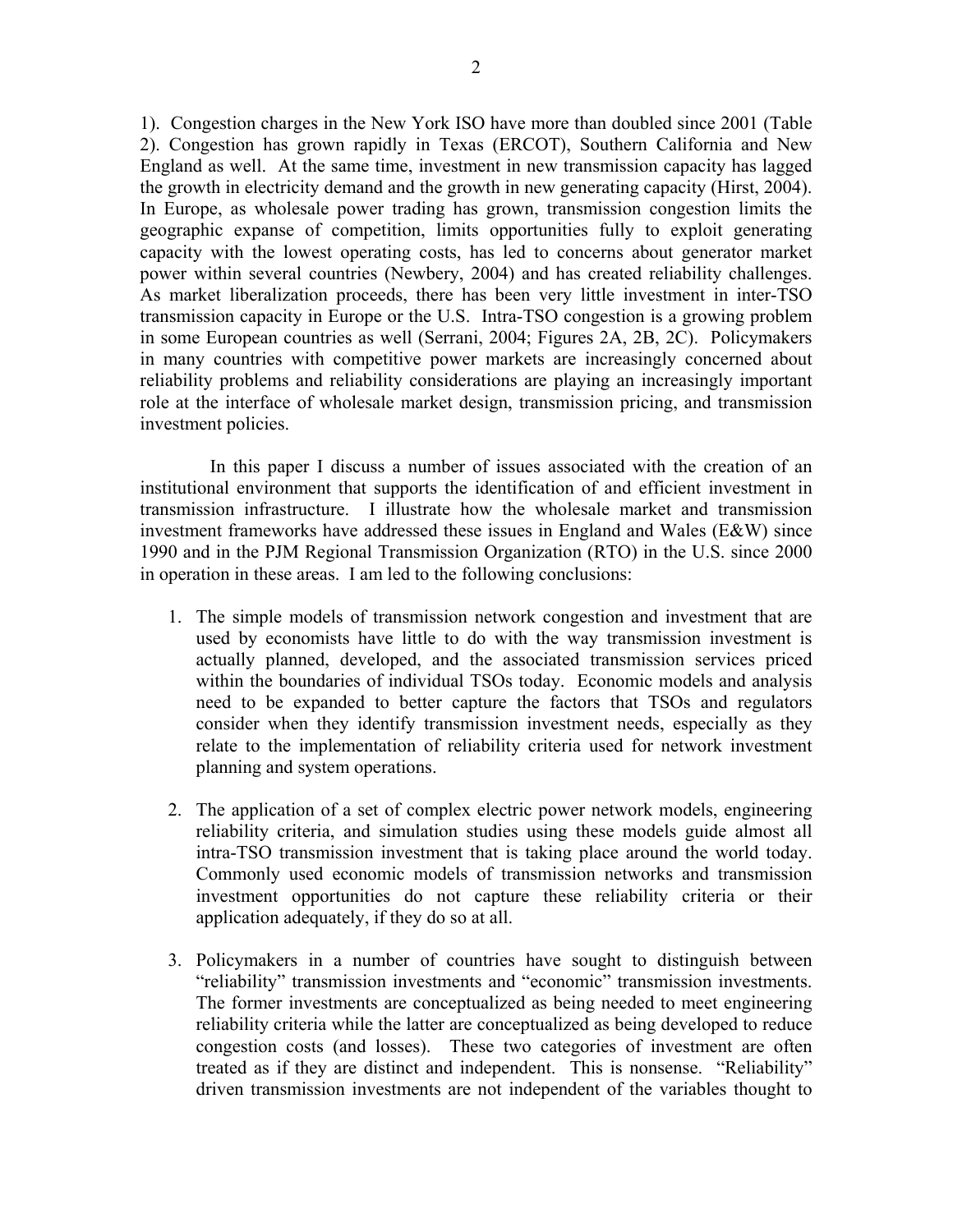1). Congestion charges in the New York ISO have more than doubled since 2001 (Table 2). Congestion has grown rapidly in Texas (ERCOT), Southern California and New England as well. At the same time, investment in new transmission capacity has lagged the growth in electricity demand and the growth in new generating capacity (Hirst, 2004). In Europe, as wholesale power trading has grown, transmission congestion limits the geographic expanse of competition, limits opportunities fully to exploit generating capacity with the lowest operating costs, has led to concerns about generator market power within several countries (Newbery, 2004) and has created reliability challenges. As market liberalization proceeds, there has been very little investment in inter-TSO transmission capacity in Europe or the U.S. Intra-TSO congestion is a growing problem in some European countries as well (Serrani, 2004; Figures 2A, 2B, 2C). Policymakers in many countries with competitive power markets are increasingly concerned about reliability problems and reliability considerations are playing an increasingly important role at the interface of wholesale market design, transmission pricing, and transmission investment policies.

In this paper I discuss a number of issues associated with the creation of an institutional environment that supports the identification of and efficient investment in transmission infrastructure. I illustrate how the wholesale market and transmission investment frameworks have addressed these issues in England and Wales (E&W) since 1990 and in the PJM Regional Transmission Organization (RTO) in the U.S. since 2000 in operation in these areas. I am led to the following conclusions:

1. The simple models of transmission network congestion and investment that are used by economists have little to do with the way transmission investment is actually planned, developed, and the associated transmission services priced within the boundaries of individual TSOs today. Economic models and analysis need to be expanded to better capture the factors that TSOs and regulators consider when they identify transmission investment needs, especially as they relate to the implementation of reliability criteria used for network investment planning and system operations.

2. The application of a set of complex electric power network models, engineering reliability criteria, and simulation studies using these models guide almost all intra-TSO transmission investment that is taking place around the world today. Commonly used economic models of transmission networks and transmission investment opportunities do not capture these reliability criteria or their application adequately, if they do so at all.

3. Policymakers in a number of countries have sought to distinguish between "reliability" transmission investments and "economic" transmission investments. The former investments are conceptualized as being needed to meet engineering reliability criteria while the latter are conceptualized as being developed to reduce congestion costs (and losses). These two categories of investment are often treated as if they are distinct and independent. This is nonsense. "Reliability" driven transmission investments are not independent of the variables thought to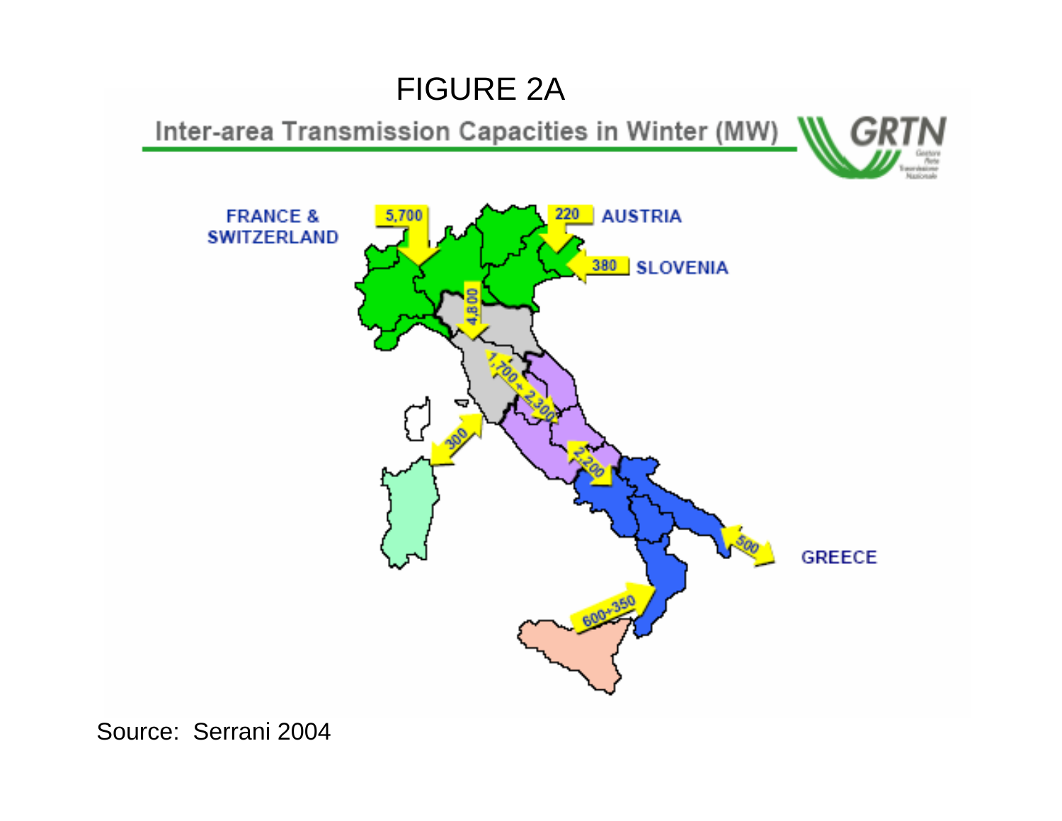FIGURE 2A

Inter-area Transmission Capacities in Winter (MW)

FRANCE & SWITZERLAND 5,700

220 AUSTRIA

380 SLOVENIA

4,800

1,700 + 2,300

300

2,200

500 GREECE

600+350

Source: Serrani 2004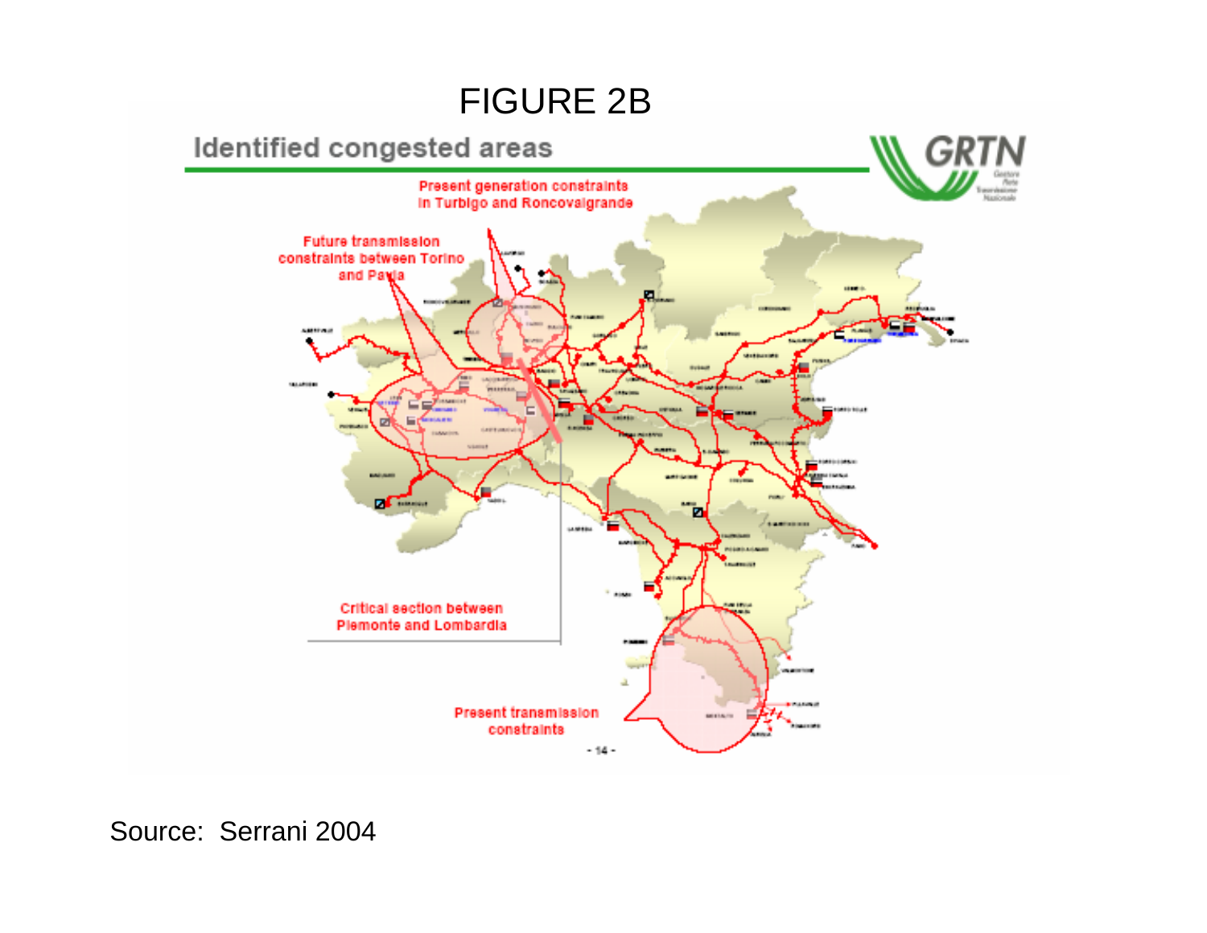# FIGURE 2B

**Identified congested areas**

Present generation constraints in Turbigo and Roncovalgrande

Future transmission constraints between Torino and Pavia

Critical section between Piemonte and Lombardia

Present transmission constraints

Source: Serrani 2004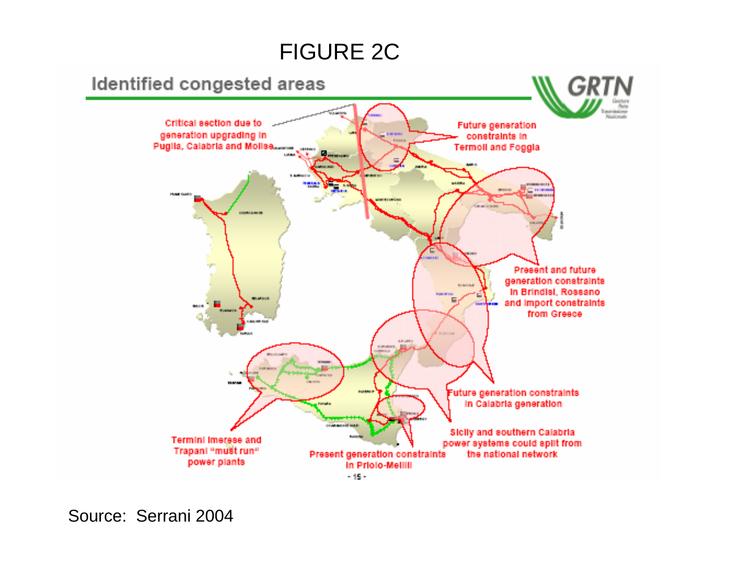FIGURE 2C

## Identified congested areas

GRTN

Critical section due to generation upgrading in Puglia, Calabria and Molise

Future generation constraints in Termoli and Foggia

Present and future generation constraints in Brindisi, Rossano and import constraints from Greece

Future generation constraints in Calabria generation

Sicily and southern Calabria power systems could split from the national network

Present generation constraints in Priolo-Melilli

Termini Imerese and Trapani "must run" power plants

Source: Serrani 2004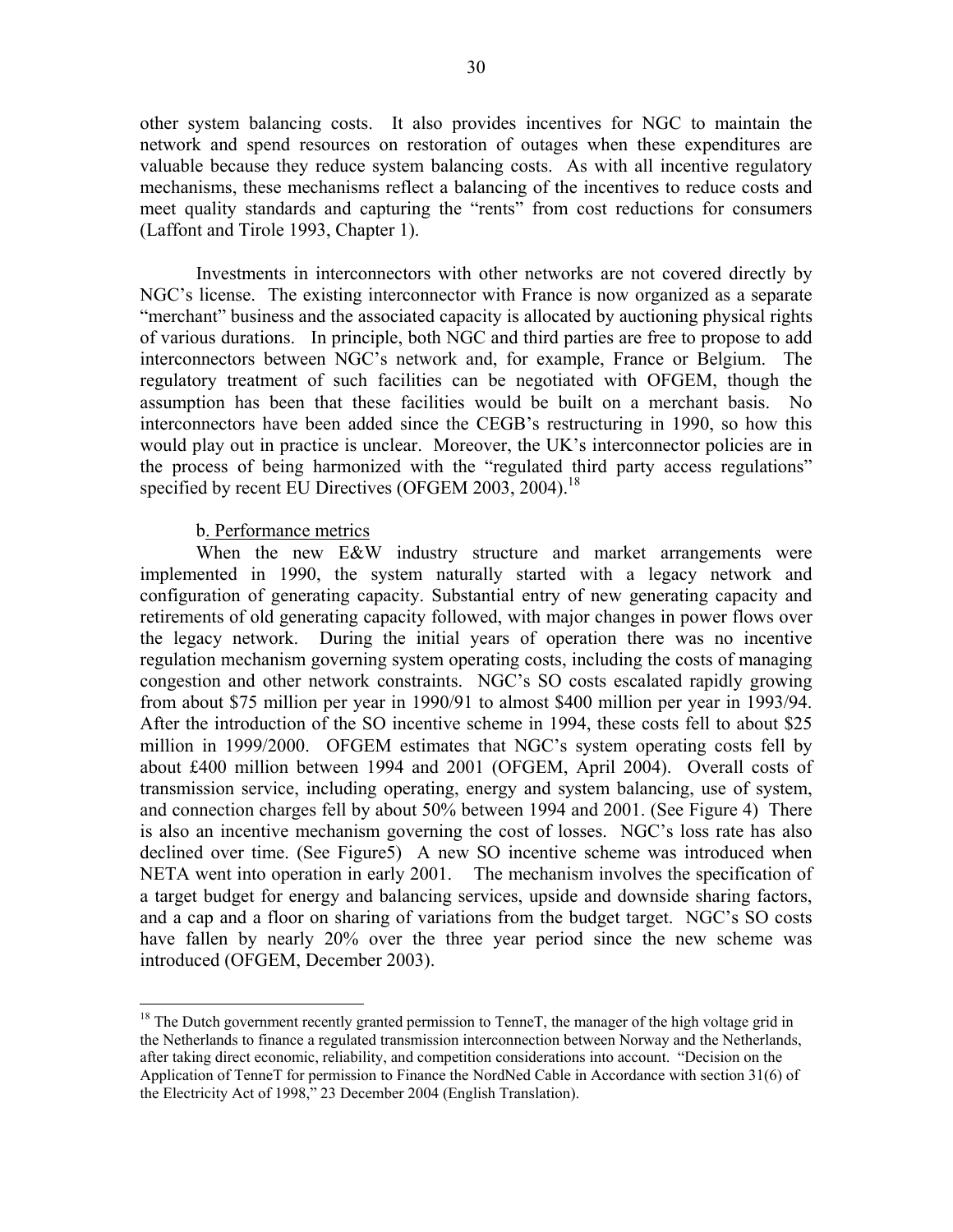other system balancing costs. It also provides incentives for NGC to maintain the network and spend resources on restoration of outages when these expenditures are valuable because they reduce system balancing costs. As with all incentive regulatory mechanisms, these mechanisms reflect a balancing of the incentives to reduce costs and meet quality standards and capturing the "rents" from cost reductions for consumers (Laffont and Tirole 1993, Chapter 1).

Investments in interconnectors with other networks are not covered directly by NGC's license. The existing interconnector with France is now organized as a separate "merchant" business and the associated capacity is allocated by auctioning physical rights of various durations. In principle, both NGC and third parties are free to propose to add interconnectors between NGC's network and, for example, France or Belgium. The regulatory treatment of such facilities can be negotiated with OFGEM, though the assumption has been that these facilities would be built on a merchant basis. No interconnectors have been added since the CEGB's restructuring in 1990, so how this would play out in practice is unclear. Moreover, the UK's interconnector policies are in the process of being harmonized with the "regulated third party access regulations" specified by recent EU Directives (OFGEM 2003, 2004).[18]

b. Performance metrics

When the new E&W industry structure and market arrangements were implemented in 1990, the system naturally started with a legacy network and configuration of generating capacity. Substantial entry of new generating capacity and retirements of old generating capacity followed, with major changes in power flows over the legacy network. During the initial years of operation there was no incentive regulation mechanism governing system operating costs, including the costs of managing congestion and other network constraints. NGC's SO costs escalated rapidly growing from about $75 million per year in 1990/91 to almost $400 million per year in 1993/94. After the introduction of the SO incentive scheme in 1994, these costs fell to about $25 million in 1999/2000. OFGEM estimates that NGC's system operating costs fell by about £400 million between 1994 and 2001 (OFGEM, April 2004). Overall costs of transmission service, including operating, energy and system balancing, use of system, and connection charges fell by about 50% between 1994 and 2001. (See Figure 4) There is also an incentive mechanism governing the cost of losses. NGC's loss rate has also declined over time. (See Figure5) A new SO incentive scheme was introduced when NETA went into operation in early 2001. The mechanism involves the specification of a target budget for energy and balancing services, upside and downside sharing factors, and a cap and a floor on sharing of variations from the budget target. NGC's SO costs have fallen by nearly 20% over the three year period since the new scheme was introduced (OFGEM, December 2003).

[18] The Dutch government recently granted permission to TenneT, the manager of the high voltage grid in the Netherlands to finance a regulated transmission interconnection between Norway and the Netherlands, after taking direct economic, reliability, and competition considerations into account. "Decision on the Application of TenneT for permission to Finance the NordNed Cable in Accordance with section 31(6) of the Electricity Act of 1998," 23 December 2004 (English Translation).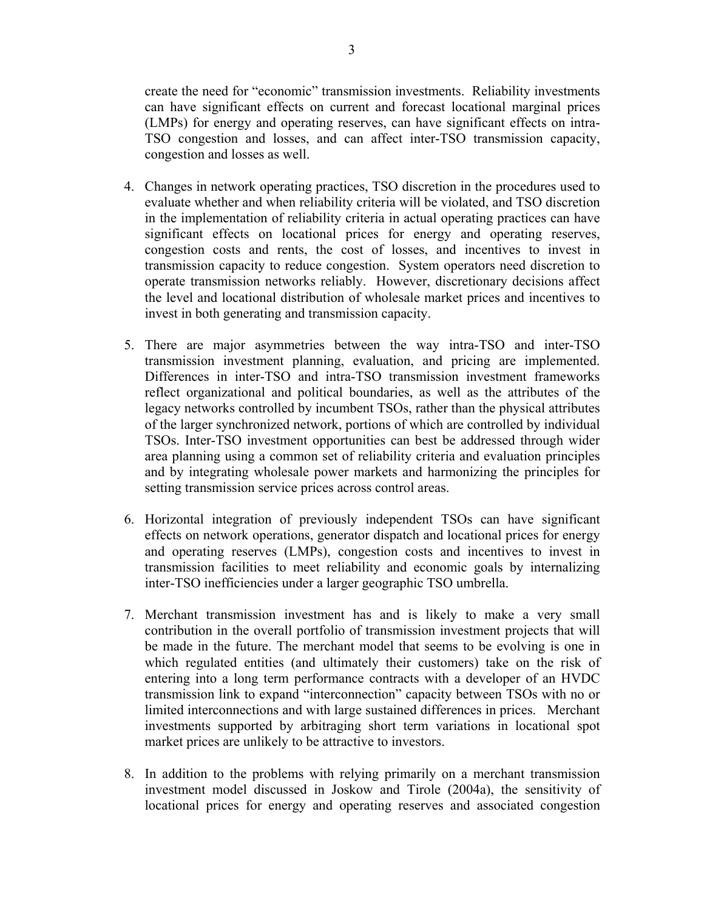create the need for "economic" transmission investments. Reliability investments can have significant effects on current and forecast locational marginal prices (LMPs) for energy and operating reserves, can have significant effects on intra-TSO congestion and losses, and can affect inter-TSO transmission capacity, congestion and losses as well.

4. Changes in network operating practices, TSO discretion in the procedures used to evaluate whether and when reliability criteria will be violated, and TSO discretion in the implementation of reliability criteria in actual operating practices can have significant effects on locational prices for energy and operating reserves, congestion costs and rents, the cost of losses, and incentives to invest in transmission capacity to reduce congestion. System operators need discretion to operate transmission networks reliably. However, discretionary decisions affect the level and locational distribution of wholesale market prices and incentives to invest in both generating and transmission capacity.

5. There are major asymmetries between the way intra-TSO and inter-TSO transmission investment planning, evaluation, and pricing are implemented. Differences in inter-TSO and intra-TSO transmission investment frameworks reflect organizational and political boundaries, as well as the attributes of the legacy networks controlled by incumbent TSOs, rather than the physical attributes of the larger synchronized network, portions of which are controlled by individual TSOs. Inter-TSO investment opportunities can best be addressed through wider area planning using a common set of reliability criteria and evaluation principles and by integrating wholesale power markets and harmonizing the principles for setting transmission service prices across control areas.

6. Horizontal integration of previously independent TSOs can have significant effects on network operations, generator dispatch and locational prices for energy and operating reserves (LMPs), congestion costs and incentives to invest in transmission facilities to meet reliability and economic goals by internalizing inter-TSO inefficiencies under a larger geographic TSO umbrella.

7. Merchant transmission investment has and is likely to make a very small contribution in the overall portfolio of transmission investment projects that will be made in the future. The merchant model that seems to be evolving is one in which regulated entities (and ultimately their customers) take on the risk of entering into a long term performance contracts with a developer of an HVDC transmission link to expand "interconnection" capacity between TSOs with no or limited interconnections and with large sustained differences in prices. Merchant investments supported by arbitraging short term variations in locational spot market prices are unlikely to be attractive to investors.

8. In addition to the problems with relying primarily on a merchant transmission investment model discussed in Joskow and Tirole (2004a), the sensitivity of locational prices for energy and operating reserves and associated congestion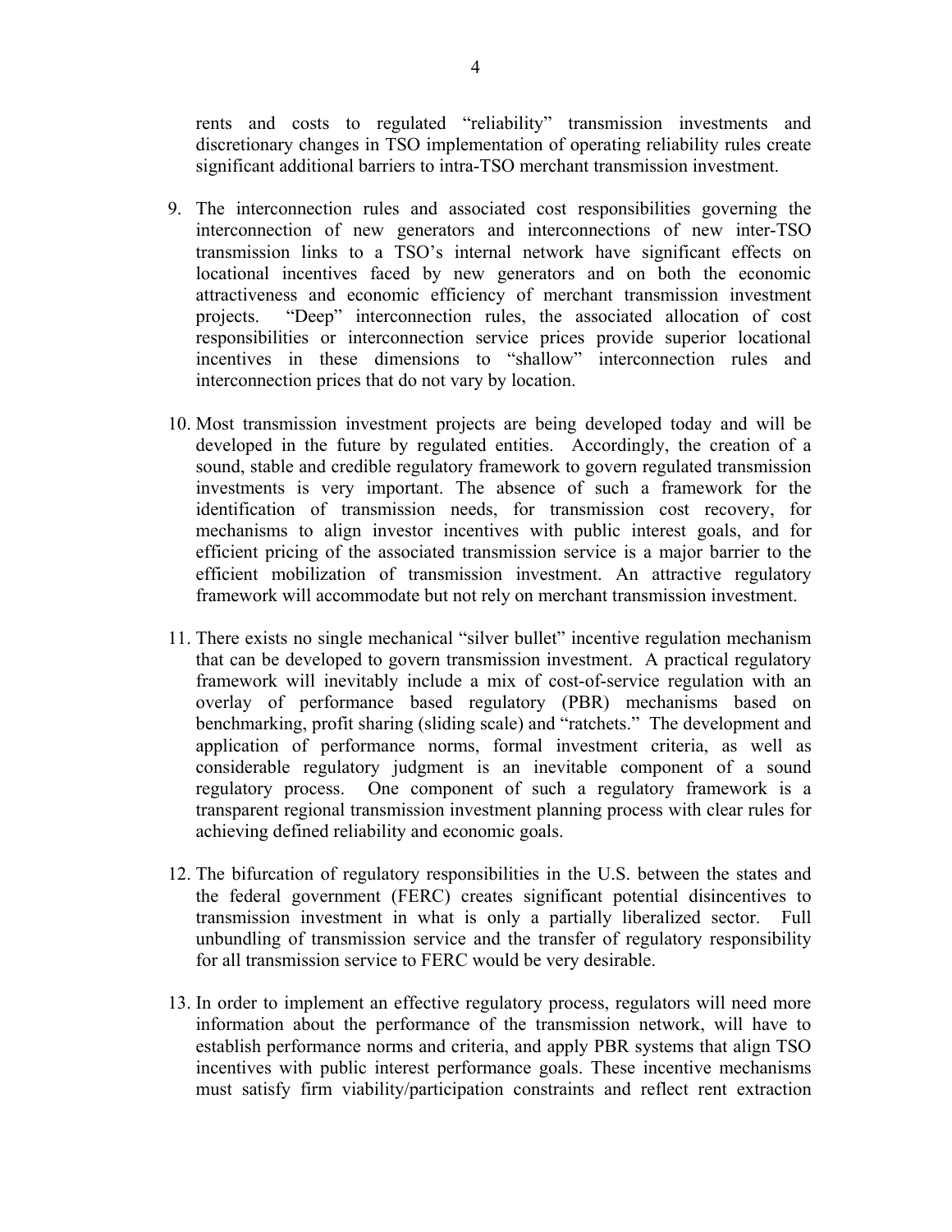rents and costs to regulated "reliability" transmission investments and discretionary changes in TSO implementation of operating reliability rules create significant additional barriers to intra-TSO merchant transmission investment.

9. The interconnection rules and associated cost responsibilities governing the interconnection of new generators and interconnections of new inter-TSO transmission links to a TSO's internal network have significant effects on locational incentives faced by new generators and on both the economic attractiveness and economic efficiency of merchant transmission investment projects. "Deep" interconnection rules, the associated allocation of cost responsibilities or interconnection service prices provide superior locational incentives in these dimensions to "shallow" interconnection rules and interconnection prices that do not vary by location.

10. Most transmission investment projects are being developed today and will be developed in the future by regulated entities. Accordingly, the creation of a sound, stable and credible regulatory framework to govern regulated transmission investments is very important. The absence of such a framework for the identification of transmission needs, for transmission cost recovery, for mechanisms to align investor incentives with public interest goals, and for efficient pricing of the associated transmission service is a major barrier to the efficient mobilization of transmission investment. An attractive regulatory framework will accommodate but not rely on merchant transmission investment.

11. There exists no single mechanical "silver bullet" incentive regulation mechanism that can be developed to govern transmission investment. A practical regulatory framework will inevitably include a mix of cost-of-service regulation with an overlay of performance based regulatory (PBR) mechanisms based on benchmarking, profit sharing (sliding scale) and "ratchets." The development and application of performance norms, formal investment criteria, as well as considerable regulatory judgment is an inevitable component of a sound regulatory process. One component of such a regulatory framework is a transparent regional transmission investment planning process with clear rules for achieving defined reliability and economic goals.

12. The bifurcation of regulatory responsibilities in the U.S. between the states and the federal government (FERC) creates significant potential disincentives to transmission investment in what is only a partially liberalized sector. Full unbundling of transmission service and the transfer of regulatory responsibility for all transmission service to FERC would be very desirable.

13. In order to implement an effective regulatory process, regulators will need more information about the performance of the transmission network, will have to establish performance norms and criteria, and apply PBR systems that align TSO incentives with public interest performance goals. These incentive mechanisms must satisfy firm viability/participation constraints and reflect rent extraction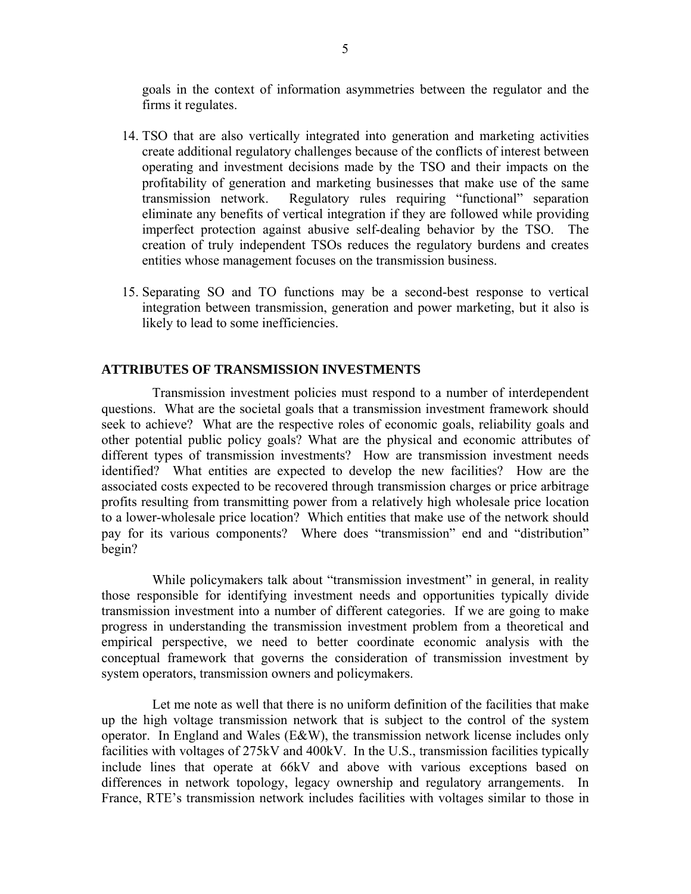goals in the context of information asymmetries between the regulator and the firms it regulates.

14. TSO that are also vertically integrated into generation and marketing activities create additional regulatory challenges because of the conflicts of interest between operating and investment decisions made by the TSO and their impacts on the profitability of generation and marketing businesses that make use of the same transmission network. Regulatory rules requiring "functional" separation eliminate any benefits of vertical integration if they are followed while providing imperfect protection against abusive self-dealing behavior by the TSO. The creation of truly independent TSOs reduces the regulatory burdens and creates entities whose management focuses on the transmission business.

15. Separating SO and TO functions may be a second-best response to vertical integration between transmission, generation and power marketing, but it also is likely to lead to some inefficiencies.

## ATTRIBUTES OF TRANSMISSION INVESTMENTS

Transmission investment policies must respond to a number of interdependent questions. What are the societal goals that a transmission investment framework should seek to achieve? What are the respective roles of economic goals, reliability goals and other potential public policy goals? What are the physical and economic attributes of different types of transmission investments? How are transmission investment needs identified? What entities are expected to develop the new facilities? How are the associated costs expected to be recovered through transmission charges or price arbitrage profits resulting from transmitting power from a relatively high wholesale price location to a lower-wholesale price location? Which entities that make use of the network should pay for its various components? Where does "transmission" end and "distribution" begin?

While policymakers talk about "transmission investment" in general, in reality those responsible for identifying investment needs and opportunities typically divide transmission investment into a number of different categories. If we are going to make progress in understanding the transmission investment problem from a theoretical and empirical perspective, we need to better coordinate economic analysis with the conceptual framework that governs the consideration of transmission investment by system operators, transmission owners and policymakers.

Let me note as well that there is no uniform definition of the facilities that make up the high voltage transmission network that is subject to the control of the system operator. In England and Wales (E&W), the transmission network license includes only facilities with voltages of 275kV and 400kV. In the U.S., transmission facilities typically include lines that operate at 66kV and above with various exceptions based on differences in network topology, legacy ownership and regulatory arrangements. In France, RTE's transmission network includes facilities with voltages similar to those in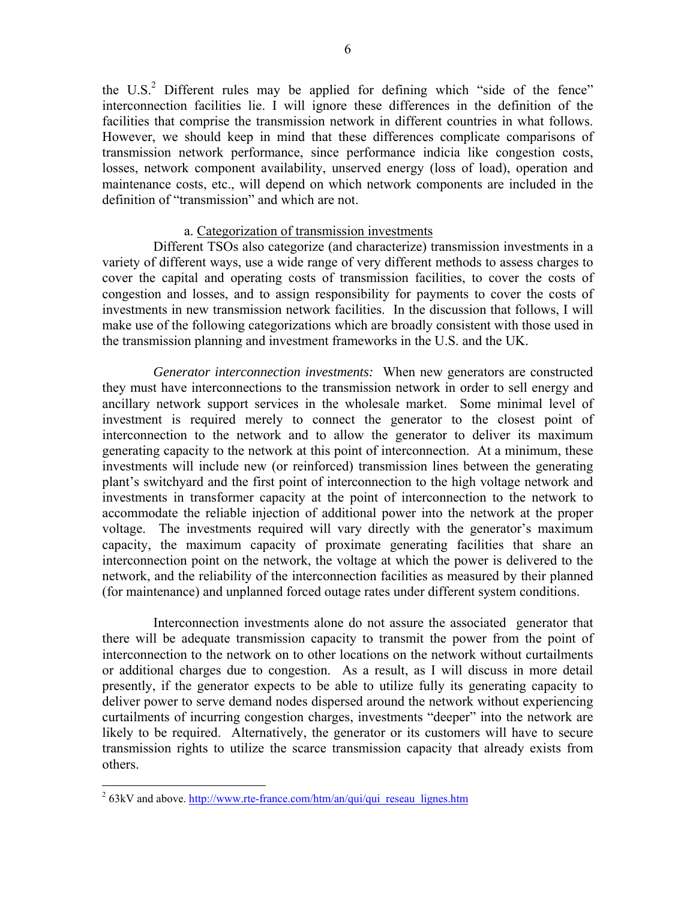the U.S.[2] Different rules may be applied for defining which "side of the fence" interconnection facilities lie. I will ignore these differences in the definition of the facilities that comprise the transmission network in different countries in what follows. However, we should keep in mind that these differences complicate comparisons of transmission network performance, since performance indicia like congestion costs, losses, network component availability, unserved energy (loss of load), operation and maintenance costs, etc., will depend on which network components are included in the definition of "transmission" and which are not.

### a. Categorization of transmission investments

Different TSOs also categorize (and characterize) transmission investments in a variety of different ways, use a wide range of very different methods to assess charges to cover the capital and operating costs of transmission facilities, to cover the costs of congestion and losses, and to assign responsibility for payments to cover the costs of investments in new transmission network facilities. In the discussion that follows, I will make use of the following categorizations which are broadly consistent with those used in the transmission planning and investment frameworks in the U.S. and the UK.

*Generator interconnection investments:* When new generators are constructed they must have interconnections to the transmission network in order to sell energy and ancillary network support services in the wholesale market. Some minimal level of investment is required merely to connect the generator to the closest point of interconnection to the network and to allow the generator to deliver its maximum generating capacity to the network at this point of interconnection. At a minimum, these investments will include new (or reinforced) transmission lines between the generating plant's switchyard and the first point of interconnection to the high voltage network and investments in transformer capacity at the point of interconnection to the network to accommodate the reliable injection of additional power into the network at the proper voltage. The investments required will vary directly with the generator's maximum capacity, the maximum capacity of proximate generating facilities that share an interconnection point on the network, the voltage at which the power is delivered to the network, and the reliability of the interconnection facilities as measured by their planned (for maintenance) and unplanned forced outage rates under different system conditions.

Interconnection investments alone do not assure the associated generator that there will be adequate transmission capacity to transmit the power from the point of interconnection to the network on to other locations on the network without curtailments or additional charges due to congestion. As a result, as I will discuss in more detail presently, if the generator expects to be able to utilize fully its generating capacity to deliver power to serve demand nodes dispersed around the network without experiencing curtailments of incurring congestion charges, investments "deeper" into the network are likely to be required. Alternatively, the generator or its customers will have to secure transmission rights to utilize the scarce transmission capacity that already exists from others.

---

[2] 63kV and above. http://www.rte-france.com/htm/an/qui/qui_reseau_lignes.htm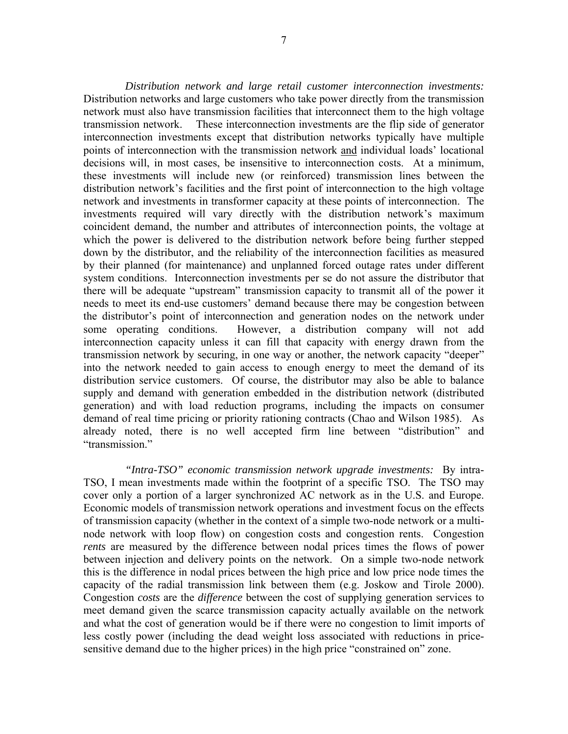*Distribution network and large retail customer interconnection investments:* Distribution networks and large customers who take power directly from the transmission network must also have transmission facilities that interconnect them to the high voltage transmission network. These interconnection investments are the flip side of generator interconnection investments except that distribution networks typically have multiple points of interconnection with the transmission network <u>and</u> individual loads' locational decisions will, in most cases, be insensitive to interconnection costs. At a minimum, these investments will include new (or reinforced) transmission lines between the distribution network's facilities and the first point of interconnection to the high voltage network and investments in transformer capacity at these points of interconnection. The investments required will vary directly with the distribution network's maximum coincident demand, the number and attributes of interconnection points, the voltage at which the power is delivered to the distribution network before being further stepped down by the distributor, and the reliability of the interconnection facilities as measured by their planned (for maintenance) and unplanned forced outage rates under different system conditions. Interconnection investments per se do not assure the distributor that there will be adequate "upstream" transmission capacity to transmit all of the power it needs to meet its end-use customers' demand because there may be congestion between the distributor's point of interconnection and generation nodes on the network under some operating conditions. However, a distribution company will not add interconnection capacity unless it can fill that capacity with energy drawn from the transmission network by securing, in one way or another, the network capacity "deeper" into the network needed to gain access to enough energy to meet the demand of its distribution service customers. Of course, the distributor may also be able to balance supply and demand with generation embedded in the distribution network (distributed generation) and with load reduction programs, including the impacts on consumer demand of real time pricing or priority rationing contracts (Chao and Wilson 1985). As already noted, there is no well accepted firm line between "distribution" and "transmission."

*"Intra-TSO" economic transmission network upgrade investments:* By intra-TSO, I mean investments made within the footprint of a specific TSO. The TSO may cover only a portion of a larger synchronized AC network as in the U.S. and Europe. Economic models of transmission network operations and investment focus on the effects of transmission capacity (whether in the context of a simple two-node network or a multi-node network with loop flow) on congestion costs and congestion rents. Congestion *rents* are measured by the difference between nodal prices times the flows of power between injection and delivery points on the network. On a simple two-node network this is the difference in nodal prices between the high price and low price node times the capacity of the radial transmission link between them (e.g. Joskow and Tirole 2000). Congestion *costs* are the *difference* between the cost of supplying generation services to meet demand given the scarce transmission capacity actually available on the network and what the cost of generation would be if there were no congestion to limit imports of less costly power (including the dead weight loss associated with reductions in price-sensitive demand due to the higher prices) in the high price "constrained on" zone.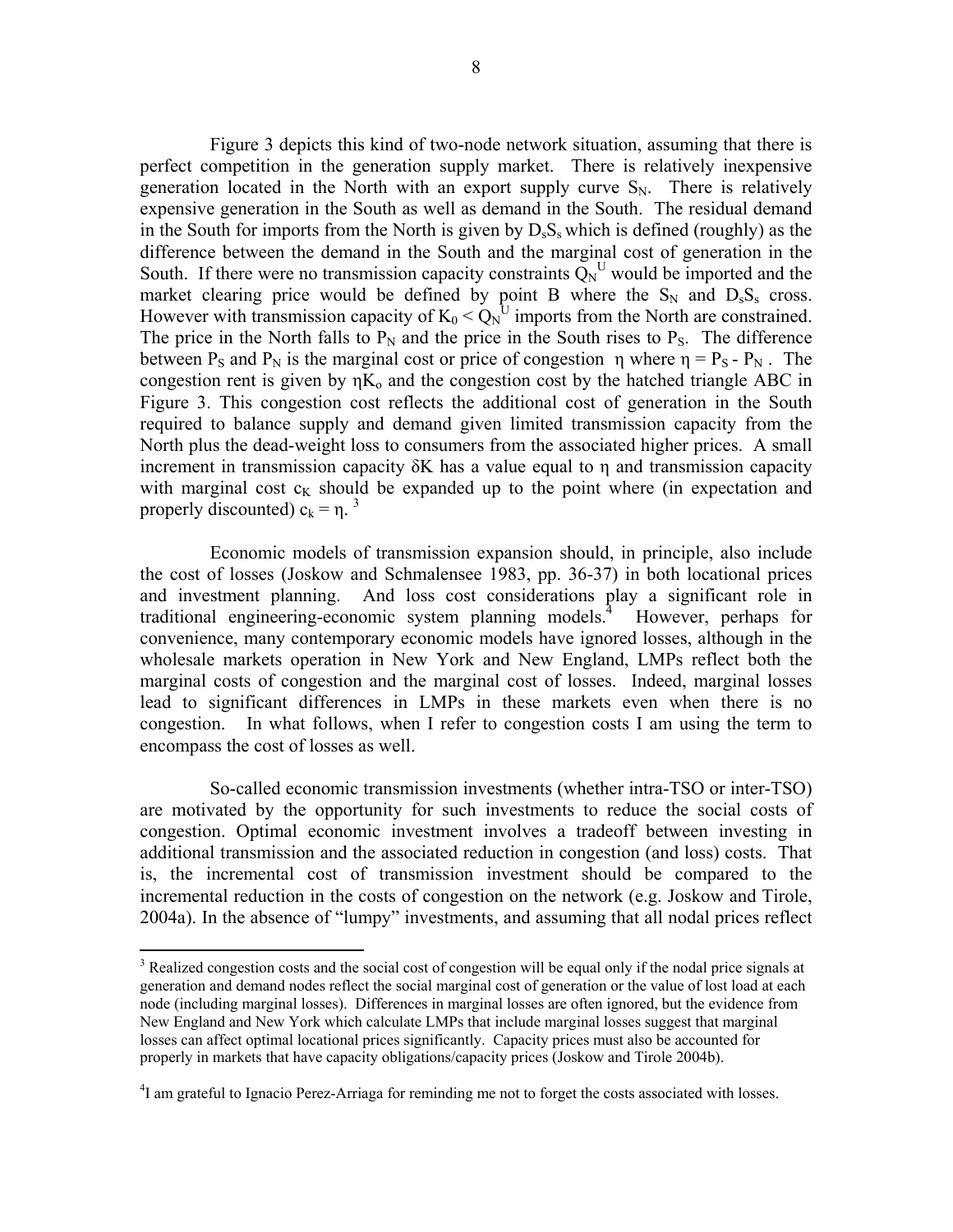Figure 3 depicts this kind of two-node network situation, assuming that there is perfect competition in the generation supply market. There is relatively inexpensive generation located in the North with an export supply curve $S_N$. There is relatively expensive generation in the South as well as demand in the South. The residual demand in the South for imports from the North is given by $D_sS_s$ which is defined (roughly) as the difference between the demand in the South and the marginal cost of generation in the South. If there were no transmission capacity constraints $Q_N^U$ would be imported and the market clearing price would be defined by point B where the $S_N$ and $D_sS_s$ cross. However with transmission capacity of $K_0 < Q_N^U$ imports from the North are constrained. The price in the North falls to $P_N$ and the price in the South rises to $P_S$. The difference between $P_S$ and $P_N$ is the marginal cost or price of congestion $\eta$ where $\eta = P_S - P_N$. The congestion rent is given by $\eta K_o$ and the congestion cost by the hatched triangle ABC in Figure 3. This congestion cost reflects the additional cost of generation in the South required to balance supply and demand given limited transmission capacity from the North plus the dead-weight loss to consumers from the associated higher prices. A small increment in transmission capacity $\delta K$ has a value equal to $\eta$ and transmission capacity with marginal cost $c_K$ should be expanded up to the point where (in expectation and properly discounted) $c_k = \eta$. [3]

Economic models of transmission expansion should, in principle, also include the cost of losses (Joskow and Schmalensee 1983, pp. 36-37) in both locational prices and investment planning. And loss cost considerations play a significant role in traditional engineering-economic system planning models.[4] However, perhaps for convenience, many contemporary economic models have ignored losses, although in the wholesale markets operation in New York and New England, LMPs reflect both the marginal costs of congestion and the marginal cost of losses. Indeed, marginal losses lead to significant differences in LMPs in these markets even when there is no congestion. In what follows, when I refer to congestion costs I am using the term to encompass the cost of losses as well.

So-called economic transmission investments (whether intra-TSO or inter-TSO) are motivated by the opportunity for such investments to reduce the social costs of congestion. Optimal economic investment involves a tradeoff between investing in additional transmission and the associated reduction in congestion (and loss) costs. That is, the incremental cost of transmission investment should be compared to the incremental reduction in the costs of congestion on the network (e.g. Joskow and Tirole, 2004a). In the absence of "lumpy" investments, and assuming that all nodal prices reflect

---

[3] Realized congestion costs and the social cost of congestion will be equal only if the nodal price signals at generation and demand nodes reflect the social marginal cost of generation or the value of lost load at each node (including marginal losses). Differences in marginal losses are often ignored, but the evidence from New England and New York which calculate LMPs that include marginal losses suggest that marginal losses can affect optimal locational prices significantly. Capacity prices must also be accounted for properly in markets that have capacity obligations/capacity prices (Joskow and Tirole 2004b).

[4] I am grateful to Ignacio Perez-Arriaga for reminding me not to forget the costs associated with losses.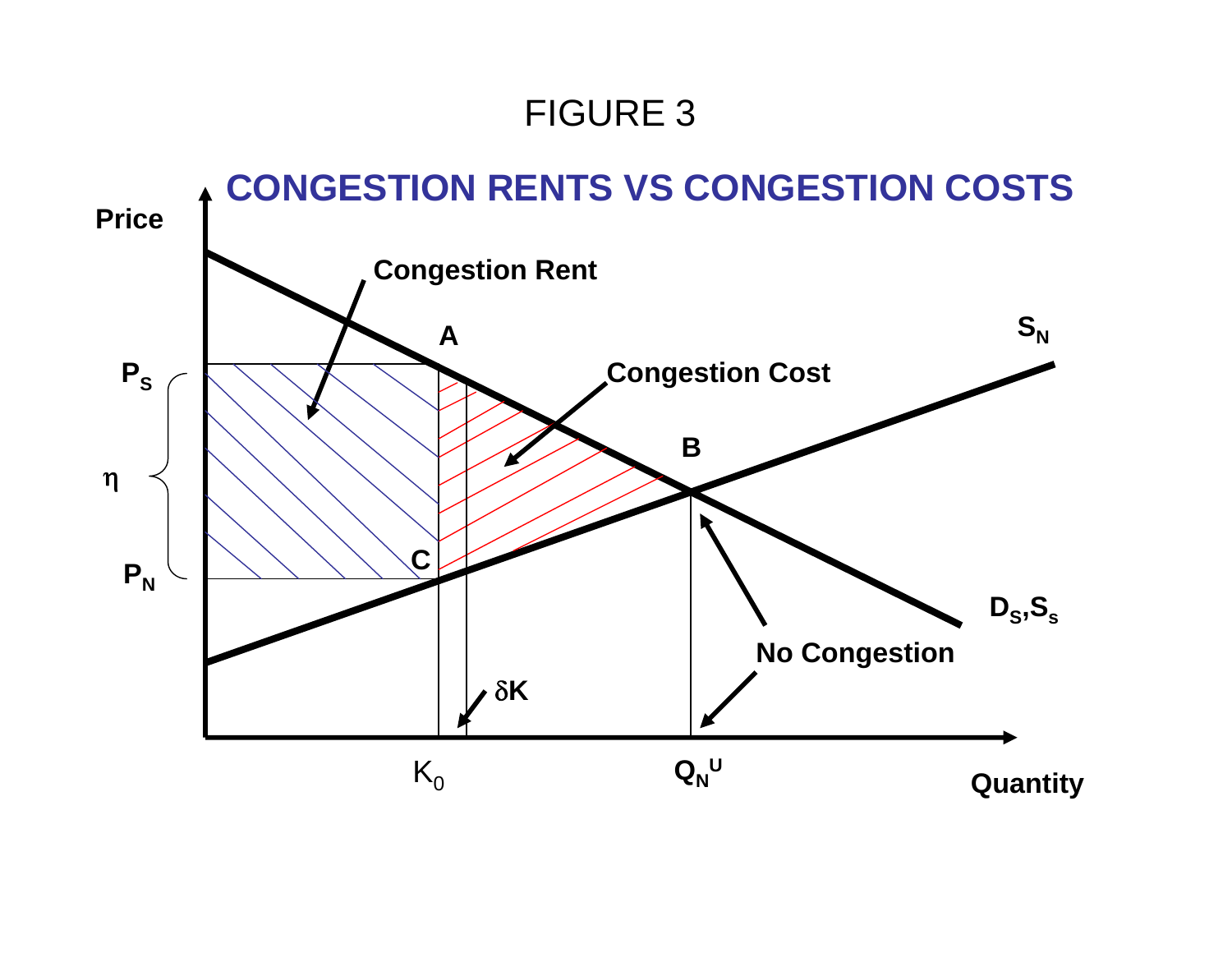# FIGURE 3

## CONGESTION RENTS VS CONGESTION COSTS

Price

Congestion Rent

A

$S_N$

$P_S$

Congestion Cost

B

$\eta$

C

$P_N$

$D_S, S_s$

No Congestion

$\delta K$

$K_0$

$Q_N^U$

Quantity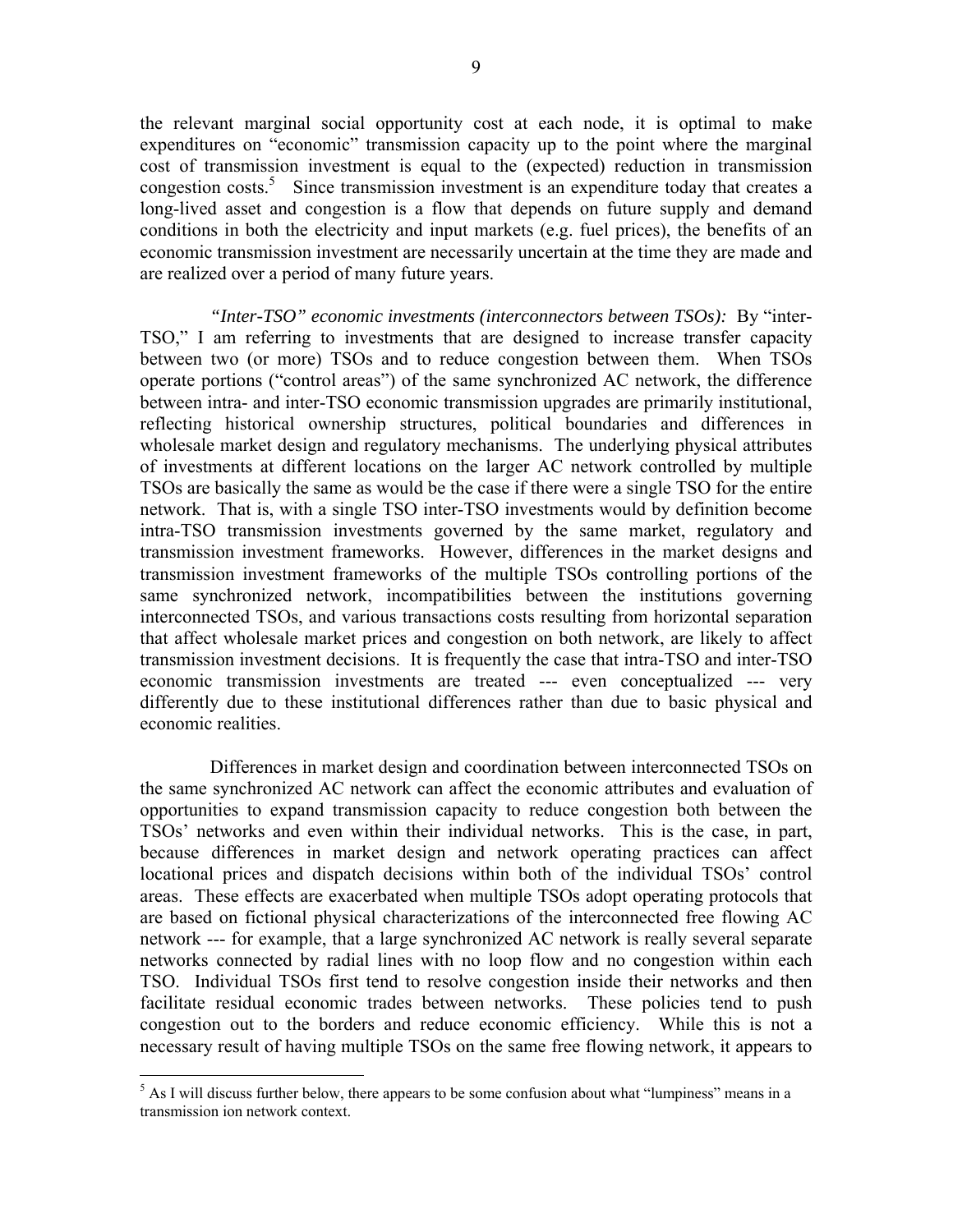the relevant marginal social opportunity cost at each node, it is optimal to make expenditures on "economic" transmission capacity up to the point where the marginal cost of transmission investment is equal to the (expected) reduction in transmission congestion costs.[5] Since transmission investment is an expenditure today that creates a long-lived asset and congestion is a flow that depends on future supply and demand conditions in both the electricity and input markets (e.g. fuel prices), the benefits of an economic transmission investment are necessarily uncertain at the time they are made and are realized over a period of many future years.

*"Inter-TSO" economic investments (interconnectors between TSOs):* By "inter-TSO," I am referring to investments that are designed to increase transfer capacity between two (or more) TSOs and to reduce congestion between them. When TSOs operate portions ("control areas") of the same synchronized AC network, the difference between intra- and inter-TSO economic transmission upgrades are primarily institutional, reflecting historical ownership structures, political boundaries and differences in wholesale market design and regulatory mechanisms. The underlying physical attributes of investments at different locations on the larger AC network controlled by multiple TSOs are basically the same as would be the case if there were a single TSO for the entire network. That is, with a single TSO inter-TSO investments would by definition become intra-TSO transmission investments governed by the same market, regulatory and transmission investment frameworks. However, differences in the market designs and transmission investment frameworks of the multiple TSOs controlling portions of the same synchronized network, incompatibilities between the institutions governing interconnected TSOs, and various transactions costs resulting from horizontal separation that affect wholesale market prices and congestion on both network, are likely to affect transmission investment decisions. It is frequently the case that intra-TSO and inter-TSO economic transmission investments are treated --- even conceptualized --- very differently due to these institutional differences rather than due to basic physical and economic realities.

Differences in market design and coordination between interconnected TSOs on the same synchronized AC network can affect the economic attributes and evaluation of opportunities to expand transmission capacity to reduce congestion both between the TSOs' networks and even within their individual networks. This is the case, in part, because differences in market design and network operating practices can affect locational prices and dispatch decisions within both of the individual TSOs' control areas. These effects are exacerbated when multiple TSOs adopt operating protocols that are based on fictional physical characterizations of the interconnected free flowing AC network --- for example, that a large synchronized AC network is really several separate networks connected by radial lines with no loop flow and no congestion within each TSO. Individual TSOs first tend to resolve congestion inside their networks and then facilitate residual economic trades between networks. These policies tend to push congestion out to the borders and reduce economic efficiency. While this is not a necessary result of having multiple TSOs on the same free flowing network, it appears to

[5] As I will discuss further below, there appears to be some confusion about what "lumpiness" means in a transmission ion network context.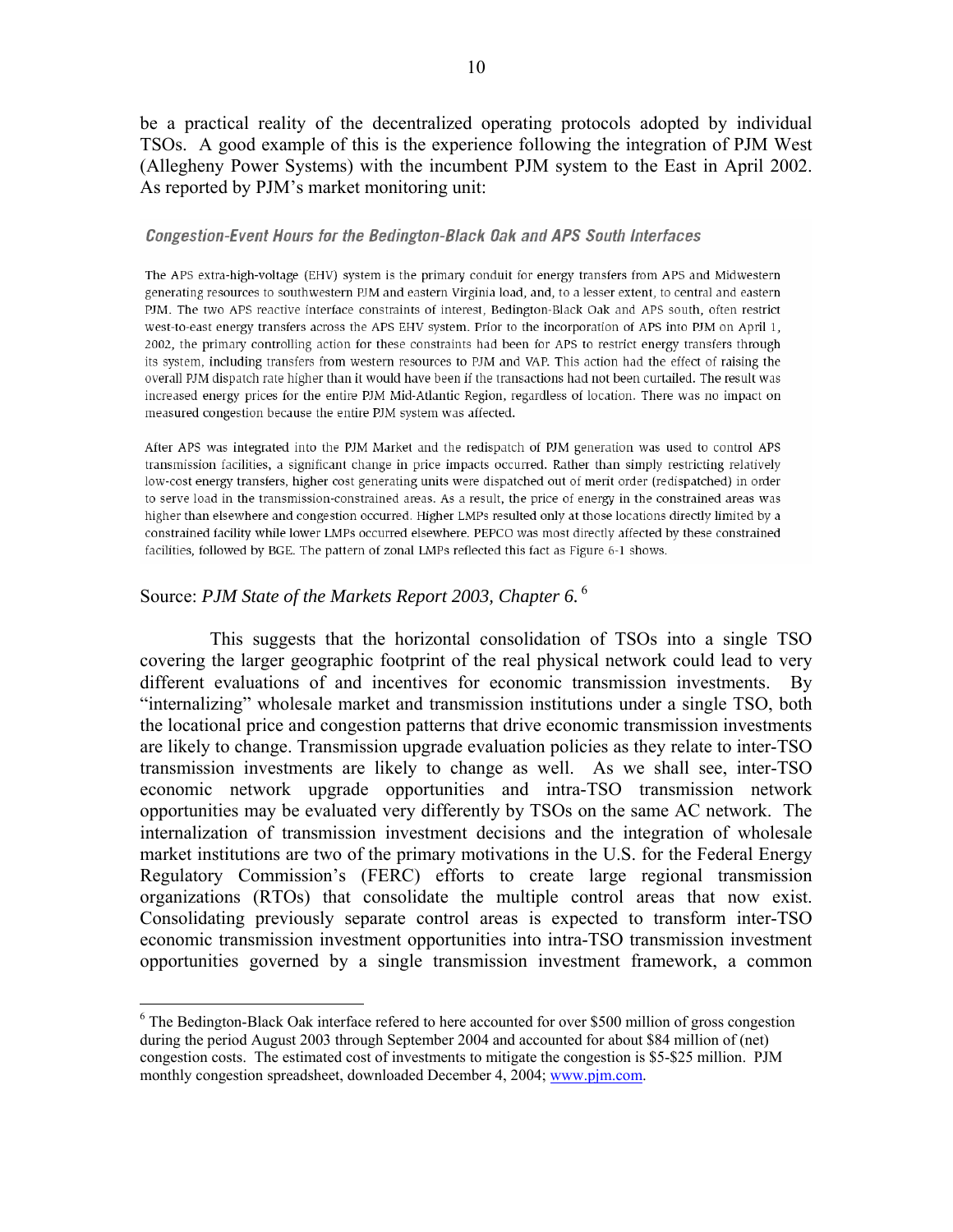be a practical reality of the decentralized operating protocols adopted by individual TSOs. A good example of this is the experience following the integration of PJM West (Allegheny Power Systems) with the incumbent PJM system to the East in April 2002. As reported by PJM's market monitoring unit:

> ***Congestion-Event Hours for the Bedington-Black Oak and APS South Interfaces***
>
> The APS extra-high-voltage (EHV) system is the primary conduit for energy transfers from APS and Midwestern generating resources to southwestern PJM and eastern Virginia load, and, to a lesser extent, to central and eastern PJM. The two APS reactive interface constraints of interest, Bedington-Black Oak and APS south, often restrict west-to-east energy transfers across the APS EHV system. Prior to the incorporation of APS into PJM on April 1, 2002, the primary controlling action for these constraints had been for APS to restrict energy transfers through its system, including transfers from western resources to PJM and VAP. This action had the effect of raising the overall PJM dispatch rate higher than it would have been if the transactions had not been curtailed. The result was increased energy prices for the entire PJM Mid-Atlantic Region, regardless of location. There was no impact on measured congestion because the entire PJM system was affected.
>
> After APS was integrated into the PJM Market and the redispatch of PJM generation was used to control APS transmission facilities, a significant change in price impacts occurred. Rather than simply restricting relatively low-cost energy transfers, higher cost generating units were dispatched out of merit order (redispatched) in order to serve load in the transmission-constrained areas. As a result, the price of energy in the constrained areas was higher than elsewhere and congestion occurred. Higher LMPs resulted only at those locations directly limited by a constrained facility while lower LMPs occurred elsewhere. PEPCO was most directly affected by these constrained facilities, followed by BGE. The pattern of zonal LMPs reflected this fact as Figure 6-1 shows.

Source: *PJM State of the Markets Report 2003, Chapter 6.* [6]

This suggests that the horizontal consolidation of TSOs into a single TSO covering the larger geographic footprint of the real physical network could lead to very different evaluations of and incentives for economic transmission investments. By "internalizing" wholesale market and transmission institutions under a single TSO, both the locational price and congestion patterns that drive economic transmission investments are likely to change. Transmission upgrade evaluation policies as they relate to inter-TSO transmission investments are likely to change as well. As we shall see, inter-TSO economic network upgrade opportunities and intra-TSO transmission network opportunities may be evaluated very differently by TSOs on the same AC network. The internalization of transmission investment decisions and the integration of wholesale market institutions are two of the primary motivations in the U.S. for the Federal Energy Regulatory Commission's (FERC) efforts to create large regional transmission organizations (RTOs) that consolidate the multiple control areas that now exist. Consolidating previously separate control areas is expected to transform inter-TSO economic transmission investment opportunities into intra-TSO transmission investment opportunities governed by a single transmission investment framework, a common

[6] The Bedington-Black Oak interface refered to here accounted for over $500 million of gross congestion during the period August 2003 through September 2004 and accounted for about $84 million of (net) congestion costs. The estimated cost of investments to mitigate the congestion is $5-$25 million. PJM monthly congestion spreadsheet, downloaded December 4, 2004; www.pjm.com.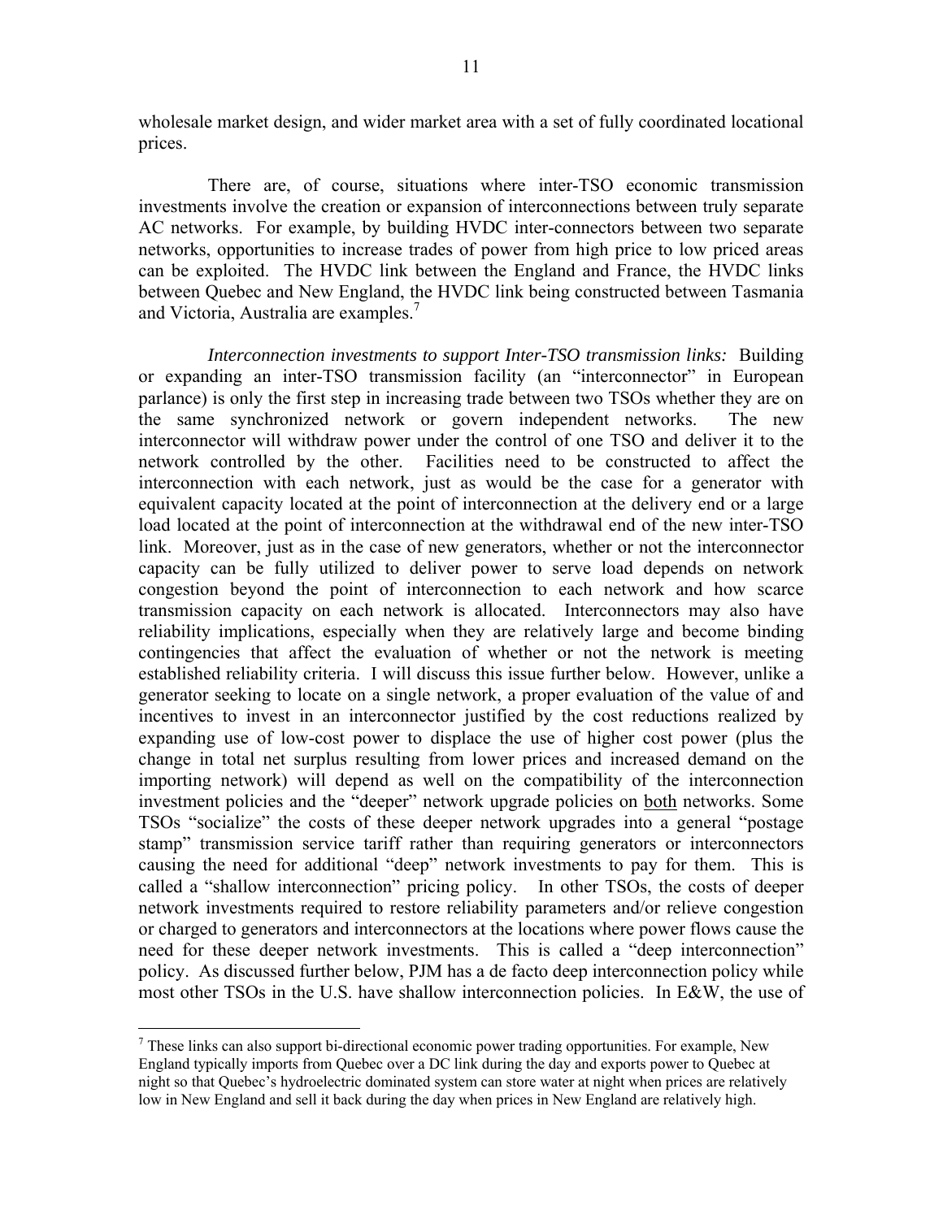wholesale market design, and wider market area with a set of fully coordinated locational prices.

There are, of course, situations where inter-TSO economic transmission investments involve the creation or expansion of interconnections between truly separate AC networks. For example, by building HVDC inter-connectors between two separate networks, opportunities to increase trades of power from high price to low priced areas can be exploited. The HVDC link between the England and France, the HVDC links between Quebec and New England, the HVDC link being constructed between Tasmania and Victoria, Australia are examples.[7]

*Interconnection investments to support Inter-TSO transmission links:* Building or expanding an inter-TSO transmission facility (an "interconnector" in European parlance) is only the first step in increasing trade between two TSOs whether they are on the same synchronized network or govern independent networks. The new interconnector will withdraw power under the control of one TSO and deliver it to the network controlled by the other. Facilities need to be constructed to affect the interconnection with each network, just as would be the case for a generator with equivalent capacity located at the point of interconnection at the delivery end or a large load located at the point of interconnection at the withdrawal end of the new inter-TSO link. Moreover, just as in the case of new generators, whether or not the interconnector capacity can be fully utilized to deliver power to serve load depends on network congestion beyond the point of interconnection to each network and how scarce transmission capacity on each network is allocated. Interconnectors may also have reliability implications, especially when they are relatively large and become binding contingencies that affect the evaluation of whether or not the network is meeting established reliability criteria. I will discuss this issue further below. However, unlike a generator seeking to locate on a single network, a proper evaluation of the value of and incentives to invest in an interconnector justified by the cost reductions realized by expanding use of low-cost power to displace the use of higher cost power (plus the change in total net surplus resulting from lower prices and increased demand on the importing network) will depend as well on the compatibility of the interconnection investment policies and the "deeper" network upgrade policies on both networks. Some TSOs "socialize" the costs of these deeper network upgrades into a general "postage stamp" transmission service tariff rather than requiring generators or interconnectors causing the need for additional "deep" network investments to pay for them. This is called a "shallow interconnection" pricing policy. In other TSOs, the costs of deeper network investments required to restore reliability parameters and/or relieve congestion or charged to generators and interconnectors at the locations where power flows cause the need for these deeper network investments. This is called a "deep interconnection" policy. As discussed further below, PJM has a de facto deep interconnection policy while most other TSOs in the U.S. have shallow interconnection policies. In E&W, the use of

---

[7] These links can also support bi-directional economic power trading opportunities. For example, New England typically imports from Quebec over a DC link during the day and exports power to Quebec at night so that Quebec's hydroelectric dominated system can store water at night when prices are relatively low in New England and sell it back during the day when prices in New England are relatively high.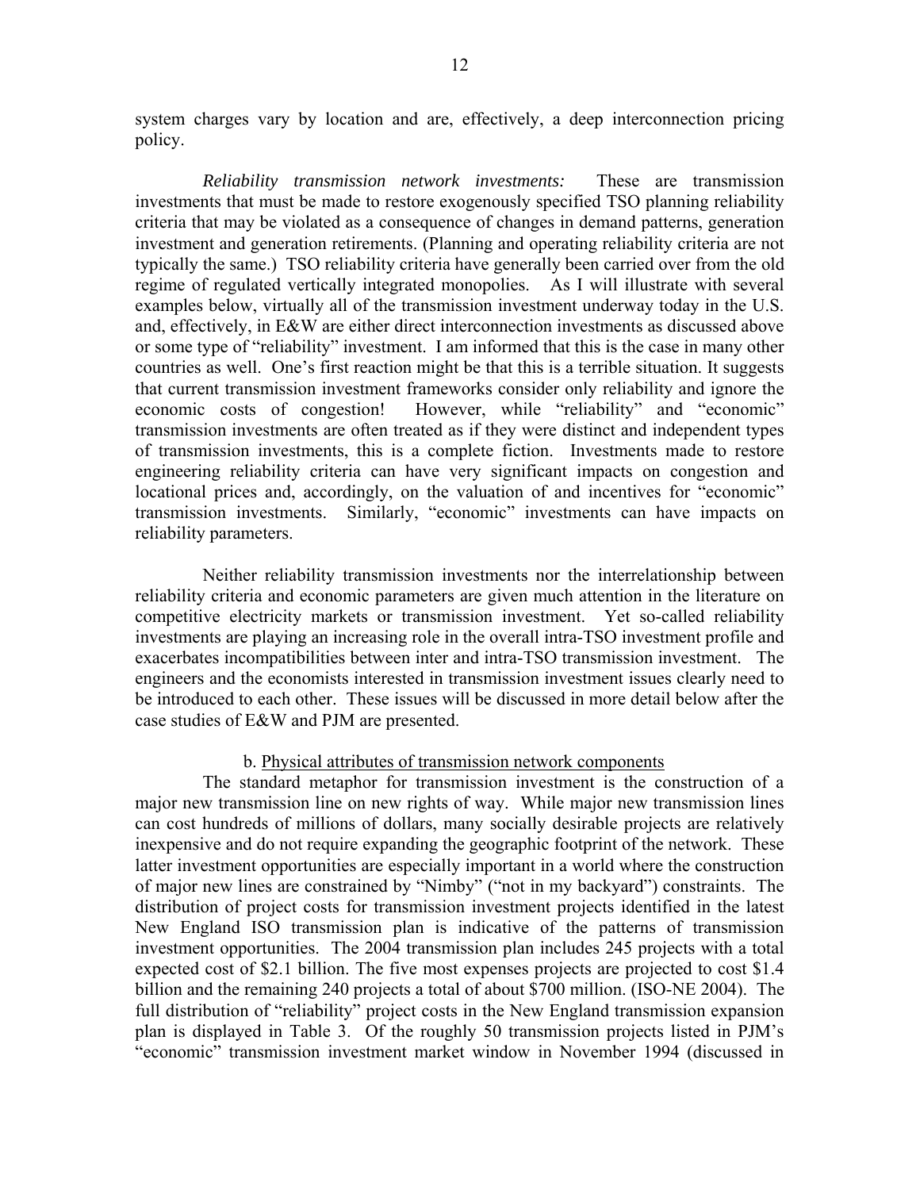system charges vary by location and are, effectively, a deep interconnection pricing policy.

*Reliability transmission network investments:* These are transmission investments that must be made to restore exogenously specified TSO planning reliability criteria that may be violated as a consequence of changes in demand patterns, generation investment and generation retirements. (Planning and operating reliability criteria are not typically the same.) TSO reliability criteria have generally been carried over from the old regime of regulated vertically integrated monopolies. As I will illustrate with several examples below, virtually all of the transmission investment underway today in the U.S. and, effectively, in E&W are either direct interconnection investments as discussed above or some type of "reliability" investment. I am informed that this is the case in many other countries as well. One's first reaction might be that this is a terrible situation. It suggests that current transmission investment frameworks consider only reliability and ignore the economic costs of congestion! However, while "reliability" and "economic" transmission investments are often treated as if they were distinct and independent types of transmission investments, this is a complete fiction. Investments made to restore engineering reliability criteria can have very significant impacts on congestion and locational prices and, accordingly, on the valuation of and incentives for "economic" transmission investments. Similarly, "economic" investments can have impacts on reliability parameters.

Neither reliability transmission investments nor the interrelationship between reliability criteria and economic parameters are given much attention in the literature on competitive electricity markets or transmission investment. Yet so-called reliability investments are playing an increasing role in the overall intra-TSO investment profile and exacerbates incompatibilities between inter and intra-TSO transmission investment. The engineers and the economists interested in transmission investment issues clearly need to be introduced to each other. These issues will be discussed in more detail below after the case studies of E&W and PJM are presented.

b. Physical attributes of transmission network components

The standard metaphor for transmission investment is the construction of a major new transmission line on new rights of way. While major new transmission lines can cost hundreds of millions of dollars, many socially desirable projects are relatively inexpensive and do not require expanding the geographic footprint of the network. These latter investment opportunities are especially important in a world where the construction of major new lines are constrained by "Nimby" ("not in my backyard") constraints. The distribution of project costs for transmission investment projects identified in the latest New England ISO transmission plan is indicative of the patterns of transmission investment opportunities. The 2004 transmission plan includes 245 projects with a total expected cost of $2.1 billion. The five most expenses projects are projected to cost $1.4 billion and the remaining 240 projects a total of about $700 million. (ISO-NE 2004). The full distribution of "reliability" project costs in the New England transmission expansion plan is displayed in Table 3. Of the roughly 50 transmission projects listed in PJM's "economic" transmission investment market window in November 1994 (discussed in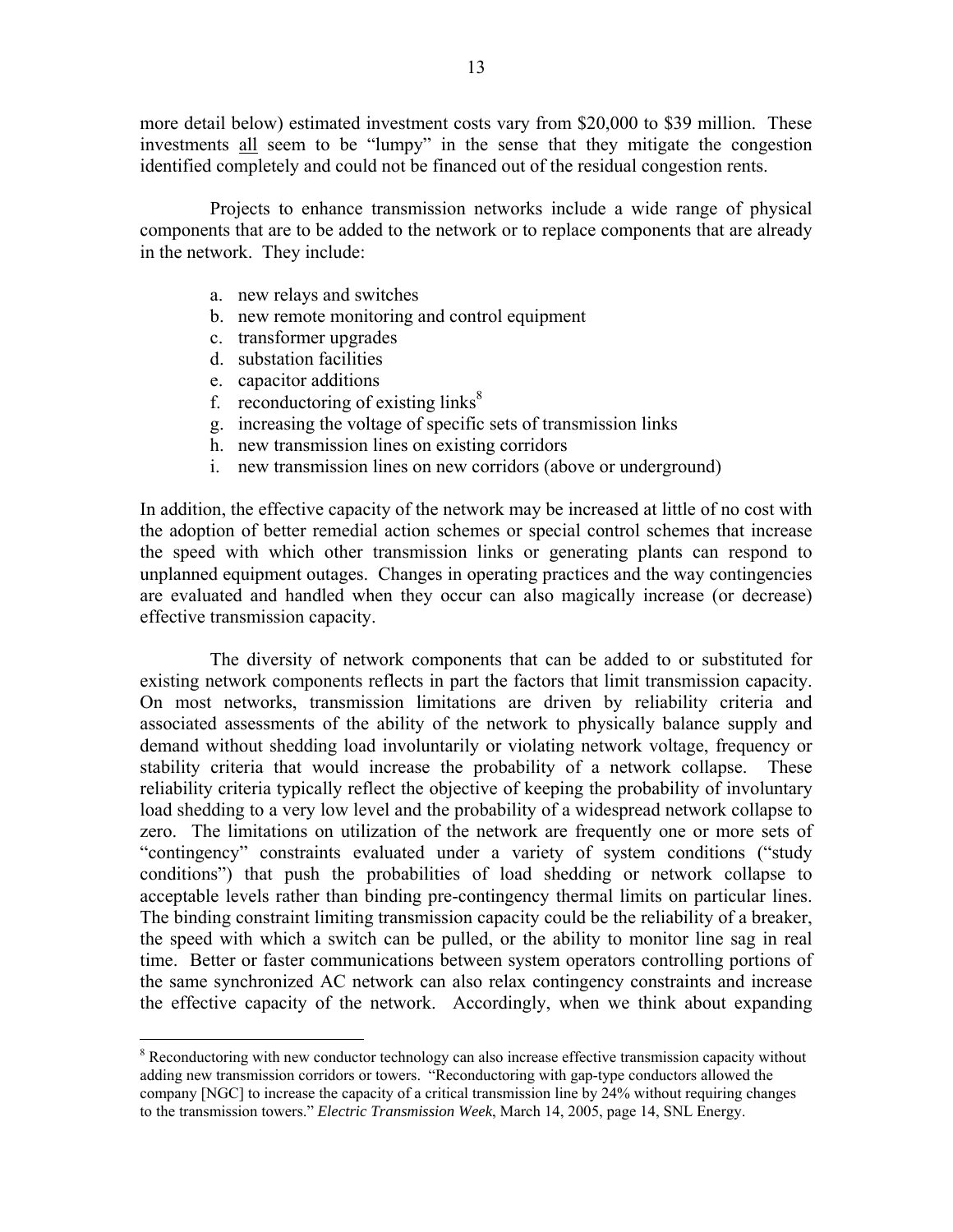more detail below) estimated investment costs vary from $20,000 to $39 million. These investments all seem to be "lumpy" in the sense that they mitigate the congestion identified completely and could not be financed out of the residual congestion rents.

Projects to enhance transmission networks include a wide range of physical components that are to be added to the network or to replace components that are already in the network. They include:

a. new relays and switches
b. new remote monitoring and control equipment
c. transformer upgrades
d. substation facilities
e. capacitor additions
f. reconductoring of existing links[8]
g. increasing the voltage of specific sets of transmission links
h. new transmission lines on existing corridors
i. new transmission lines on new corridors (above or underground)

In addition, the effective capacity of the network may be increased at little of no cost with the adoption of better remedial action schemes or special control schemes that increase the speed with which other transmission links or generating plants can respond to unplanned equipment outages. Changes in operating practices and the way contingencies are evaluated and handled when they occur can also magically increase (or decrease) effective transmission capacity.

The diversity of network components that can be added to or substituted for existing network components reflects in part the factors that limit transmission capacity. On most networks, transmission limitations are driven by reliability criteria and associated assessments of the ability of the network to physically balance supply and demand without shedding load involuntarily or violating network voltage, frequency or stability criteria that would increase the probability of a network collapse. These reliability criteria typically reflect the objective of keeping the probability of involuntary load shedding to a very low level and the probability of a widespread network collapse to zero. The limitations on utilization of the network are frequently one or more sets of "contingency" constraints evaluated under a variety of system conditions ("study conditions") that push the probabilities of load shedding or network collapse to acceptable levels rather than binding pre-contingency thermal limits on particular lines. The binding constraint limiting transmission capacity could be the reliability of a breaker, the speed with which a switch can be pulled, or the ability to monitor line sag in real time. Better or faster communications between system operators controlling portions of the same synchronized AC network can also relax contingency constraints and increase the effective capacity of the network. Accordingly, when we think about expanding

[8] Reconductoring with new conductor technology can also increase effective transmission capacity without adding new transmission corridors or towers. "Reconductoring with gap-type conductors allowed the company [NGC] to increase the capacity of a critical transmission line by 24% without requiring changes to the transmission towers." *Electric Transmission Week*, March 14, 2005, page 14, SNL Energy.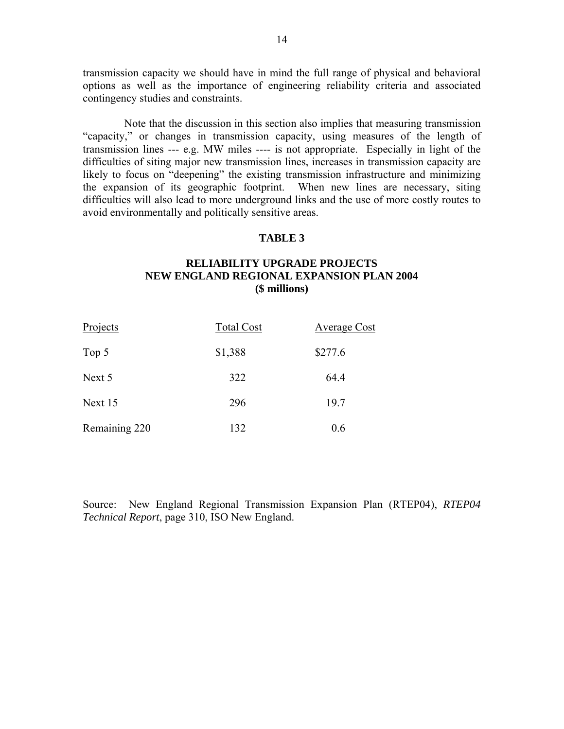transmission capacity we should have in mind the full range of physical and behavioral options as well as the importance of engineering reliability criteria and associated contingency studies and constraints.

Note that the discussion in this section also implies that measuring transmission "capacity," or changes in transmission capacity, using measures of the length of transmission lines --- e.g. MW miles ---- is not appropriate. Especially in light of the difficulties of siting major new transmission lines, increases in transmission capacity are likely to focus on "deepening" the existing transmission infrastructure and minimizing the expansion of its geographic footprint. When new lines are necessary, siting difficulties will also lead to more underground links and the use of more costly routes to avoid environmentally and politically sensitive areas.

**TABLE 3**

**RELIABILITY UPGRADE PROJECTS**
**NEW ENGLAND REGIONAL EXPANSION PLAN 2004**
**($ millions)**

| Projects | Total Cost | Average Cost |
|---|---|---|
| Top 5 | $1,388 | $277.6 |
| Next 5 | 322 | 64.4 |
| Next 15 | 296 | 19.7 |
| Remaining 220 | 132 | 0.6 |

Source: New England Regional Transmission Expansion Plan (RTEP04), *RTEP04 Technical Report*, page 310, ISO New England.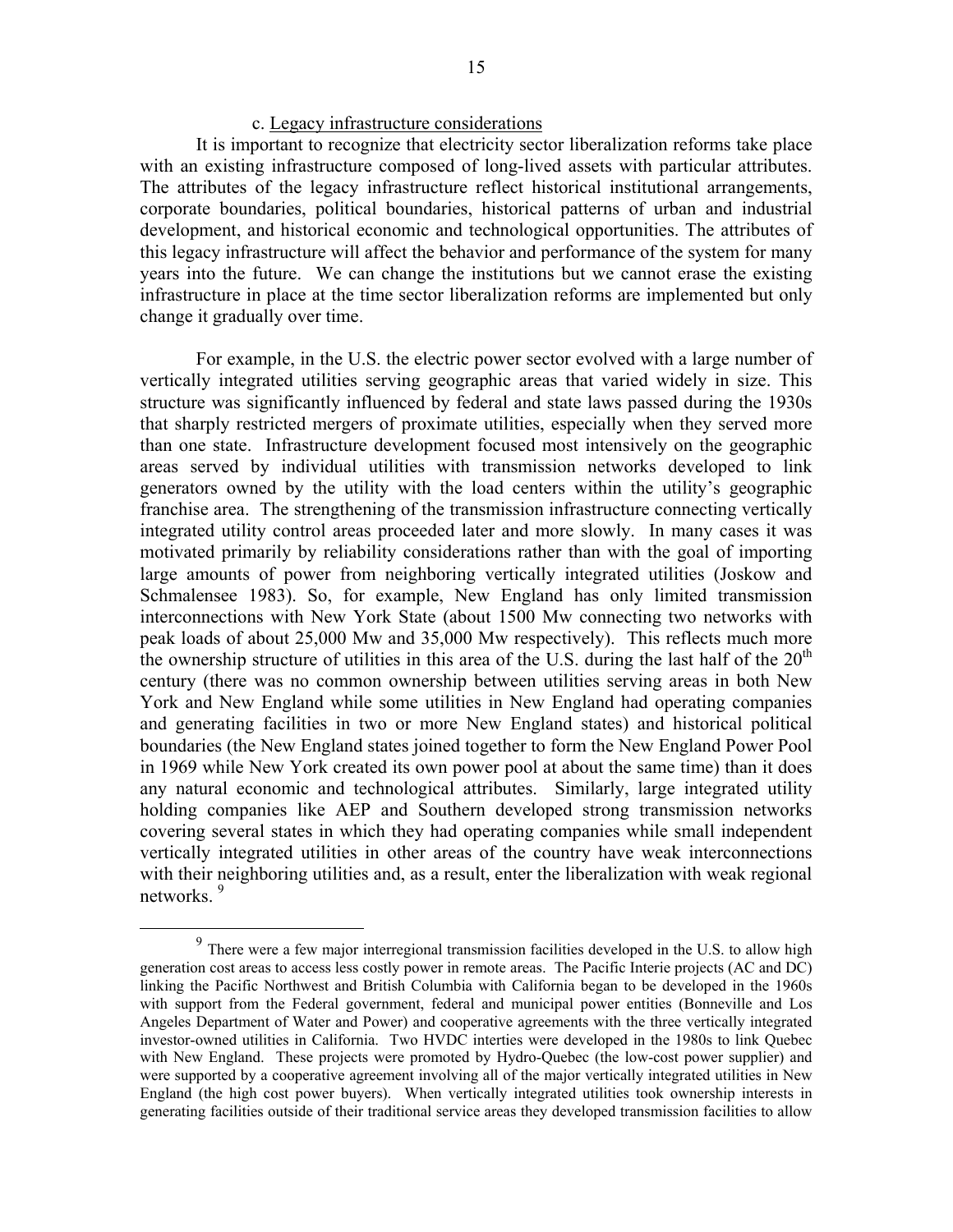### c. Legacy infrastructure considerations

It is important to recognize that electricity sector liberalization reforms take place with an existing infrastructure composed of long-lived assets with particular attributes. The attributes of the legacy infrastructure reflect historical institutional arrangements, corporate boundaries, political boundaries, historical patterns of urban and industrial development, and historical economic and technological opportunities. The attributes of this legacy infrastructure will affect the behavior and performance of the system for many years into the future. We can change the institutions but we cannot erase the existing infrastructure in place at the time sector liberalization reforms are implemented but only change it gradually over time.

For example, in the U.S. the electric power sector evolved with a large number of vertically integrated utilities serving geographic areas that varied widely in size. This structure was significantly influenced by federal and state laws passed during the 1930s that sharply restricted mergers of proximate utilities, especially when they served more than one state. Infrastructure development focused most intensively on the geographic areas served by individual utilities with transmission networks developed to link generators owned by the utility with the load centers within the utility's geographic franchise area. The strengthening of the transmission infrastructure connecting vertically integrated utility control areas proceeded later and more slowly. In many cases it was motivated primarily by reliability considerations rather than with the goal of importing large amounts of power from neighboring vertically integrated utilities (Joskow and Schmalensee 1983). So, for example, New England has only limited transmission interconnections with New York State (about 1500 Mw connecting two networks with peak loads of about 25,000 Mw and 35,000 Mw respectively). This reflects much more the ownership structure of utilities in this area of the U.S. during the last half of the 20th century (there was no common ownership between utilities serving areas in both New York and New England while some utilities in New England had operating companies and generating facilities in two or more New England states) and historical political boundaries (the New England states joined together to form the New England Power Pool in 1969 while New York created its own power pool at about the same time) than it does any natural economic and technological attributes. Similarly, large integrated utility holding companies like AEP and Southern developed strong transmission networks covering several states in which they had operating companies while small independent vertically integrated utilities in other areas of the country have weak interconnections with their neighboring utilities and, as a result, enter the liberalization with weak regional networks. [9]

---

[9] There were a few major interregional transmission facilities developed in the U.S. to allow high generation cost areas to access less costly power in remote areas. The Pacific Interie projects (AC and DC) linking the Pacific Northwest and British Columbia with California began to be developed in the 1960s with support from the Federal government, federal and municipal power entities (Bonneville and Los Angeles Department of Water and Power) and cooperative agreements with the three vertically integrated investor-owned utilities in California. Two HVDC interties were developed in the 1980s to link Quebec with New England. These projects were promoted by Hydro-Quebec (the low-cost power supplier) and were supported by a cooperative agreement involving all of the major vertically integrated utilities in New England (the high cost power buyers). When vertically integrated utilities took ownership interests in generating facilities outside of their traditional service areas they developed transmission facilities to allow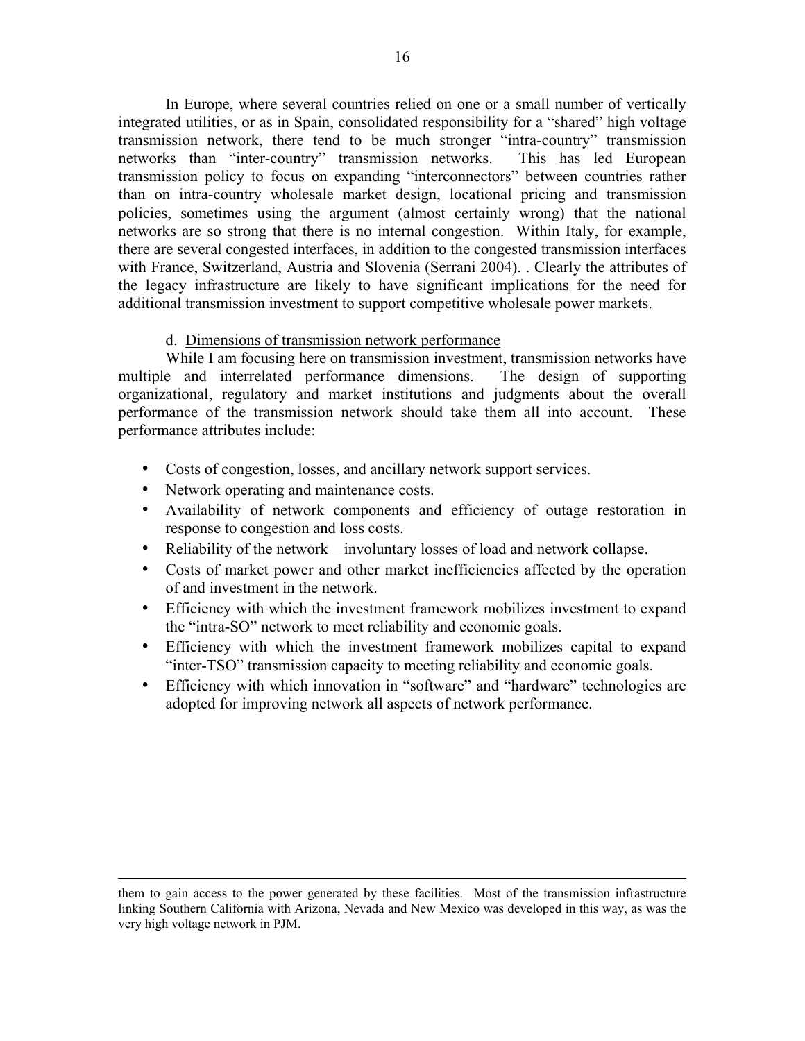In Europe, where several countries relied on one or a small number of vertically integrated utilities, or as in Spain, consolidated responsibility for a "shared" high voltage transmission network, there tend to be much stronger "intra-country" transmission networks than "inter-country" transmission networks. This has led European transmission policy to focus on expanding "interconnectors" between countries rather than on intra-country wholesale market design, locational pricing and transmission policies, sometimes using the argument (almost certainly wrong) that the national networks are so strong that there is no internal congestion. Within Italy, for example, there are several congested interfaces, in addition to the congested transmission interfaces with France, Switzerland, Austria and Slovenia (Serrani 2004). . Clearly the attributes of the legacy infrastructure are likely to have significant implications for the need for additional transmission investment to support competitive wholesale power markets.

### d. Dimensions of transmission network performance

While I am focusing here on transmission investment, transmission networks have multiple and interrelated performance dimensions. The design of supporting organizational, regulatory and market institutions and judgments about the overall performance of the transmission network should take them all into account. These performance attributes include:

- Costs of congestion, losses, and ancillary network support services.
- Network operating and maintenance costs.
- Availability of network components and efficiency of outage restoration in response to congestion and loss costs.
- Reliability of the network – involuntary losses of load and network collapse.
- Costs of market power and other market inefficiencies affected by the operation of and investment in the network.
- Efficiency with which the investment framework mobilizes investment to expand the "intra-SO" network to meet reliability and economic goals.
- Efficiency with which the investment framework mobilizes capital to expand "inter-TSO" transmission capacity to meeting reliability and economic goals.
- Efficiency with which innovation in "software" and "hardware" technologies are adopted for improving network all aspects of network performance.

---

them to gain access to the power generated by these facilities. Most of the transmission infrastructure linking Southern California with Arizona, Nevada and New Mexico was developed in this way, as was the very high voltage network in PJM.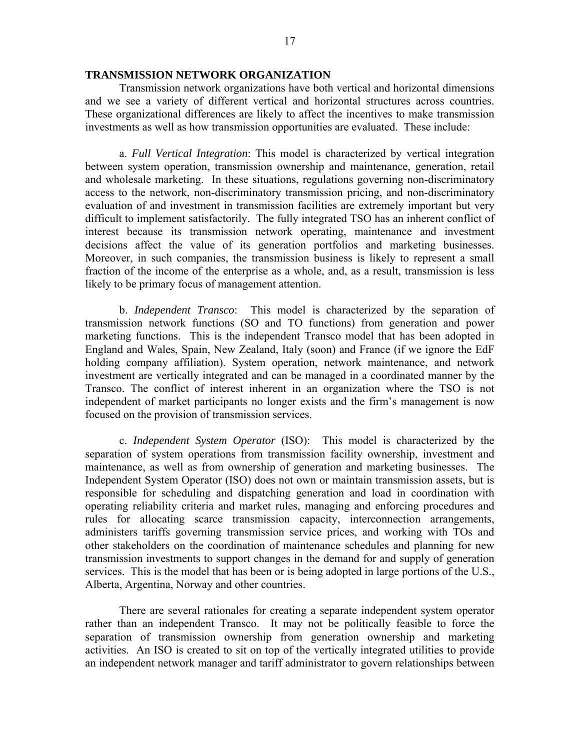## TRANSMISSION NETWORK ORGANIZATION

Transmission network organizations have both vertical and horizontal dimensions and we see a variety of different vertical and horizontal structures across countries. These organizational differences are likely to affect the incentives to make transmission investments as well as how transmission opportunities are evaluated. These include:

a. *Full Vertical Integration*: This model is characterized by vertical integration between system operation, transmission ownership and maintenance, generation, retail and wholesale marketing. In these situations, regulations governing non-discriminatory access to the network, non-discriminatory transmission pricing, and non-discriminatory evaluation of and investment in transmission facilities are extremely important but very difficult to implement satisfactorily. The fully integrated TSO has an inherent conflict of interest because its transmission network operating, maintenance and investment decisions affect the value of its generation portfolios and marketing businesses. Moreover, in such companies, the transmission business is likely to represent a small fraction of the income of the enterprise as a whole, and, as a result, transmission is less likely to be primary focus of management attention.

b. *Independent Transco*: This model is characterized by the separation of transmission network functions (SO and TO functions) from generation and power marketing functions. This is the independent Transco model that has been adopted in England and Wales, Spain, New Zealand, Italy (soon) and France (if we ignore the EdF holding company affiliation). System operation, network maintenance, and network investment are vertically integrated and can be managed in a coordinated manner by the Transco. The conflict of interest inherent in an organization where the TSO is not independent of market participants no longer exists and the firm's management is now focused on the provision of transmission services.

c. *Independent System Operator* (ISO): This model is characterized by the separation of system operations from transmission facility ownership, investment and maintenance, as well as from ownership of generation and marketing businesses. The Independent System Operator (ISO) does not own or maintain transmission assets, but is responsible for scheduling and dispatching generation and load in coordination with operating reliability criteria and market rules, managing and enforcing procedures and rules for allocating scarce transmission capacity, interconnection arrangements, administers tariffs governing transmission service prices, and working with TOs and other stakeholders on the coordination of maintenance schedules and planning for new transmission investments to support changes in the demand for and supply of generation services. This is the model that has been or is being adopted in large portions of the U.S., Alberta, Argentina, Norway and other countries.

There are several rationales for creating a separate independent system operator rather than an independent Transco. It may not be politically feasible to force the separation of transmission ownership from generation ownership and marketing activities. An ISO is created to sit on top of the vertically integrated utilities to provide an independent network manager and tariff administrator to govern relationships between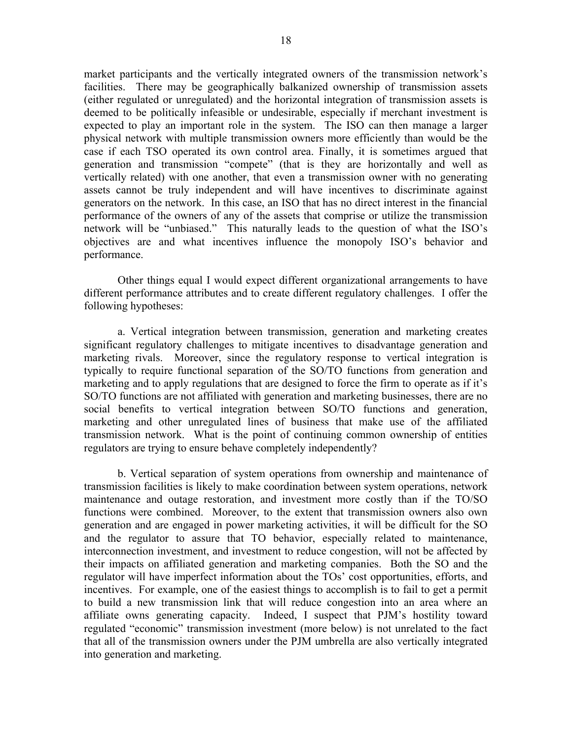market participants and the vertically integrated owners of the transmission network's facilities. There may be geographically balkanized ownership of transmission assets (either regulated or unregulated) and the horizontal integration of transmission assets is deemed to be politically infeasible or undesirable, especially if merchant investment is expected to play an important role in the system. The ISO can then manage a larger physical network with multiple transmission owners more efficiently than would be the case if each TSO operated its own control area. Finally, it is sometimes argued that generation and transmission "compete" (that is they are horizontally and well as vertically related) with one another, that even a transmission owner with no generating assets cannot be truly independent and will have incentives to discriminate against generators on the network. In this case, an ISO that has no direct interest in the financial performance of the owners of any of the assets that comprise or utilize the transmission network will be "unbiased." This naturally leads to the question of what the ISO's objectives are and what incentives influence the monopoly ISO's behavior and performance.

Other things equal I would expect different organizational arrangements to have different performance attributes and to create different regulatory challenges. I offer the following hypotheses:

a. Vertical integration between transmission, generation and marketing creates significant regulatory challenges to mitigate incentives to disadvantage generation and marketing rivals. Moreover, since the regulatory response to vertical integration is typically to require functional separation of the SO/TO functions from generation and marketing and to apply regulations that are designed to force the firm to operate as if it's SO/TO functions are not affiliated with generation and marketing businesses, there are no social benefits to vertical integration between SO/TO functions and generation, marketing and other unregulated lines of business that make use of the affiliated transmission network. What is the point of continuing common ownership of entities regulators are trying to ensure behave completely independently?

b. Vertical separation of system operations from ownership and maintenance of transmission facilities is likely to make coordination between system operations, network maintenance and outage restoration, and investment more costly than if the TO/SO functions were combined. Moreover, to the extent that transmission owners also own generation and are engaged in power marketing activities, it will be difficult for the SO and the regulator to assure that TO behavior, especially related to maintenance, interconnection investment, and investment to reduce congestion, will not be affected by their impacts on affiliated generation and marketing companies. Both the SO and the regulator will have imperfect information about the TOs' cost opportunities, efforts, and incentives. For example, one of the easiest things to accomplish is to fail to get a permit to build a new transmission link that will reduce congestion into an area where an affiliate owns generating capacity. Indeed, I suspect that PJM's hostility toward regulated "economic" transmission investment (more below) is not unrelated to the fact that all of the transmission owners under the PJM umbrella are also vertically integrated into generation and marketing.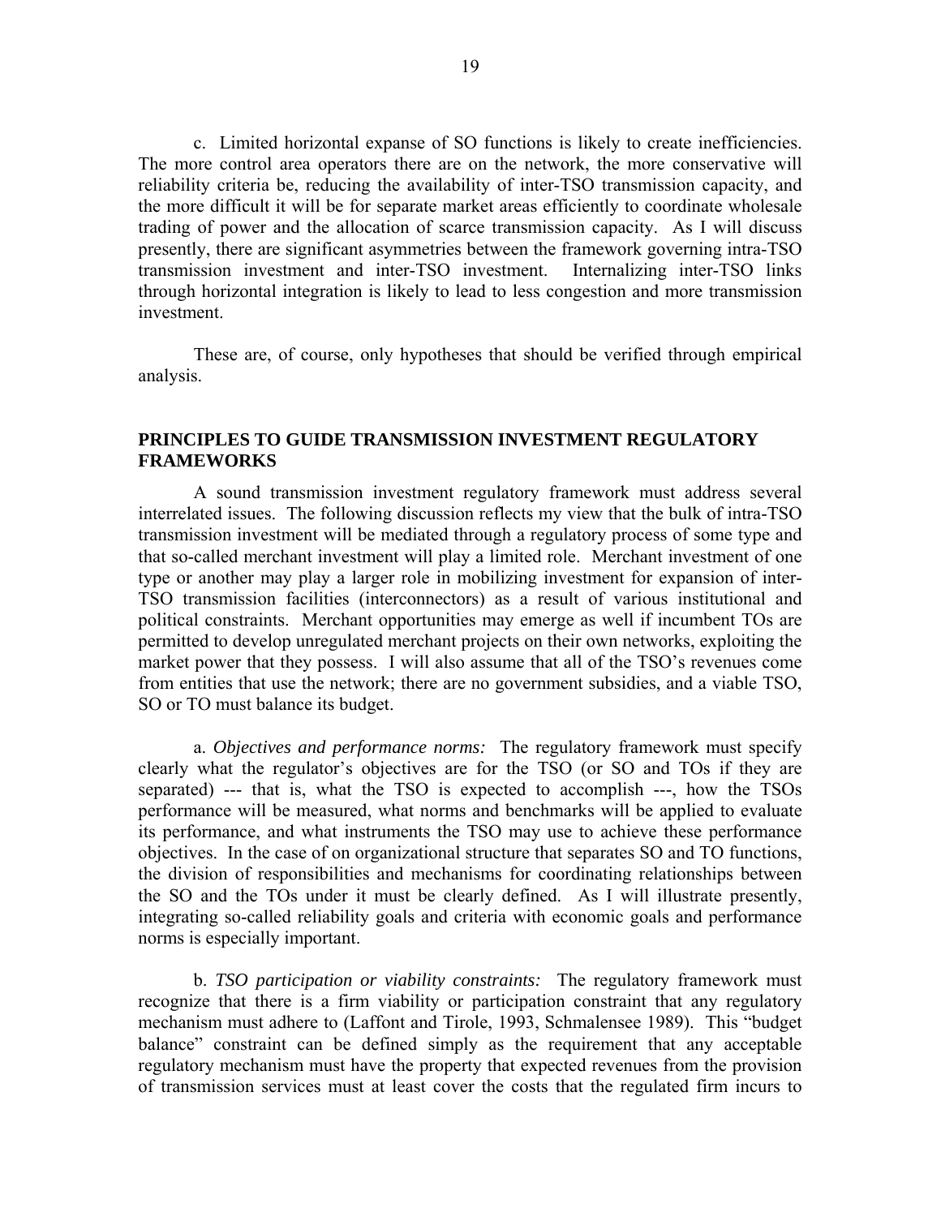c. Limited horizontal expanse of SO functions is likely to create inefficiencies. The more control area operators there are on the network, the more conservative will reliability criteria be, reducing the availability of inter-TSO transmission capacity, and the more difficult it will be for separate market areas efficiently to coordinate wholesale trading of power and the allocation of scarce transmission capacity. As I will discuss presently, there are significant asymmetries between the framework governing intra-TSO transmission investment and inter-TSO investment. Internalizing inter-TSO links through horizontal integration is likely to lead to less congestion and more transmission investment.

These are, of course, only hypotheses that should be verified through empirical analysis.

## PRINCIPLES TO GUIDE TRANSMISSION INVESTMENT REGULATORY FRAMEWORKS

A sound transmission investment regulatory framework must address several interrelated issues. The following discussion reflects my view that the bulk of intra-TSO transmission investment will be mediated through a regulatory process of some type and that so-called merchant investment will play a limited role. Merchant investment of one type or another may play a larger role in mobilizing investment for expansion of inter-TSO transmission facilities (interconnectors) as a result of various institutional and political constraints. Merchant opportunities may emerge as well if incumbent TOs are permitted to develop unregulated merchant projects on their own networks, exploiting the market power that they possess. I will also assume that all of the TSO's revenues come from entities that use the network; there are no government subsidies, and a viable TSO, SO or TO must balance its budget.

a. *Objectives and performance norms:* The regulatory framework must specify clearly what the regulator's objectives are for the TSO (or SO and TOs if they are separated) --- that is, what the TSO is expected to accomplish ---, how the TSOs performance will be measured, what norms and benchmarks will be applied to evaluate its performance, and what instruments the TSO may use to achieve these performance objectives. In the case of on organizational structure that separates SO and TO functions, the division of responsibilities and mechanisms for coordinating relationships between the SO and the TOs under it must be clearly defined. As I will illustrate presently, integrating so-called reliability goals and criteria with economic goals and performance norms is especially important.

b. *TSO participation or viability constraints:* The regulatory framework must recognize that there is a firm viability or participation constraint that any regulatory mechanism must adhere to (Laffont and Tirole, 1993, Schmalensee 1989). This "budget balance" constraint can be defined simply as the requirement that any acceptable regulatory mechanism must have the property that expected revenues from the provision of transmission services must at least cover the costs that the regulated firm incurs to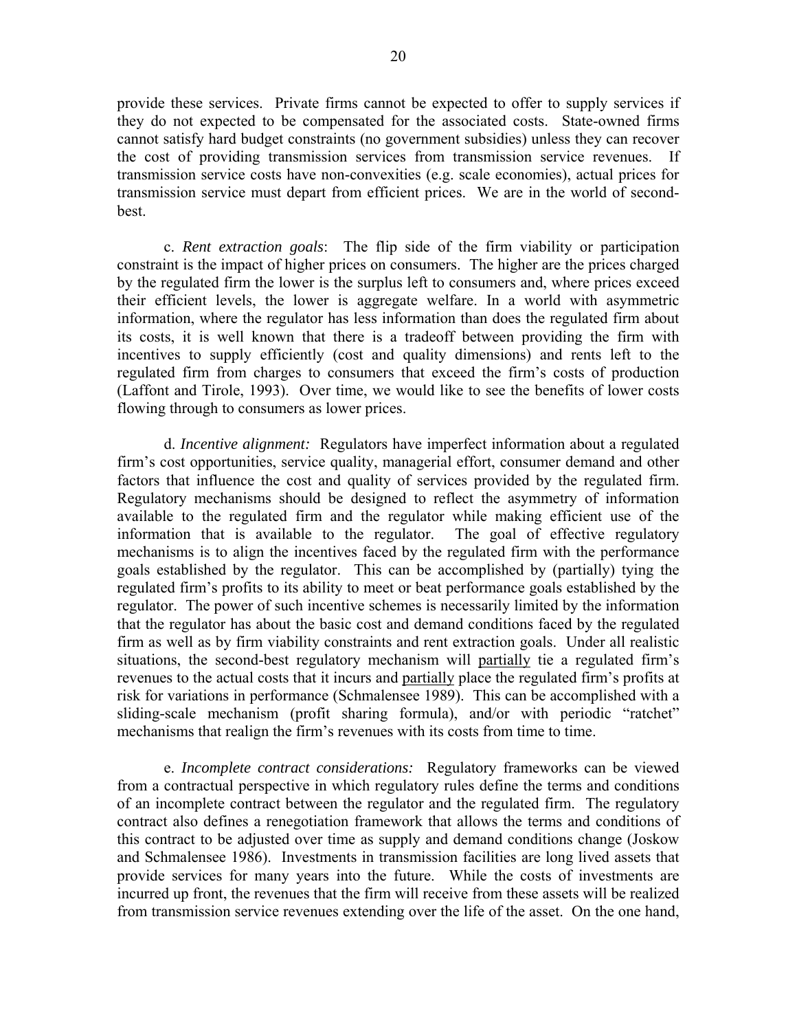provide these services. Private firms cannot be expected to offer to supply services if they do not expected to be compensated for the associated costs. State-owned firms cannot satisfy hard budget constraints (no government subsidies) unless they can recover the cost of providing transmission services from transmission service revenues. If transmission service costs have non-convexities (e.g. scale economies), actual prices for transmission service must depart from efficient prices. We are in the world of second-best.

c. *Rent extraction goals*: The flip side of the firm viability or participation constraint is the impact of higher prices on consumers. The higher are the prices charged by the regulated firm the lower is the surplus left to consumers and, where prices exceed their efficient levels, the lower is aggregate welfare. In a world with asymmetric information, where the regulator has less information than does the regulated firm about its costs, it is well known that there is a tradeoff between providing the firm with incentives to supply efficiently (cost and quality dimensions) and rents left to the regulated firm from charges to consumers that exceed the firm's costs of production (Laffont and Tirole, 1993). Over time, we would like to see the benefits of lower costs flowing through to consumers as lower prices.

d. *Incentive alignment:* Regulators have imperfect information about a regulated firm's cost opportunities, service quality, managerial effort, consumer demand and other factors that influence the cost and quality of services provided by the regulated firm. Regulatory mechanisms should be designed to reflect the asymmetry of information available to the regulated firm and the regulator while making efficient use of the information that is available to the regulator. The goal of effective regulatory mechanisms is to align the incentives faced by the regulated firm with the performance goals established by the regulator. This can be accomplished by (partially) tying the regulated firm's profits to its ability to meet or beat performance goals established by the regulator. The power of such incentive schemes is necessarily limited by the information that the regulator has about the basic cost and demand conditions faced by the regulated firm as well as by firm viability constraints and rent extraction goals. Under all realistic situations, the second-best regulatory mechanism will <u>partially</u> tie a regulated firm's revenues to the actual costs that it incurs and <u>partially</u> place the regulated firm's profits at risk for variations in performance (Schmalensee 1989). This can be accomplished with a sliding-scale mechanism (profit sharing formula), and/or with periodic "ratchet" mechanisms that realign the firm's revenues with its costs from time to time.

e. *Incomplete contract considerations:* Regulatory frameworks can be viewed from a contractual perspective in which regulatory rules define the terms and conditions of an incomplete contract between the regulator and the regulated firm. The regulatory contract also defines a renegotiation framework that allows the terms and conditions of this contract to be adjusted over time as supply and demand conditions change (Joskow and Schmalensee 1986). Investments in transmission facilities are long lived assets that provide services for many years into the future. While the costs of investments are incurred up front, the revenues that the firm will receive from these assets will be realized from transmission service revenues extending over the life of the asset. On the one hand,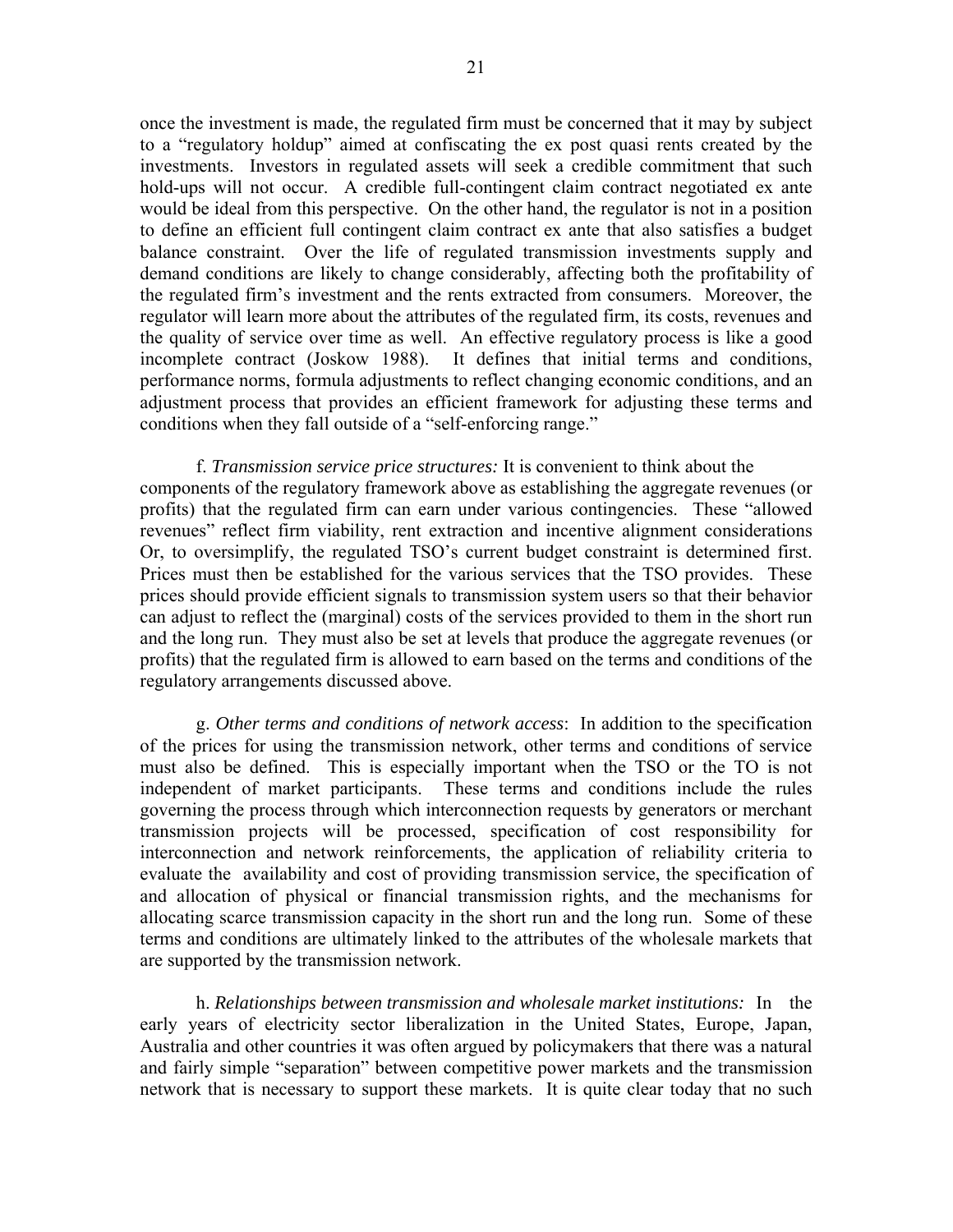once the investment is made, the regulated firm must be concerned that it may by subject to a "regulatory holdup" aimed at confiscating the ex post quasi rents created by the investments. Investors in regulated assets will seek a credible commitment that such hold-ups will not occur. A credible full-contingent claim contract negotiated ex ante would be ideal from this perspective. On the other hand, the regulator is not in a position to define an efficient full contingent claim contract ex ante that also satisfies a budget balance constraint. Over the life of regulated transmission investments supply and demand conditions are likely to change considerably, affecting both the profitability of the regulated firm's investment and the rents extracted from consumers. Moreover, the regulator will learn more about the attributes of the regulated firm, its costs, revenues and the quality of service over time as well. An effective regulatory process is like a good incomplete contract (Joskow 1988). It defines that initial terms and conditions, performance norms, formula adjustments to reflect changing economic conditions, and an adjustment process that provides an efficient framework for adjusting these terms and conditions when they fall outside of a "self-enforcing range."

f. *Transmission service price structures:* It is convenient to think about the components of the regulatory framework above as establishing the aggregate revenues (or profits) that the regulated firm can earn under various contingencies. These "allowed revenues" reflect firm viability, rent extraction and incentive alignment considerations Or, to oversimplify, the regulated TSO's current budget constraint is determined first. Prices must then be established for the various services that the TSO provides. These prices should provide efficient signals to transmission system users so that their behavior can adjust to reflect the (marginal) costs of the services provided to them in the short run and the long run. They must also be set at levels that produce the aggregate revenues (or profits) that the regulated firm is allowed to earn based on the terms and conditions of the regulatory arrangements discussed above.

g. *Other terms and conditions of network access*: In addition to the specification of the prices for using the transmission network, other terms and conditions of service must also be defined. This is especially important when the TSO or the TO is not independent of market participants. These terms and conditions include the rules governing the process through which interconnection requests by generators or merchant transmission projects will be processed, specification of cost responsibility for interconnection and network reinforcements, the application of reliability criteria to evaluate the availability and cost of providing transmission service, the specification of and allocation of physical or financial transmission rights, and the mechanisms for allocating scarce transmission capacity in the short run and the long run. Some of these terms and conditions are ultimately linked to the attributes of the wholesale markets that are supported by the transmission network.

h. *Relationships between transmission and wholesale market institutions:* In the early years of electricity sector liberalization in the United States, Europe, Japan, Australia and other countries it was often argued by policymakers that there was a natural and fairly simple "separation" between competitive power markets and the transmission network that is necessary to support these markets. It is quite clear today that no such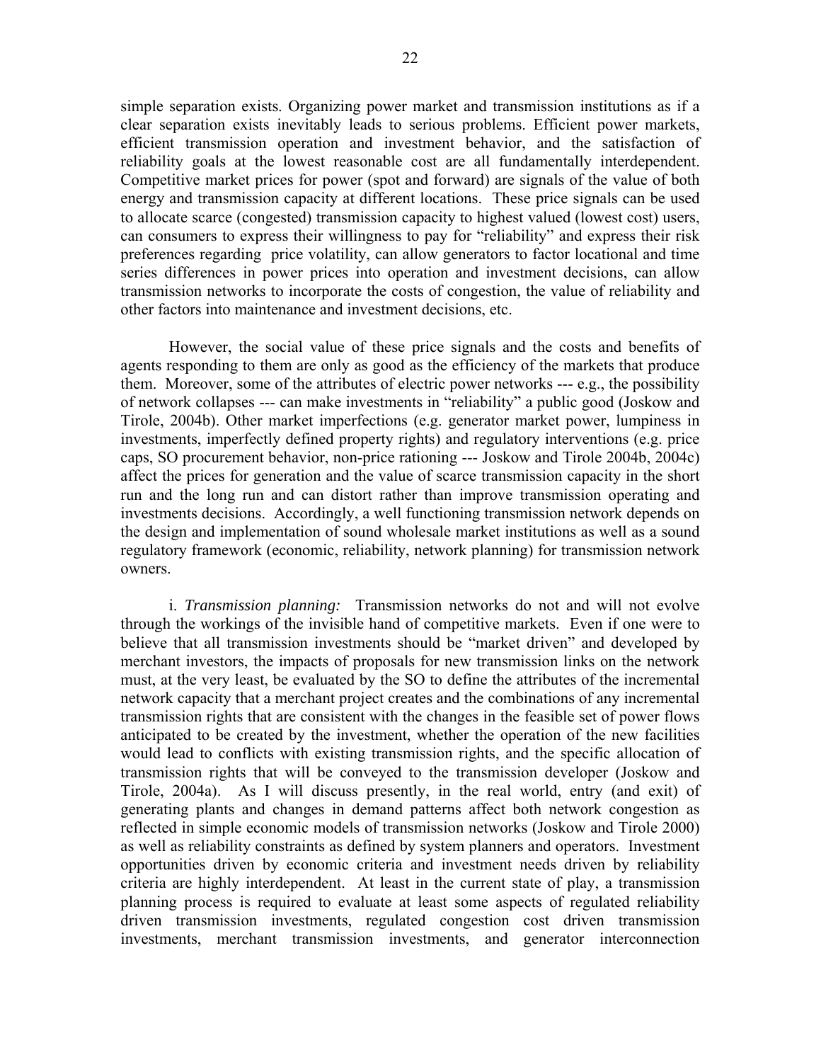simple separation exists. Organizing power market and transmission institutions as if a clear separation exists inevitably leads to serious problems. Efficient power markets, efficient transmission operation and investment behavior, and the satisfaction of reliability goals at the lowest reasonable cost are all fundamentally interdependent. Competitive market prices for power (spot and forward) are signals of the value of both energy and transmission capacity at different locations. These price signals can be used to allocate scarce (congested) transmission capacity to highest valued (lowest cost) users, can consumers to express their willingness to pay for "reliability" and express their risk preferences regarding price volatility, can allow generators to factor locational and time series differences in power prices into operation and investment decisions, can allow transmission networks to incorporate the costs of congestion, the value of reliability and other factors into maintenance and investment decisions, etc.

However, the social value of these price signals and the costs and benefits of agents responding to them are only as good as the efficiency of the markets that produce them. Moreover, some of the attributes of electric power networks --- e.g., the possibility of network collapses --- can make investments in "reliability" a public good (Joskow and Tirole, 2004b). Other market imperfections (e.g. generator market power, lumpiness in investments, imperfectly defined property rights) and regulatory interventions (e.g. price caps, SO procurement behavior, non-price rationing --- Joskow and Tirole 2004b, 2004c) affect the prices for generation and the value of scarce transmission capacity in the short run and the long run and can distort rather than improve transmission operating and investments decisions. Accordingly, a well functioning transmission network depends on the design and implementation of sound wholesale market institutions as well as a sound regulatory framework (economic, reliability, network planning) for transmission network owners.

i. *Transmission planning:* Transmission networks do not and will not evolve through the workings of the invisible hand of competitive markets. Even if one were to believe that all transmission investments should be "market driven" and developed by merchant investors, the impacts of proposals for new transmission links on the network must, at the very least, be evaluated by the SO to define the attributes of the incremental network capacity that a merchant project creates and the combinations of any incremental transmission rights that are consistent with the changes in the feasible set of power flows anticipated to be created by the investment, whether the operation of the new facilities would lead to conflicts with existing transmission rights, and the specific allocation of transmission rights that will be conveyed to the transmission developer (Joskow and Tirole, 2004a). As I will discuss presently, in the real world, entry (and exit) of generating plants and changes in demand patterns affect both network congestion as reflected in simple economic models of transmission networks (Joskow and Tirole 2000) as well as reliability constraints as defined by system planners and operators. Investment opportunities driven by economic criteria and investment needs driven by reliability criteria are highly interdependent. At least in the current state of play, a transmission planning process is required to evaluate at least some aspects of regulated reliability driven transmission investments, regulated congestion cost driven transmission investments, merchant transmission investments, and generator interconnection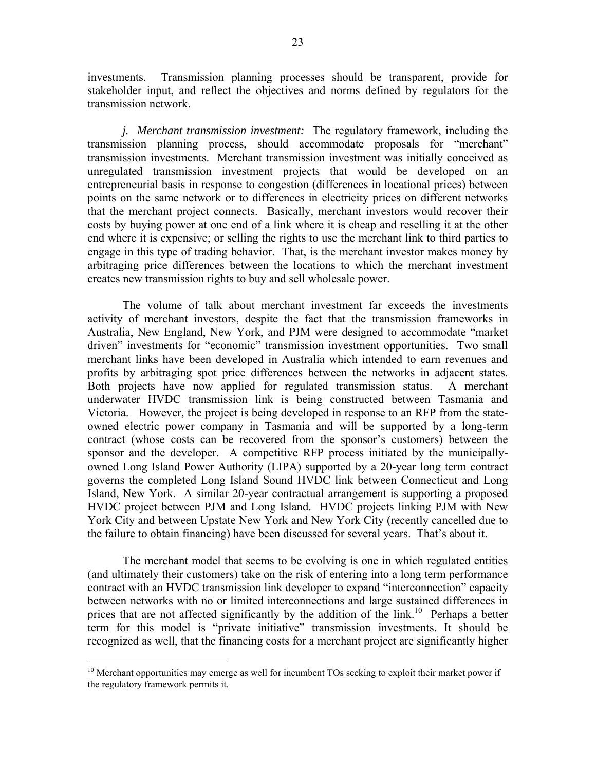investments. Transmission planning processes should be transparent, provide for stakeholder input, and reflect the objectives and norms defined by regulators for the transmission network.

*j. Merchant transmission investment:* The regulatory framework, including the transmission planning process, should accommodate proposals for "merchant" transmission investments. Merchant transmission investment was initially conceived as unregulated transmission investment projects that would be developed on an entrepreneurial basis in response to congestion (differences in locational prices) between points on the same network or to differences in electricity prices on different networks that the merchant project connects. Basically, merchant investors would recover their costs by buying power at one end of a link where it is cheap and reselling it at the other end where it is expensive; or selling the rights to use the merchant link to third parties to engage in this type of trading behavior. That, is the merchant investor makes money by arbitraging price differences between the locations to which the merchant investment creates new transmission rights to buy and sell wholesale power.

The volume of talk about merchant investment far exceeds the investments activity of merchant investors, despite the fact that the transmission frameworks in Australia, New England, New York, and PJM were designed to accommodate "market driven" investments for "economic" transmission investment opportunities. Two small merchant links have been developed in Australia which intended to earn revenues and profits by arbitraging spot price differences between the networks in adjacent states. Both projects have now applied for regulated transmission status. A merchant underwater HVDC transmission link is being constructed between Tasmania and Victoria. However, the project is being developed in response to an RFP from the state-owned electric power company in Tasmania and will be supported by a long-term contract (whose costs can be recovered from the sponsor's customers) between the sponsor and the developer. A competitive RFP process initiated by the municipally-owned Long Island Power Authority (LIPA) supported by a 20-year long term contract governs the completed Long Island Sound HVDC link between Connecticut and Long Island, New York. A similar 20-year contractual arrangement is supporting a proposed HVDC project between PJM and Long Island. HVDC projects linking PJM with New York City and between Upstate New York and New York City (recently cancelled due to the failure to obtain financing) have been discussed for several years. That's about it.

The merchant model that seems to be evolving is one in which regulated entities (and ultimately their customers) take on the risk of entering into a long term performance contract with an HVDC transmission link developer to expand "interconnection" capacity between networks with no or limited interconnections and large sustained differences in prices that are not affected significantly by the addition of the link.[10] Perhaps a better term for this model is "private initiative" transmission investments. It should be recognized as well, that the financing costs for a merchant project are significantly higher

[10] Merchant opportunities may emerge as well for incumbent TOs seeking to exploit their market power if the regulatory framework permits it.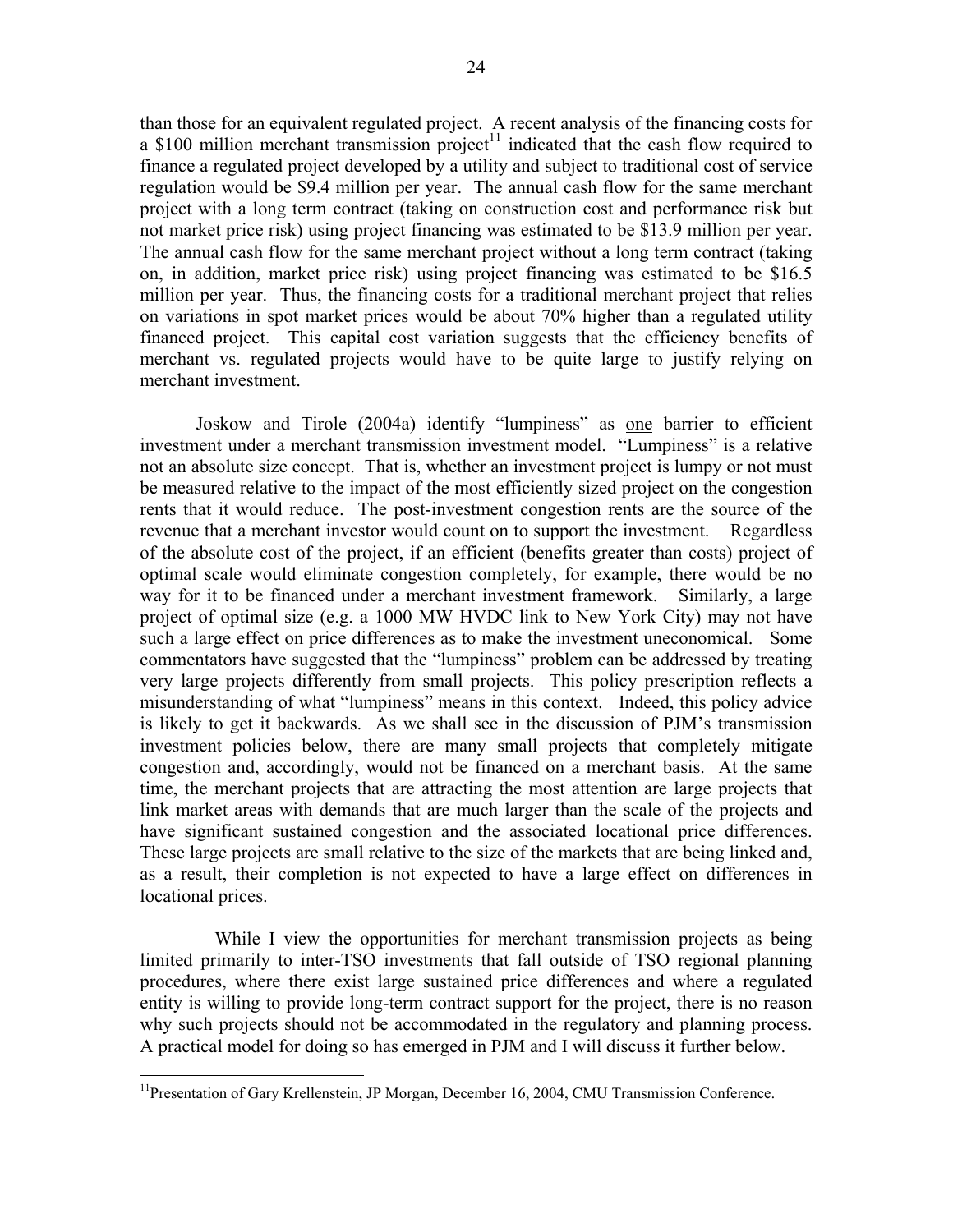than those for an equivalent regulated project. A recent analysis of the financing costs for a \$100 million merchant transmission project[11] indicated that the cash flow required to finance a regulated project developed by a utility and subject to traditional cost of service regulation would be \$9.4 million per year. The annual cash flow for the same merchant project with a long term contract (taking on construction cost and performance risk but not market price risk) using project financing was estimated to be \$13.9 million per year. The annual cash flow for the same merchant project without a long term contract (taking on, in addition, market price risk) using project financing was estimated to be \$16.5 million per year. Thus, the financing costs for a traditional merchant project that relies on variations in spot market prices would be about 70% higher than a regulated utility financed project. This capital cost variation suggests that the efficiency benefits of merchant vs. regulated projects would have to be quite large to justify relying on merchant investment.

Joskow and Tirole (2004a) identify "lumpiness" as <u>one</u> barrier to efficient investment under a merchant transmission investment model. "Lumpiness" is a relative not an absolute size concept. That is, whether an investment project is lumpy or not must be measured relative to the impact of the most efficiently sized project on the congestion rents that it would reduce. The post-investment congestion rents are the source of the revenue that a merchant investor would count on to support the investment. Regardless of the absolute cost of the project, if an efficient (benefits greater than costs) project of optimal scale would eliminate congestion completely, for example, there would be no way for it to be financed under a merchant investment framework. Similarly, a large project of optimal size (e.g. a 1000 MW HVDC link to New York City) may not have such a large effect on price differences as to make the investment uneconomical. Some commentators have suggested that the "lumpiness" problem can be addressed by treating very large projects differently from small projects. This policy prescription reflects a misunderstanding of what "lumpiness" means in this context. Indeed, this policy advice is likely to get it backwards. As we shall see in the discussion of PJM's transmission investment policies below, there are many small projects that completely mitigate congestion and, accordingly, would not be financed on a merchant basis. At the same time, the merchant projects that are attracting the most attention are large projects that link market areas with demands that are much larger than the scale of the projects and have significant sustained congestion and the associated locational price differences. These large projects are small relative to the size of the markets that are being linked and, as a result, their completion is not expected to have a large effect on differences in locational prices.

While I view the opportunities for merchant transmission projects as being limited primarily to inter-TSO investments that fall outside of TSO regional planning procedures, where there exist large sustained price differences and where a regulated entity is willing to provide long-term contract support for the project, there is no reason why such projects should not be accommodated in the regulatory and planning process. A practical model for doing so has emerged in PJM and I will discuss it further below.

---

[11] Presentation of Gary Krellenstein, JP Morgan, December 16, 2004, CMU Transmission Conference.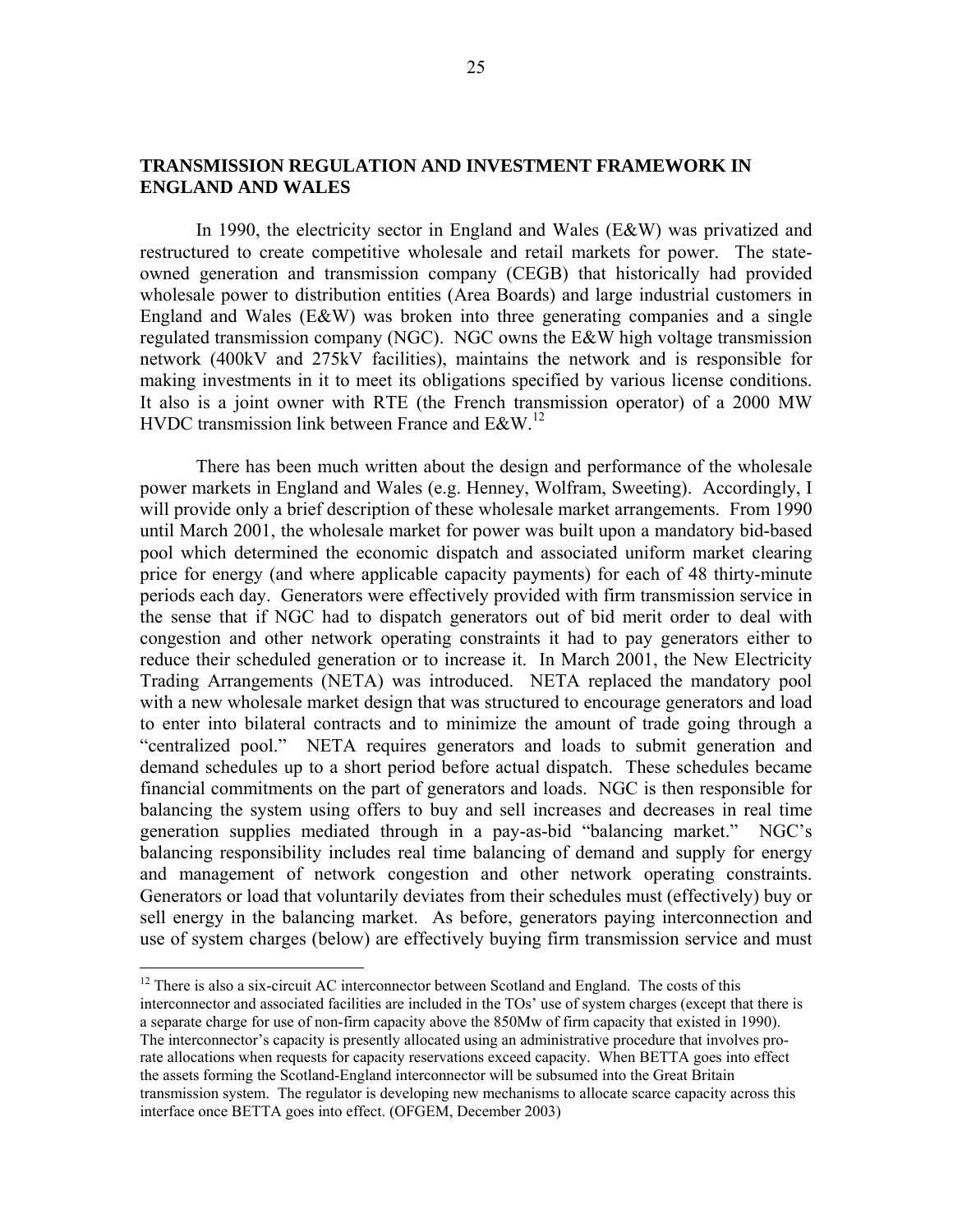## TRANSMISSION REGULATION AND INVESTMENT FRAMEWORK IN ENGLAND AND WALES

In 1990, the electricity sector in England and Wales (E&W) was privatized and restructured to create competitive wholesale and retail markets for power. The state-owned generation and transmission company (CEGB) that historically had provided wholesale power to distribution entities (Area Boards) and large industrial customers in England and Wales (E&W) was broken into three generating companies and a single regulated transmission company (NGC). NGC owns the E&W high voltage transmission network (400kV and 275kV facilities), maintains the network and is responsible for making investments in it to meet its obligations specified by various license conditions. It also is a joint owner with RTE (the French transmission operator) of a 2000 MW HVDC transmission link between France and E&W.[12]

There has been much written about the design and performance of the wholesale power markets in England and Wales (e.g. Henney, Wolfram, Sweeting). Accordingly, I will provide only a brief description of these wholesale market arrangements. From 1990 until March 2001, the wholesale market for power was built upon a mandatory bid-based pool which determined the economic dispatch and associated uniform market clearing price for energy (and where applicable capacity payments) for each of 48 thirty-minute periods each day. Generators were effectively provided with firm transmission service in the sense that if NGC had to dispatch generators out of bid merit order to deal with congestion and other network operating constraints it had to pay generators either to reduce their scheduled generation or to increase it. In March 2001, the New Electricity Trading Arrangements (NETA) was introduced. NETA replaced the mandatory pool with a new wholesale market design that was structured to encourage generators and load to enter into bilateral contracts and to minimize the amount of trade going through a "centralized pool." NETA requires generators and loads to submit generation and demand schedules up to a short period before actual dispatch. These schedules became financial commitments on the part of generators and loads. NGC is then responsible for balancing the system using offers to buy and sell increases and decreases in real time generation supplies mediated through in a pay-as-bid "balancing market." NGC's balancing responsibility includes real time balancing of demand and supply for energy and management of network congestion and other network operating constraints. Generators or load that voluntarily deviates from their schedules must (effectively) buy or sell energy in the balancing market. As before, generators paying interconnection and use of system charges (below) are effectively buying firm transmission service and must

[12] There is also a six-circuit AC interconnector between Scotland and England. The costs of this interconnector and associated facilities are included in the TOs' use of system charges (except that there is a separate charge for use of non-firm capacity above the 850Mw of firm capacity that existed in 1990). The interconnector's capacity is presently allocated using an administrative procedure that involves pro-rate allocations when requests for capacity reservations exceed capacity. When BETTA goes into effect the assets forming the Scotland-England interconnector will be subsumed into the Great Britain transmission system. The regulator is developing new mechanisms to allocate scarce capacity across this interface once BETTA goes into effect. (OFGEM, December 2003)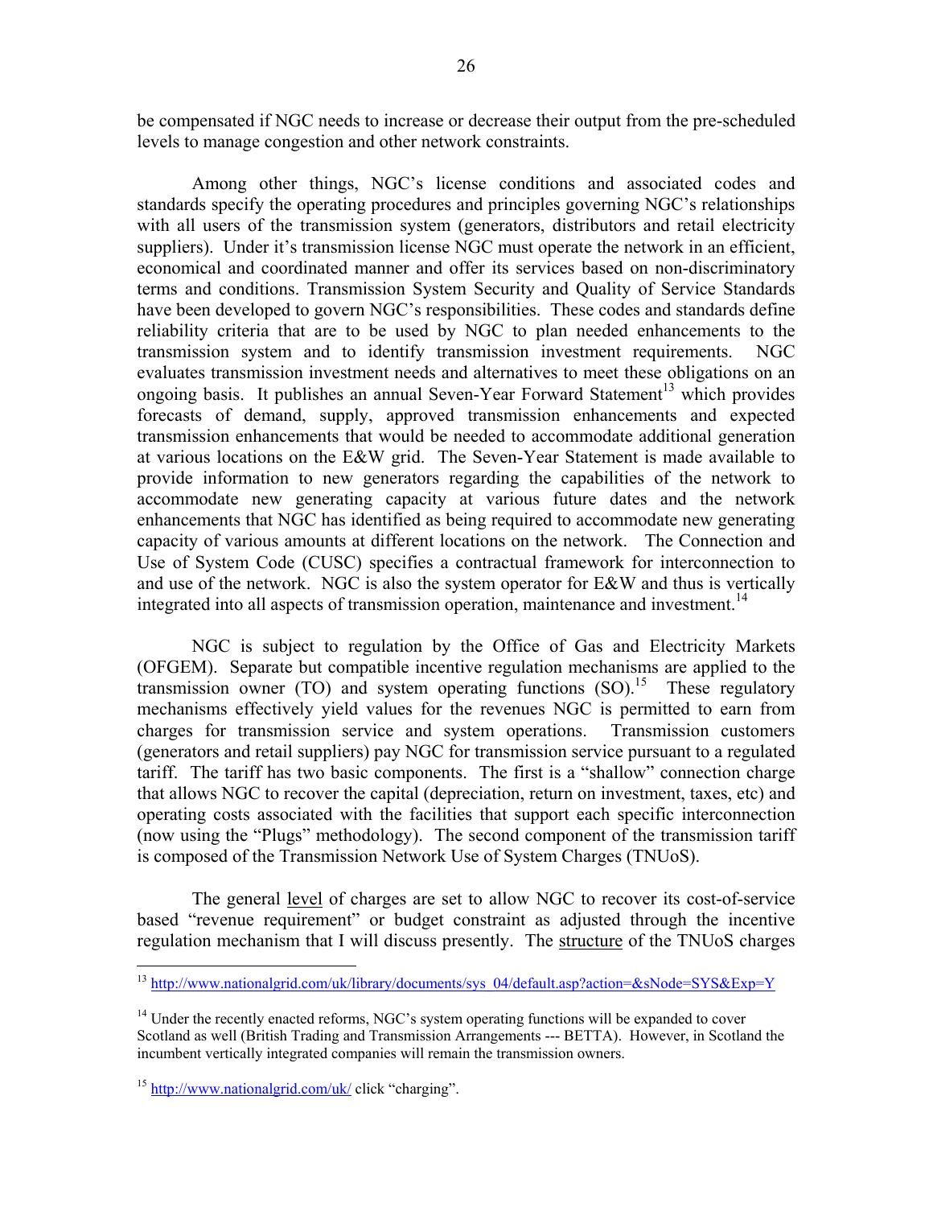be compensated if NGC needs to increase or decrease their output from the pre-scheduled levels to manage congestion and other network constraints.

Among other things, NGC's license conditions and associated codes and standards specify the operating procedures and principles governing NGC's relationships with all users of the transmission system (generators, distributors and retail electricity suppliers). Under it's transmission license NGC must operate the network in an efficient, economical and coordinated manner and offer its services based on non-discriminatory terms and conditions. Transmission System Security and Quality of Service Standards have been developed to govern NGC's responsibilities. These codes and standards define reliability criteria that are to be used by NGC to plan needed enhancements to the transmission system and to identify transmission investment requirements. NGC evaluates transmission investment needs and alternatives to meet these obligations on an ongoing basis. It publishes an annual Seven-Year Forward Statement[13] which provides forecasts of demand, supply, approved transmission enhancements and expected transmission enhancements that would be needed to accommodate additional generation at various locations on the E&W grid. The Seven-Year Statement is made available to provide information to new generators regarding the capabilities of the network to accommodate new generating capacity at various future dates and the network enhancements that NGC has identified as being required to accommodate new generating capacity of various amounts at different locations on the network. The Connection and Use of System Code (CUSC) specifies a contractual framework for interconnection to and use of the network. NGC is also the system operator for E&W and thus is vertically integrated into all aspects of transmission operation, maintenance and investment.[14]

NGC is subject to regulation by the Office of Gas and Electricity Markets (OFGEM). Separate but compatible incentive regulation mechanisms are applied to the transmission owner (TO) and system operating functions (SO).[15] These regulatory mechanisms effectively yield values for the revenues NGC is permitted to earn from charges for transmission service and system operations. Transmission customers (generators and retail suppliers) pay NGC for transmission service pursuant to a regulated tariff. The tariff has two basic components. The first is a "shallow" connection charge that allows NGC to recover the capital (depreciation, return on investment, taxes, etc) and operating costs associated with the facilities that support each specific interconnection (now using the "Plugs" methodology). The second component of the transmission tariff is composed of the Transmission Network Use of System Charges (TNUoS).

The general <u>level</u> of charges are set to allow NGC to recover its cost-of-service based "revenue requirement" or budget constraint as adjusted through the incentive regulation mechanism that I will discuss presently. The <u>structure</u> of the TNUoS charges

---

[13] http://www.nationalgrid.com/uk/library/documents/sys_04/default.asp?action=&sNode=SYS&Exp=Y

[14] Under the recently enacted reforms, NGC's system operating functions will be expanded to cover Scotland as well (British Trading and Transmission Arrangements --- BETTA). However, in Scotland the incumbent vertically integrated companies will remain the transmission owners.

[15] http://www.nationalgrid.com/uk/ click "charging".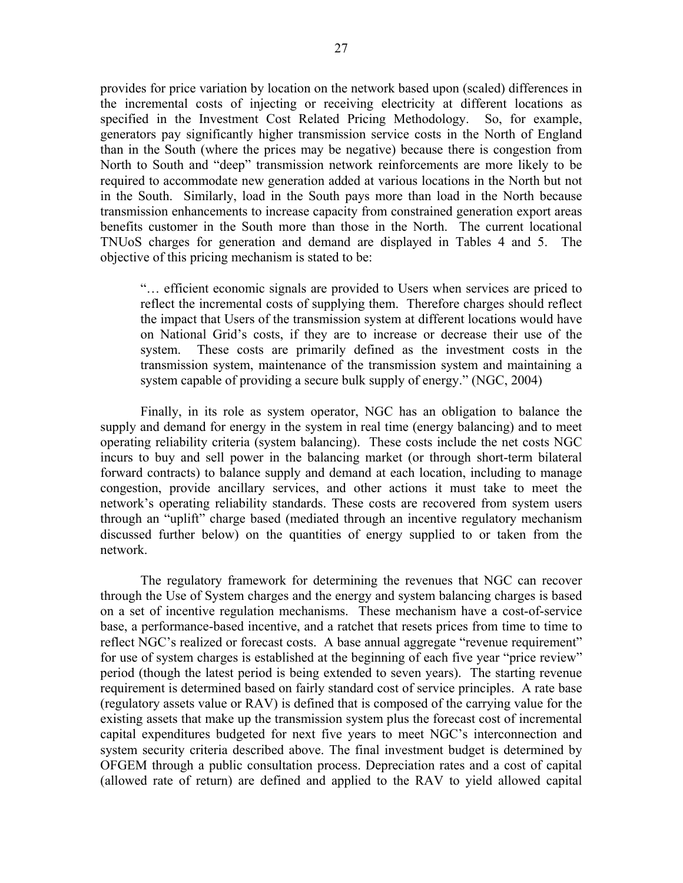provides for price variation by location on the network based upon (scaled) differences in the incremental costs of injecting or receiving electricity at different locations as specified in the Investment Cost Related Pricing Methodology. So, for example, generators pay significantly higher transmission service costs in the North of England than in the South (where the prices may be negative) because there is congestion from North to South and "deep" transmission network reinforcements are more likely to be required to accommodate new generation added at various locations in the North but not in the South. Similarly, load in the South pays more than load in the North because transmission enhancements to increase capacity from constrained generation export areas benefits customer in the South more than those in the North. The current locational TNUoS charges for generation and demand are displayed in Tables 4 and 5. The objective of this pricing mechanism is stated to be:

> "… efficient economic signals are provided to Users when services are priced to reflect the incremental costs of supplying them. Therefore charges should reflect the impact that Users of the transmission system at different locations would have on National Grid's costs, if they are to increase or decrease their use of the system. These costs are primarily defined as the investment costs in the transmission system, maintenance of the transmission system and maintaining a system capable of providing a secure bulk supply of energy." (NGC, 2004)

Finally, in its role as system operator, NGC has an obligation to balance the supply and demand for energy in the system in real time (energy balancing) and to meet operating reliability criteria (system balancing). These costs include the net costs NGC incurs to buy and sell power in the balancing market (or through short-term bilateral forward contracts) to balance supply and demand at each location, including to manage congestion, provide ancillary services, and other actions it must take to meet the network's operating reliability standards. These costs are recovered from system users through an "uplift" charge based (mediated through an incentive regulatory mechanism discussed further below) on the quantities of energy supplied to or taken from the network.

The regulatory framework for determining the revenues that NGC can recover through the Use of System charges and the energy and system balancing charges is based on a set of incentive regulation mechanisms. These mechanism have a cost-of-service base, a performance-based incentive, and a ratchet that resets prices from time to time to reflect NGC's realized or forecast costs. A base annual aggregate "revenue requirement" for use of system charges is established at the beginning of each five year "price review" period (though the latest period is being extended to seven years). The starting revenue requirement is determined based on fairly standard cost of service principles. A rate base (regulatory assets value or RAV) is defined that is composed of the carrying value for the existing assets that make up the transmission system plus the forecast cost of incremental capital expenditures budgeted for next five years to meet NGC's interconnection and system security criteria described above. The final investment budget is determined by OFGEM through a public consultation process. Depreciation rates and a cost of capital (allowed rate of return) are defined and applied to the RAV to yield allowed capital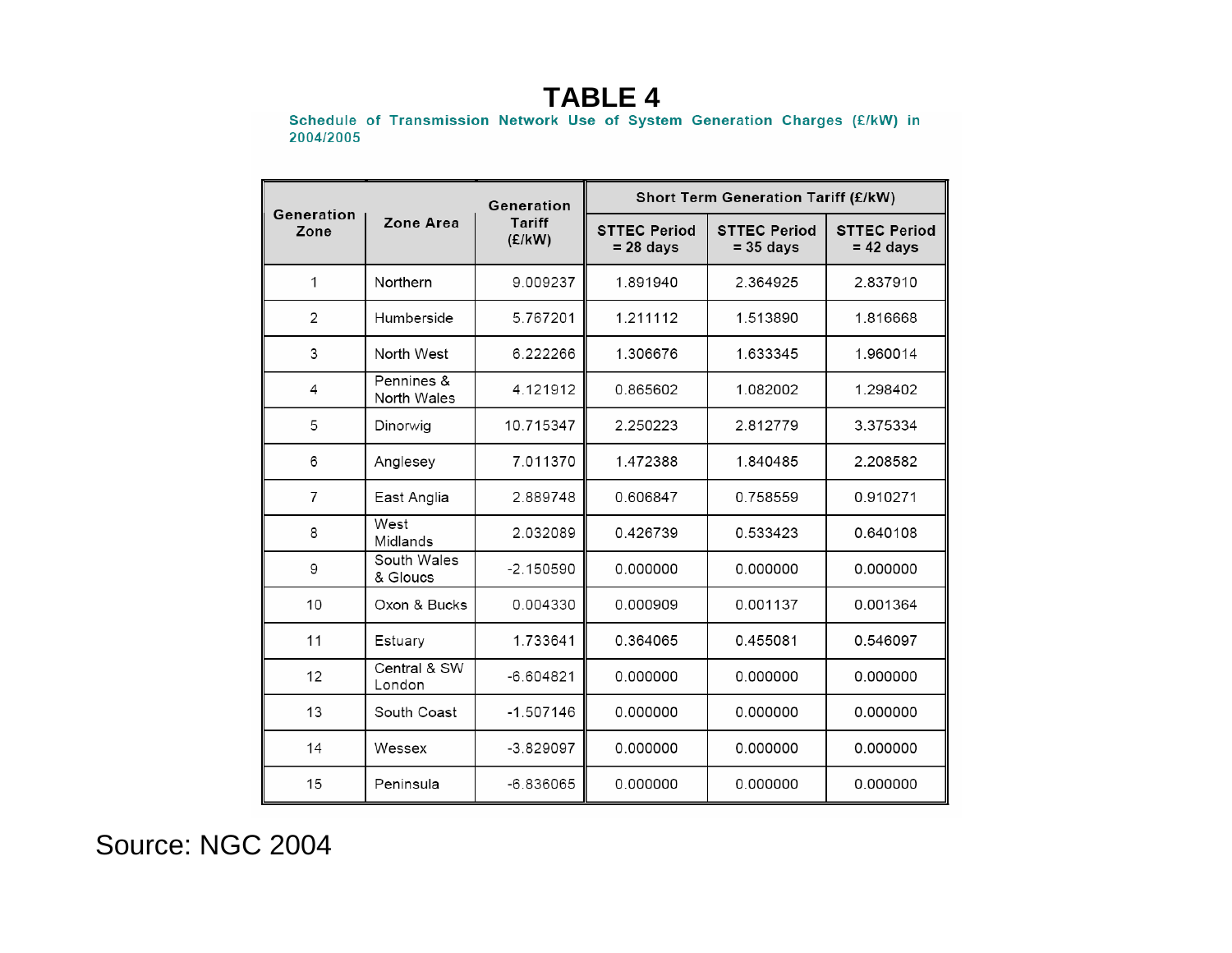# TABLE 4

**Schedule of Transmission Network Use of System Generation Charges (£/kW) in 2004/2005**

| Generation Zone | Zone Area | Generation Tariff (£/kW) | Short Term Generation Tariff (£/kW) | | |
|---|---|---|---|---|---|
| | | | STTEC Period = 28 days | STTEC Period = 35 days | STTEC Period = 42 days |
| 1 | Northern | 9.009237 | 1.891940 | 2.364925 | 2.837910 |
| 2 | Humberside | 5.767201 | 1.211112 | 1.513890 | 1.816668 |
| 3 | North West | 6.222266 | 1.306676 | 1.633345 | 1.960014 |
| 4 | Pennines & North Wales | 4.121912 | 0.865602 | 1.082002 | 1.298402 |
| 5 | Dinorwig | 10.715347 | 2.250223 | 2.812779 | 3.375334 |
| 6 | Anglesey | 7.011370 | 1.472388 | 1.840485 | 2.208582 |
| 7 | East Anglia | 2.889748 | 0.606847 | 0.758559 | 0.910271 |
| 8 | West Midlands | 2.032089 | 0.426739 | 0.533423 | 0.640108 |
| 9 | South Wales & Gloucs | -2.150590 | 0.000000 | 0.000000 | 0.000000 |
| 10 | Oxon & Bucks | 0.004330 | 0.000909 | 0.001137 | 0.001364 |
| 11 | Estuary | 1.733641 | 0.364065 | 0.455081 | 0.546097 |
| 12 | Central & SW London | -6.604821 | 0.000000 | 0.000000 | 0.000000 |
| 13 | South Coast | -1.507146 | 0.000000 | 0.000000 | 0.000000 |
| 14 | Wessex | -3.829097 | 0.000000 | 0.000000 | 0.000000 |
| 15 | Peninsula | -6.836065 | 0.000000 | 0.000000 | 0.000000 |

Source: NGC 2004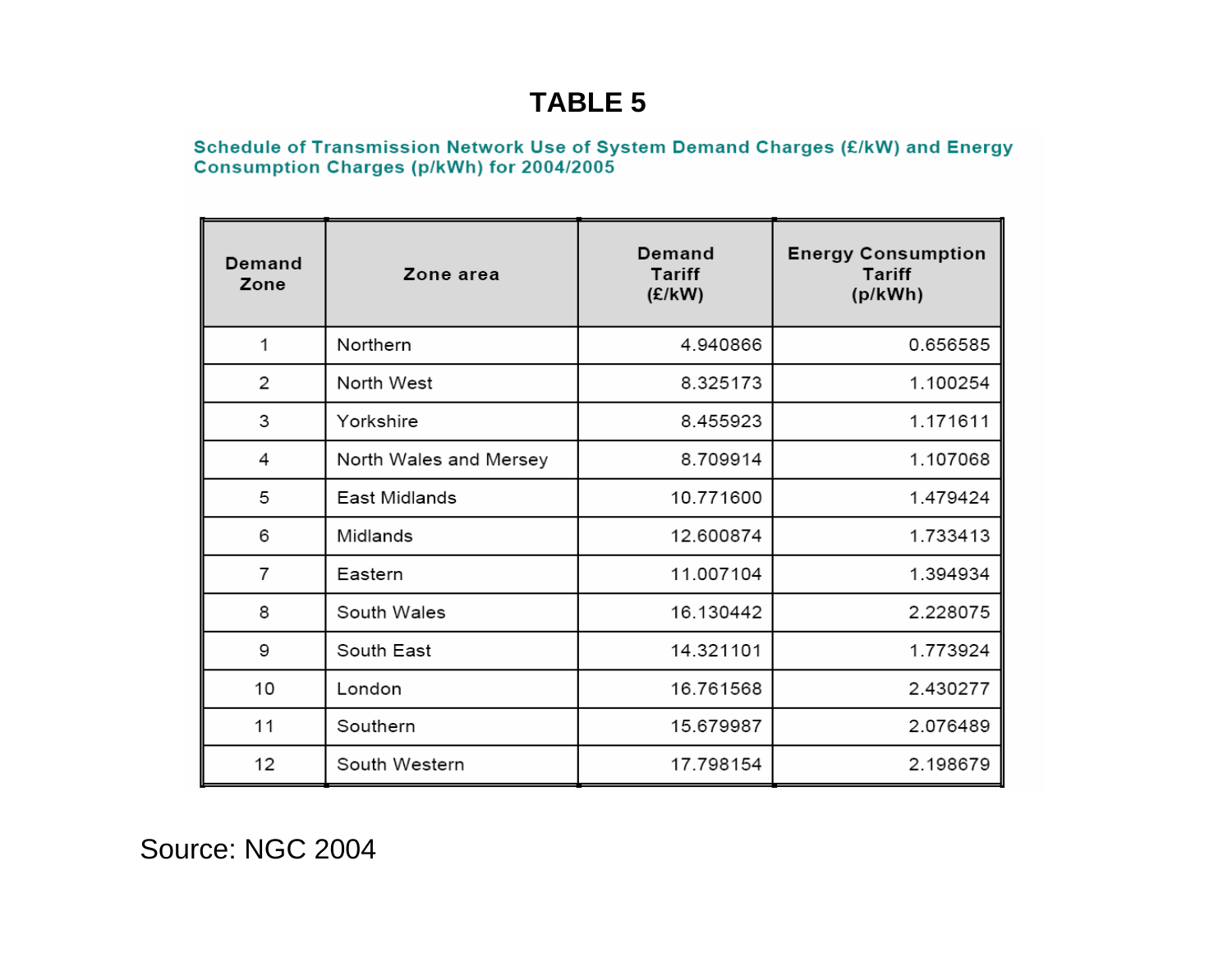# TABLE 5

**Schedule of Transmission Network Use of System Demand Charges (£/kW) and Energy Consumption Charges (p/kWh) for 2004/2005**

| Demand Zone | Zone area | Demand Tariff (£/kW) | Energy Consumption Tariff (p/kWh) |
|---|---|---|---|
| 1 | Northern | 4.940866 | 0.656585 |
| 2 | North West | 8.325173 | 1.100254 |
| 3 | Yorkshire | 8.455923 | 1.171611 |
| 4 | North Wales and Mersey | 8.709914 | 1.107068 |
| 5 | East Midlands | 10.771600 | 1.479424 |
| 6 | Midlands | 12.600874 | 1.733413 |
| 7 | Eastern | 11.007104 | 1.394934 |
| 8 | South Wales | 16.130442 | 2.228075 |
| 9 | South East | 14.321101 | 1.773924 |
| 10 | London | 16.761568 | 2.430277 |
| 11 | Southern | 15.679987 | 2.076489 |
| 12 | South Western | 17.798154 | 2.198679 |

Source: NGC 2004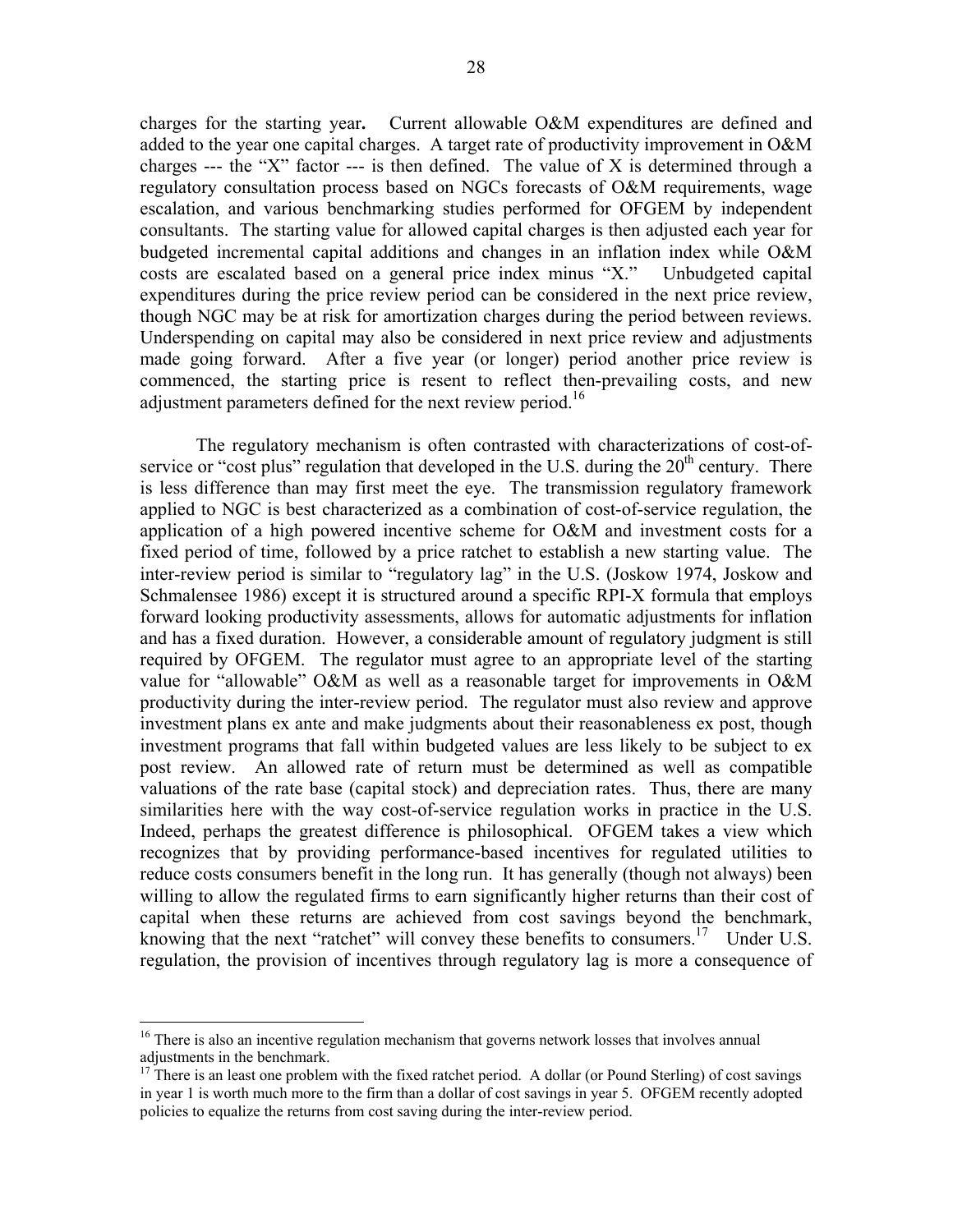charges for the starting year**.** Current allowable O&M expenditures are defined and added to the year one capital charges. A target rate of productivity improvement in O&M charges --- the "X" factor --- is then defined. The value of X is determined through a regulatory consultation process based on NGCs forecasts of O&M requirements, wage escalation, and various benchmarking studies performed for OFGEM by independent consultants. The starting value for allowed capital charges is then adjusted each year for budgeted incremental capital additions and changes in an inflation index while O&M costs are escalated based on a general price index minus "X." Unbudgeted capital expenditures during the price review period can be considered in the next price review, though NGC may be at risk for amortization charges during the period between reviews. Underspending on capital may also be considered in next price review and adjustments made going forward. After a five year (or longer) period another price review is commenced, the starting price is resent to reflect then-prevailing costs, and new adjustment parameters defined for the next review period.[16]

The regulatory mechanism is often contrasted with characterizations of cost-of-service or "cost plus" regulation that developed in the U.S. during the 20th century. There is less difference than may first meet the eye. The transmission regulatory framework applied to NGC is best characterized as a combination of cost-of-service regulation, the application of a high powered incentive scheme for O&M and investment costs for a fixed period of time, followed by a price ratchet to establish a new starting value. The inter-review period is similar to "regulatory lag" in the U.S. (Joskow 1974, Joskow and Schmalensee 1986) except it is structured around a specific RPI-X formula that employs forward looking productivity assessments, allows for automatic adjustments for inflation and has a fixed duration. However, a considerable amount of regulatory judgment is still required by OFGEM. The regulator must agree to an appropriate level of the starting value for "allowable" O&M as well as a reasonable target for improvements in O&M productivity during the inter-review period. The regulator must also review and approve investment plans ex ante and make judgments about their reasonableness ex post, though investment programs that fall within budgeted values are less likely to be subject to ex post review. An allowed rate of return must be determined as well as compatible valuations of the rate base (capital stock) and depreciation rates. Thus, there are many similarities here with the way cost-of-service regulation works in practice in the U.S. Indeed, perhaps the greatest difference is philosophical. OFGEM takes a view which recognizes that by providing performance-based incentives for regulated utilities to reduce costs consumers benefit in the long run. It has generally (though not always) been willing to allow the regulated firms to earn significantly higher returns than their cost of capital when these returns are achieved from cost savings beyond the benchmark, knowing that the next "ratchet" will convey these benefits to consumers.[17] Under U.S. regulation, the provision of incentives through regulatory lag is more a consequence of

---

[16] There is also an incentive regulation mechanism that governs network losses that involves annual adjustments in the benchmark.

[17] There is an least one problem with the fixed ratchet period. A dollar (or Pound Sterling) of cost savings in year 1 is worth much more to the firm than a dollar of cost savings in year 5. OFGEM recently adopted policies to equalize the returns from cost saving during the inter-review period.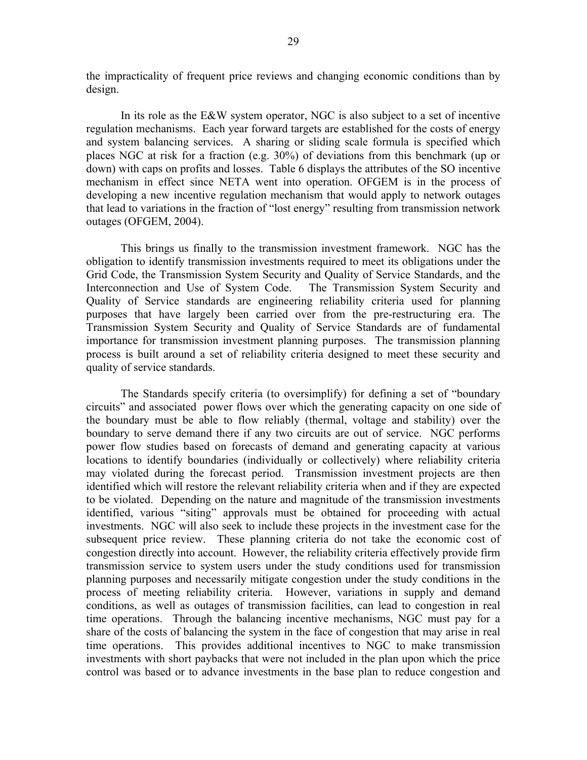the impracticality of frequent price reviews and changing economic conditions than by design.

In its role as the E&W system operator, NGC is also subject to a set of incentive regulation mechanisms. Each year forward targets are established for the costs of energy and system balancing services. A sharing or sliding scale formula is specified which places NGC at risk for a fraction (e.g. 30%) of deviations from this benchmark (up or down) with caps on profits and losses. Table 6 displays the attributes of the SO incentive mechanism in effect since NETA went into operation. OFGEM is in the process of developing a new incentive regulation mechanism that would apply to network outages that lead to variations in the fraction of "lost energy" resulting from transmission network outages (OFGEM, 2004).

This brings us finally to the transmission investment framework. NGC has the obligation to identify transmission investments required to meet its obligations under the Grid Code, the Transmission System Security and Quality of Service Standards, and the Interconnection and Use of System Code. The Transmission System Security and Quality of Service standards are engineering reliability criteria used for planning purposes that have largely been carried over from the pre-restructuring era. The Transmission System Security and Quality of Service Standards are of fundamental importance for transmission investment planning purposes. The transmission planning process is built around a set of reliability criteria designed to meet these security and quality of service standards.

The Standards specify criteria (to oversimplify) for defining a set of "boundary circuits" and associated power flows over which the generating capacity on one side of the boundary must be able to flow reliably (thermal, voltage and stability) over the boundary to serve demand there if any two circuits are out of service. NGC performs power flow studies based on forecasts of demand and generating capacity at various locations to identify boundaries (individually or collectively) where reliability criteria may violated during the forecast period. Transmission investment projects are then identified which will restore the relevant reliability criteria when and if they are expected to be violated. Depending on the nature and magnitude of the transmission investments identified, various "siting" approvals must be obtained for proceeding with actual investments. NGC will also seek to include these projects in the investment case for the subsequent price review. These planning criteria do not take the economic cost of congestion directly into account. However, the reliability criteria effectively provide firm transmission service to system users under the study conditions used for transmission planning purposes and necessarily mitigate congestion under the study conditions in the process of meeting reliability criteria. However, variations in supply and demand conditions, as well as outages of transmission facilities, can lead to congestion in real time operations. Through the balancing incentive mechanisms, NGC must pay for a share of the costs of balancing the system in the face of congestion that may arise in real time operations. This provides additional incentives to NGC to make transmission investments with short paybacks that were not included in the plan upon which the price control was based or to advance investments in the base plan to reduce congestion and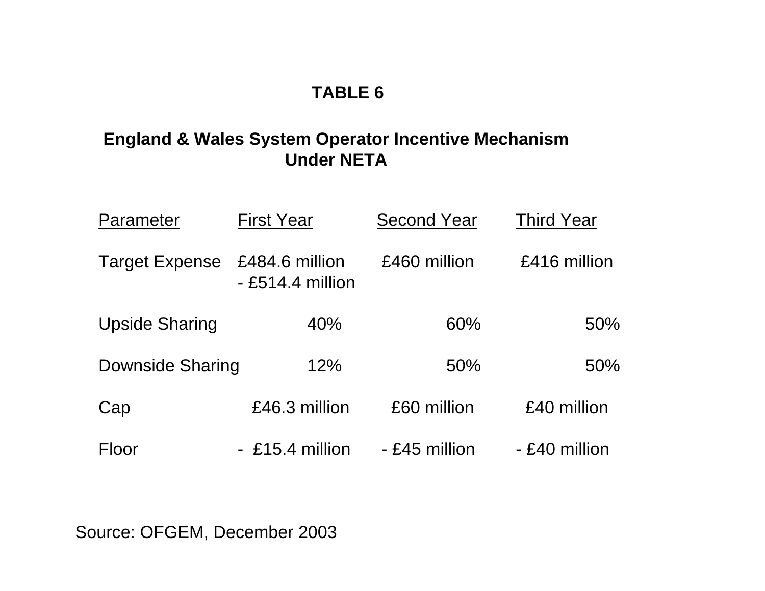# TABLE 6

## England & Wales System Operator Incentive Mechanism Under NETA

| Parameter | First Year | Second Year | Third Year |
| --- | --- | --- | --- |
| Target Expense | £484.6 million - £514.4 million | £460 million | £416 million |
| Upside Sharing | 40% | 60% | 50% |
| Downside Sharing | 12% | 50% | 50% |
| Cap | £46.3 million | £60 million | £40 million |
| Floor | - £15.4 million | - £45 million | - £40 million |

Source: OFGEM, December 2003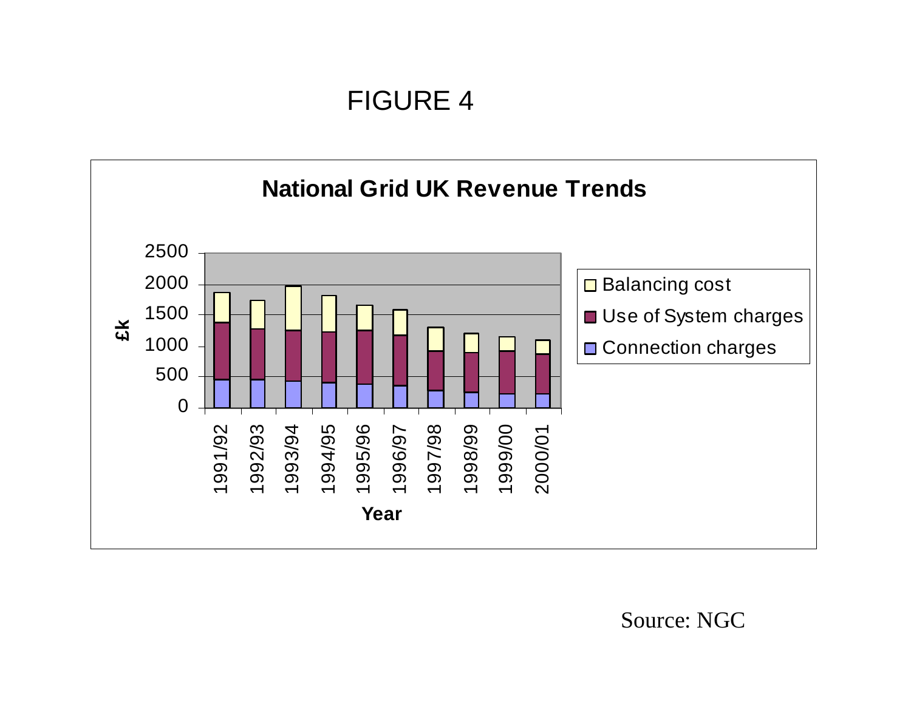# FIGURE 4

**National Grid UK Revenue Trends**

Source: NGC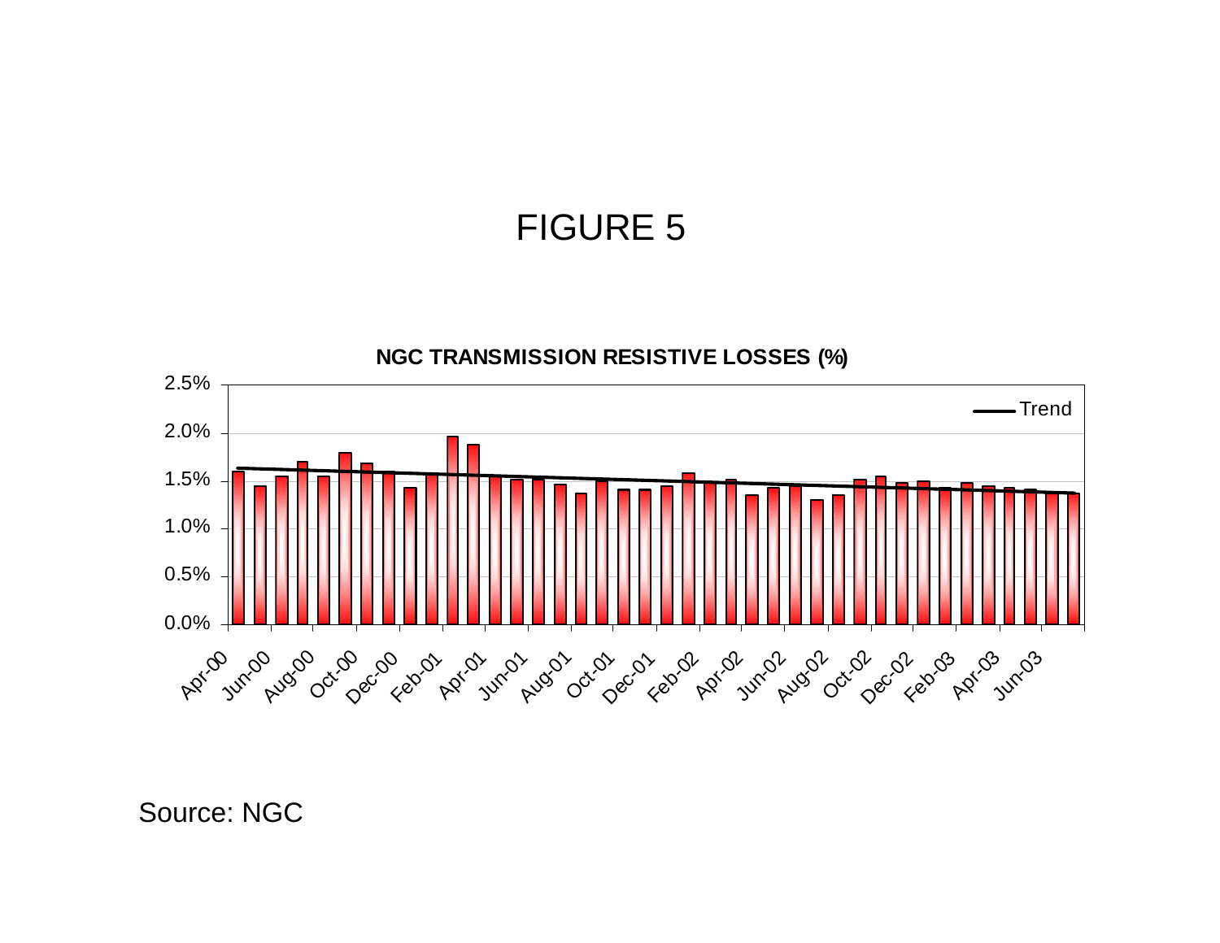# FIGURE 5

**NGC TRANSMISSION RESISTIVE LOSSES (%)**

Source: NGC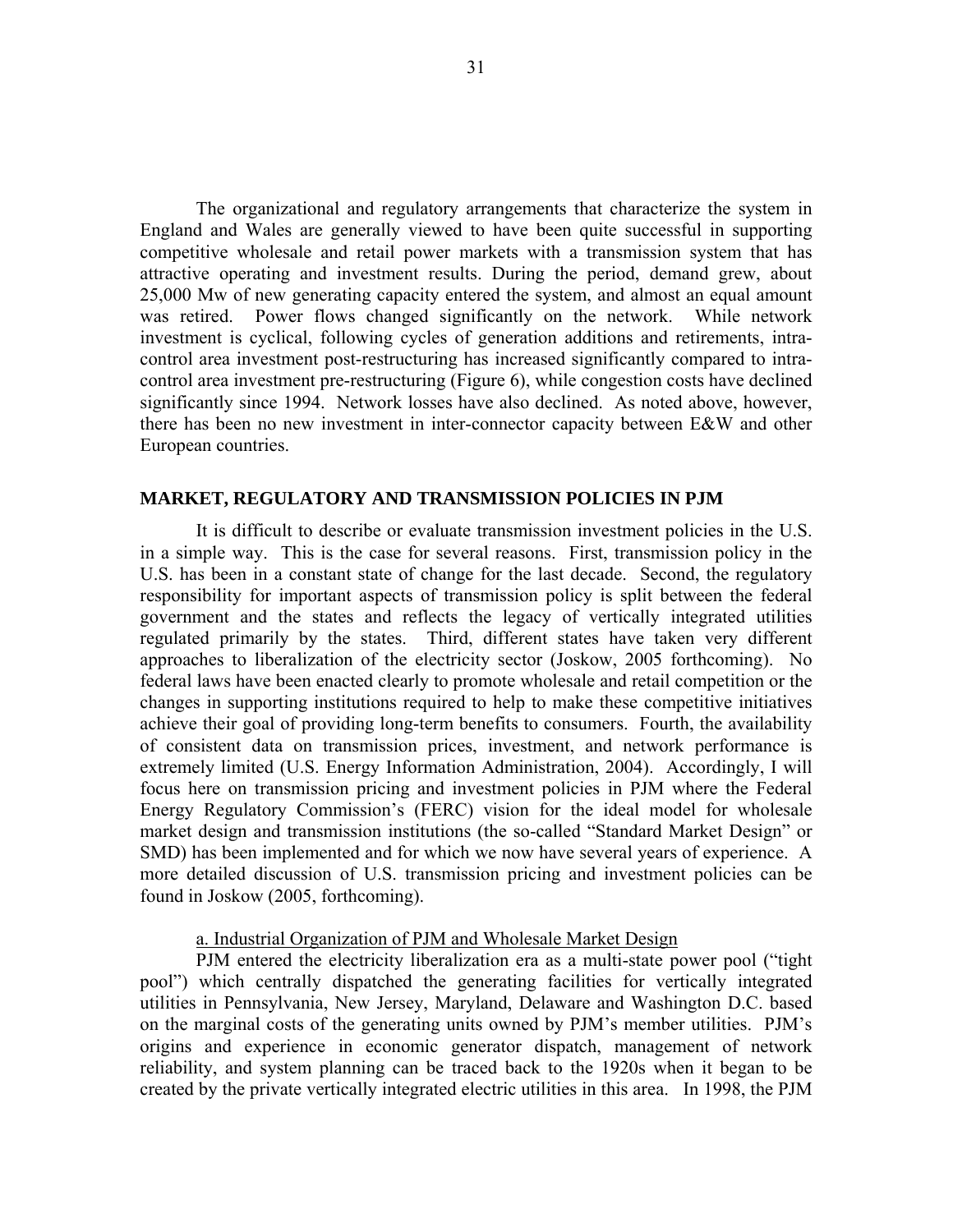The organizational and regulatory arrangements that characterize the system in England and Wales are generally viewed to have been quite successful in supporting competitive wholesale and retail power markets with a transmission system that has attractive operating and investment results. During the period, demand grew, about 25,000 Mw of new generating capacity entered the system, and almost an equal amount was retired. Power flows changed significantly on the network. While network investment is cyclical, following cycles of generation additions and retirements, intra-control area investment post-restructuring has increased significantly compared to intra-control area investment pre-restructuring (Figure 6), while congestion costs have declined significantly since 1994. Network losses have also declined. As noted above, however, there has been no new investment in inter-connector capacity between E&W and other European countries.

## MARKET, REGULATORY AND TRANSMISSION POLICIES IN PJM

It is difficult to describe or evaluate transmission investment policies in the U.S. in a simple way. This is the case for several reasons. First, transmission policy in the U.S. has been in a constant state of change for the last decade. Second, the regulatory responsibility for important aspects of transmission policy is split between the federal government and the states and reflects the legacy of vertically integrated utilities regulated primarily by the states. Third, different states have taken very different approaches to liberalization of the electricity sector (Joskow, 2005 forthcoming). No federal laws have been enacted clearly to promote wholesale and retail competition or the changes in supporting institutions required to help to make these competitive initiatives achieve their goal of providing long-term benefits to consumers. Fourth, the availability of consistent data on transmission prices, investment, and network performance is extremely limited (U.S. Energy Information Administration, 2004). Accordingly, I will focus here on transmission pricing and investment policies in PJM where the Federal Energy Regulatory Commission's (FERC) vision for the ideal model for wholesale market design and transmission institutions (the so-called "Standard Market Design" or SMD) has been implemented and for which we now have several years of experience. A more detailed discussion of U.S. transmission pricing and investment policies can be found in Joskow (2005, forthcoming).

### a. Industrial Organization of PJM and Wholesale Market Design

PJM entered the electricity liberalization era as a multi-state power pool ("tight pool") which centrally dispatched the generating facilities for vertically integrated utilities in Pennsylvania, New Jersey, Maryland, Delaware and Washington D.C. based on the marginal costs of the generating units owned by PJM's member utilities. PJM's origins and experience in economic generator dispatch, management of network reliability, and system planning can be traced back to the 1920s when it began to be created by the private vertically integrated electric utilities in this area. In 1998, the PJM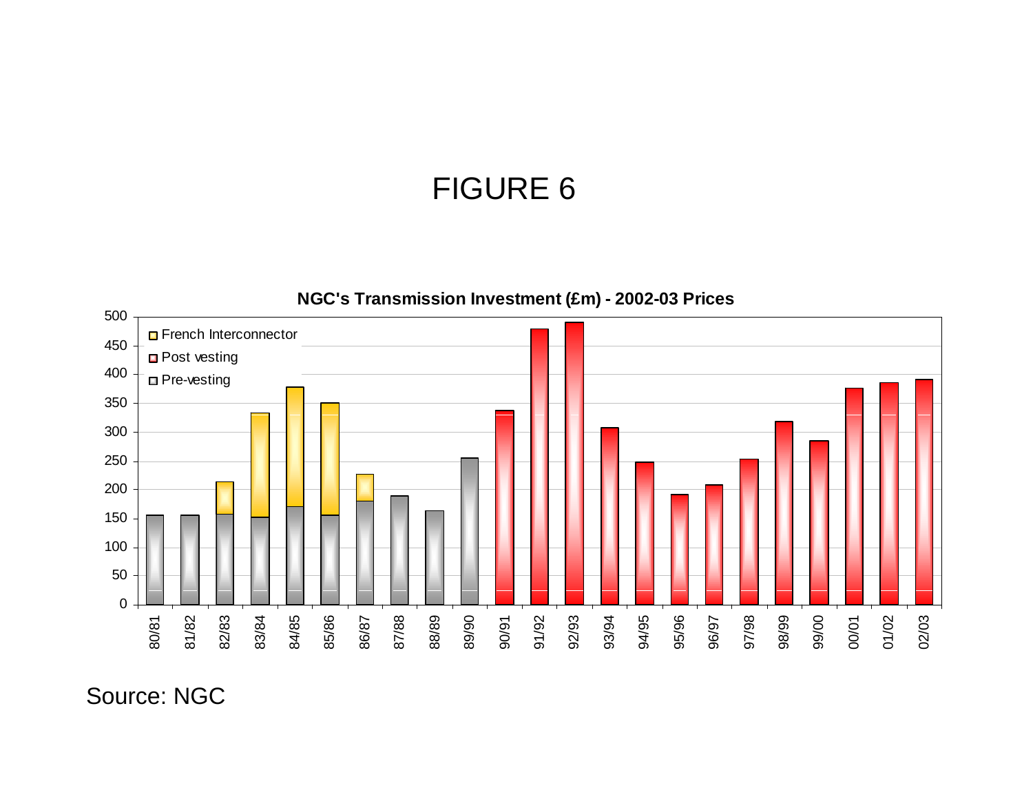# FIGURE 6

**NGC's Transmission Investment (£m) - 2002-03 Prices**

Source: NGC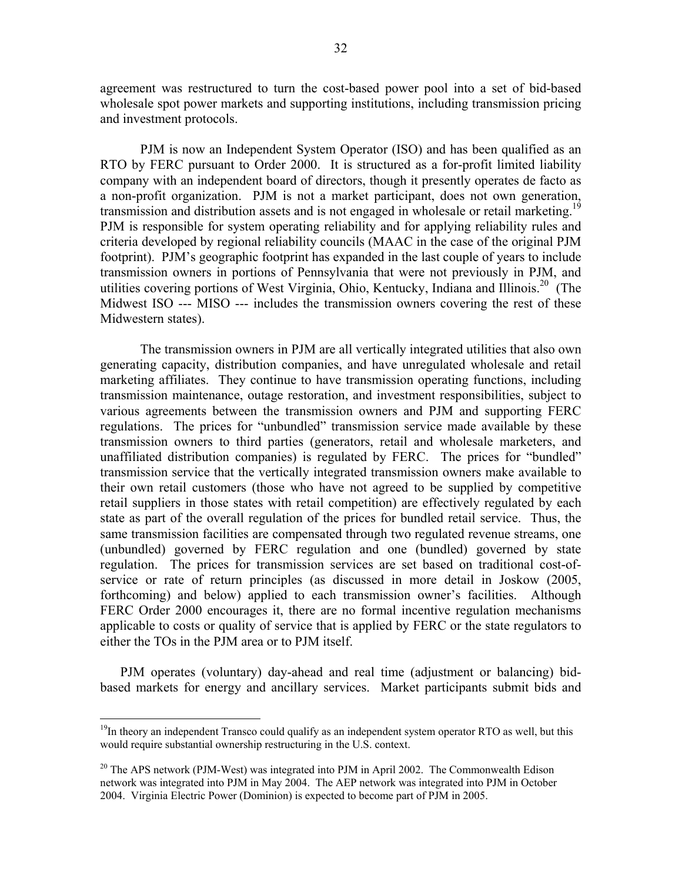agreement was restructured to turn the cost-based power pool into a set of bid-based wholesale spot power markets and supporting institutions, including transmission pricing and investment protocols.

PJM is now an Independent System Operator (ISO) and has been qualified as an RTO by FERC pursuant to Order 2000. It is structured as a for-profit limited liability company with an independent board of directors, though it presently operates de facto as a non-profit organization. PJM is not a market participant, does not own generation, transmission and distribution assets and is not engaged in wholesale or retail marketing.[19] PJM is responsible for system operating reliability and for applying reliability rules and criteria developed by regional reliability councils (MAAC in the case of the original PJM footprint). PJM's geographic footprint has expanded in the last couple of years to include transmission owners in portions of Pennsylvania that were not previously in PJM, and utilities covering portions of West Virginia, Ohio, Kentucky, Indiana and Illinois.[20] (The Midwest ISO --- MISO --- includes the transmission owners covering the rest of these Midwestern states).

The transmission owners in PJM are all vertically integrated utilities that also own generating capacity, distribution companies, and have unregulated wholesale and retail marketing affiliates. They continue to have transmission operating functions, including transmission maintenance, outage restoration, and investment responsibilities, subject to various agreements between the transmission owners and PJM and supporting FERC regulations. The prices for "unbundled" transmission service made available by these transmission owners to third parties (generators, retail and wholesale marketers, and unaffiliated distribution companies) is regulated by FERC. The prices for "bundled" transmission service that the vertically integrated transmission owners make available to their own retail customers (those who have not agreed to be supplied by competitive retail suppliers in those states with retail competition) are effectively regulated by each state as part of the overall regulation of the prices for bundled retail service. Thus, the same transmission facilities are compensated through two regulated revenue streams, one (unbundled) governed by FERC regulation and one (bundled) governed by state regulation. The prices for transmission services are set based on traditional cost-of-service or rate of return principles (as discussed in more detail in Joskow (2005, forthcoming) and below) applied to each transmission owner's facilities. Although FERC Order 2000 encourages it, there are no formal incentive regulation mechanisms applicable to costs or quality of service that is applied by FERC or the state regulators to either the TOs in the PJM area or to PJM itself.

PJM operates (voluntary) day-ahead and real time (adjustment or balancing) bid-based markets for energy and ancillary services. Market participants submit bids and

---

[19] In theory an independent Transco could qualify as an independent system operator RTO as well, but this would require substantial ownership restructuring in the U.S. context.

[20] The APS network (PJM-West) was integrated into PJM in April 2002. The Commonwealth Edison network was integrated into PJM in May 2004. The AEP network was integrated into PJM in October 2004. Virginia Electric Power (Dominion) is expected to become part of PJM in 2005.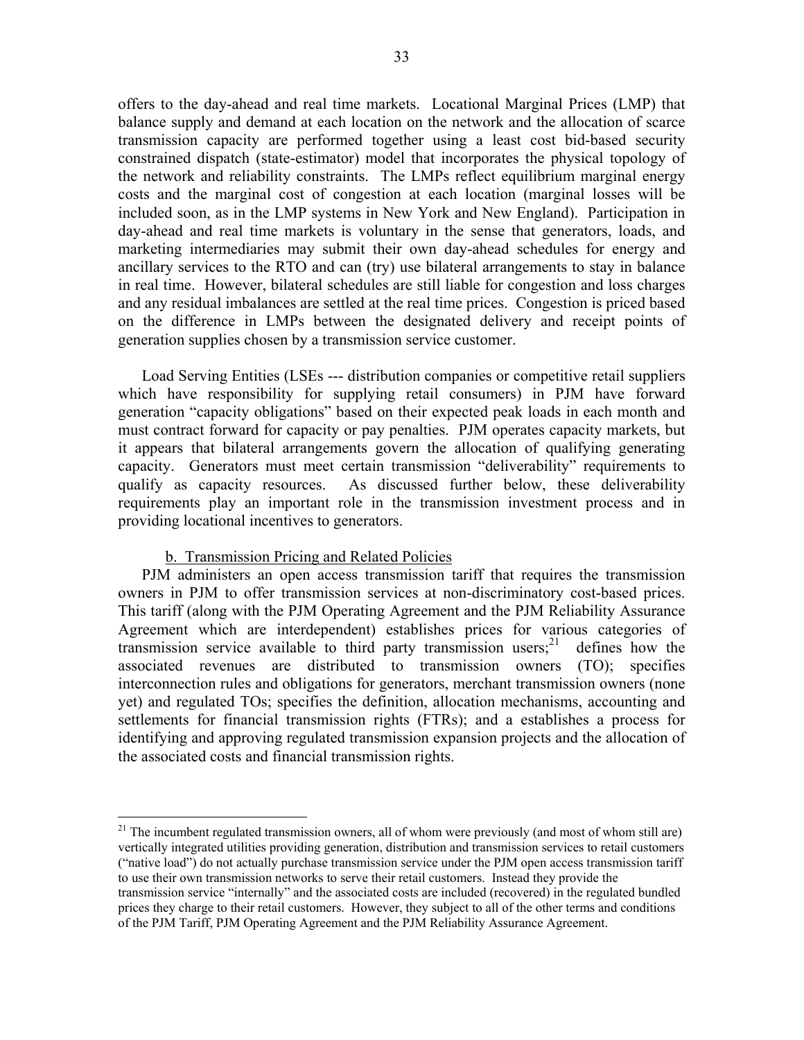offers to the day-ahead and real time markets. Locational Marginal Prices (LMP) that balance supply and demand at each location on the network and the allocation of scarce transmission capacity are performed together using a least cost bid-based security constrained dispatch (state-estimator) model that incorporates the physical topology of the network and reliability constraints. The LMPs reflect equilibrium marginal energy costs and the marginal cost of congestion at each location (marginal losses will be included soon, as in the LMP systems in New York and New England). Participation in day-ahead and real time markets is voluntary in the sense that generators, loads, and marketing intermediaries may submit their own day-ahead schedules for energy and ancillary services to the RTO and can (try) use bilateral arrangements to stay in balance in real time. However, bilateral schedules are still liable for congestion and loss charges and any residual imbalances are settled at the real time prices. Congestion is priced based on the difference in LMPs between the designated delivery and receipt points of generation supplies chosen by a transmission service customer.

Load Serving Entities (LSEs --- distribution companies or competitive retail suppliers which have responsibility for supplying retail consumers) in PJM have forward generation "capacity obligations" based on their expected peak loads in each month and must contract forward for capacity or pay penalties. PJM operates capacity markets, but it appears that bilateral arrangements govern the allocation of qualifying generating capacity. Generators must meet certain transmission "deliverability" requirements to qualify as capacity resources. As discussed further below, these deliverability requirements play an important role in the transmission investment process and in providing locational incentives to generators.

#### b. Transmission Pricing and Related Policies

PJM administers an open access transmission tariff that requires the transmission owners in PJM to offer transmission services at non-discriminatory cost-based prices. This tariff (along with the PJM Operating Agreement and the PJM Reliability Assurance Agreement which are interdependent) establishes prices for various categories of transmission service available to third party transmission users;[21] defines how the associated revenues are distributed to transmission owners (TO); specifies interconnection rules and obligations for generators, merchant transmission owners (none yet) and regulated TOs; specifies the definition, allocation mechanisms, accounting and settlements for financial transmission rights (FTRs); and a establishes a process for identifying and approving regulated transmission expansion projects and the allocation of the associated costs and financial transmission rights.

---

[21] The incumbent regulated transmission owners, all of whom were previously (and most of whom still are) vertically integrated utilities providing generation, distribution and transmission services to retail customers ("native load") do not actually purchase transmission service under the PJM open access transmission tariff to use their own transmission networks to serve their retail customers. Instead they provide the transmission service "internally" and the associated costs are included (recovered) in the regulated bundled prices they charge to their retail customers. However, they subject to all of the other terms and conditions of the PJM Tariff, PJM Operating Agreement and the PJM Reliability Assurance Agreement.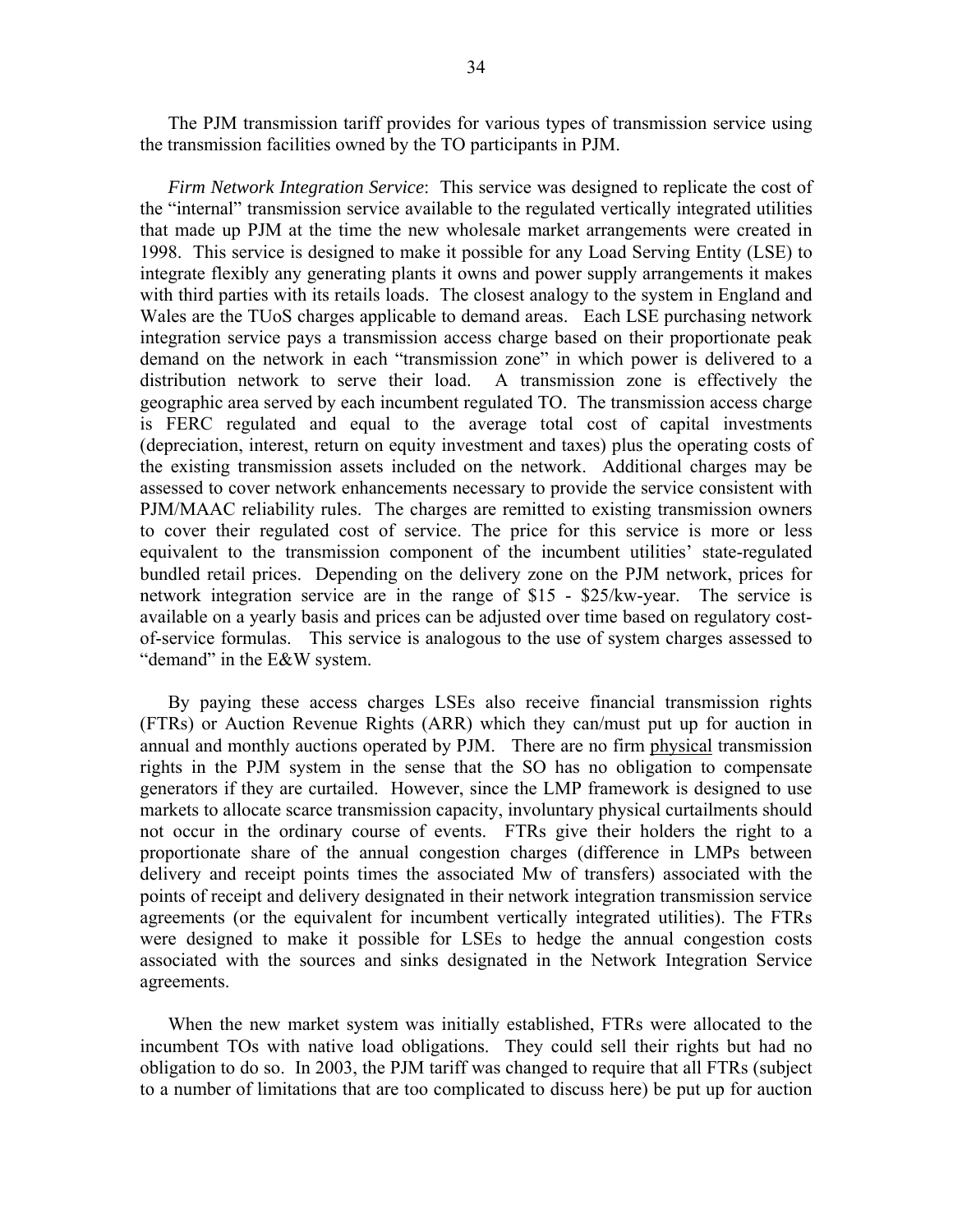The PJM transmission tariff provides for various types of transmission service using the transmission facilities owned by the TO participants in PJM.

*Firm Network Integration Service*: This service was designed to replicate the cost of the "internal" transmission service available to the regulated vertically integrated utilities that made up PJM at the time the new wholesale market arrangements were created in 1998. This service is designed to make it possible for any Load Serving Entity (LSE) to integrate flexibly any generating plants it owns and power supply arrangements it makes with third parties with its retails loads. The closest analogy to the system in England and Wales are the TUoS charges applicable to demand areas. Each LSE purchasing network integration service pays a transmission access charge based on their proportionate peak demand on the network in each "transmission zone" in which power is delivered to a distribution network to serve their load. A transmission zone is effectively the geographic area served by each incumbent regulated TO. The transmission access charge is FERC regulated and equal to the average total cost of capital investments (depreciation, interest, return on equity investment and taxes) plus the operating costs of the existing transmission assets included on the network. Additional charges may be assessed to cover network enhancements necessary to provide the service consistent with PJM/MAAC reliability rules. The charges are remitted to existing transmission owners to cover their regulated cost of service. The price for this service is more or less equivalent to the transmission component of the incumbent utilities' state-regulated bundled retail prices. Depending on the delivery zone on the PJM network, prices for network integration service are in the range of $15 - $25/kw-year. The service is available on a yearly basis and prices can be adjusted over time based on regulatory cost-of-service formulas. This service is analogous to the use of system charges assessed to "demand" in the E&W system.

By paying these access charges LSEs also receive financial transmission rights (FTRs) or Auction Revenue Rights (ARR) which they can/must put up for auction in annual and monthly auctions operated by PJM. There are no firm physical transmission rights in the PJM system in the sense that the SO has no obligation to compensate generators if they are curtailed. However, since the LMP framework is designed to use markets to allocate scarce transmission capacity, involuntary physical curtailments should not occur in the ordinary course of events. FTRs give their holders the right to a proportionate share of the annual congestion charges (difference in LMPs between delivery and receipt points times the associated Mw of transfers) associated with the points of receipt and delivery designated in their network integration transmission service agreements (or the equivalent for incumbent vertically integrated utilities). The FTRs were designed to make it possible for LSEs to hedge the annual congestion costs associated with the sources and sinks designated in the Network Integration Service agreements.

When the new market system was initially established, FTRs were allocated to the incumbent TOs with native load obligations. They could sell their rights but had no obligation to do so. In 2003, the PJM tariff was changed to require that all FTRs (subject to a number of limitations that are too complicated to discuss here) be put up for auction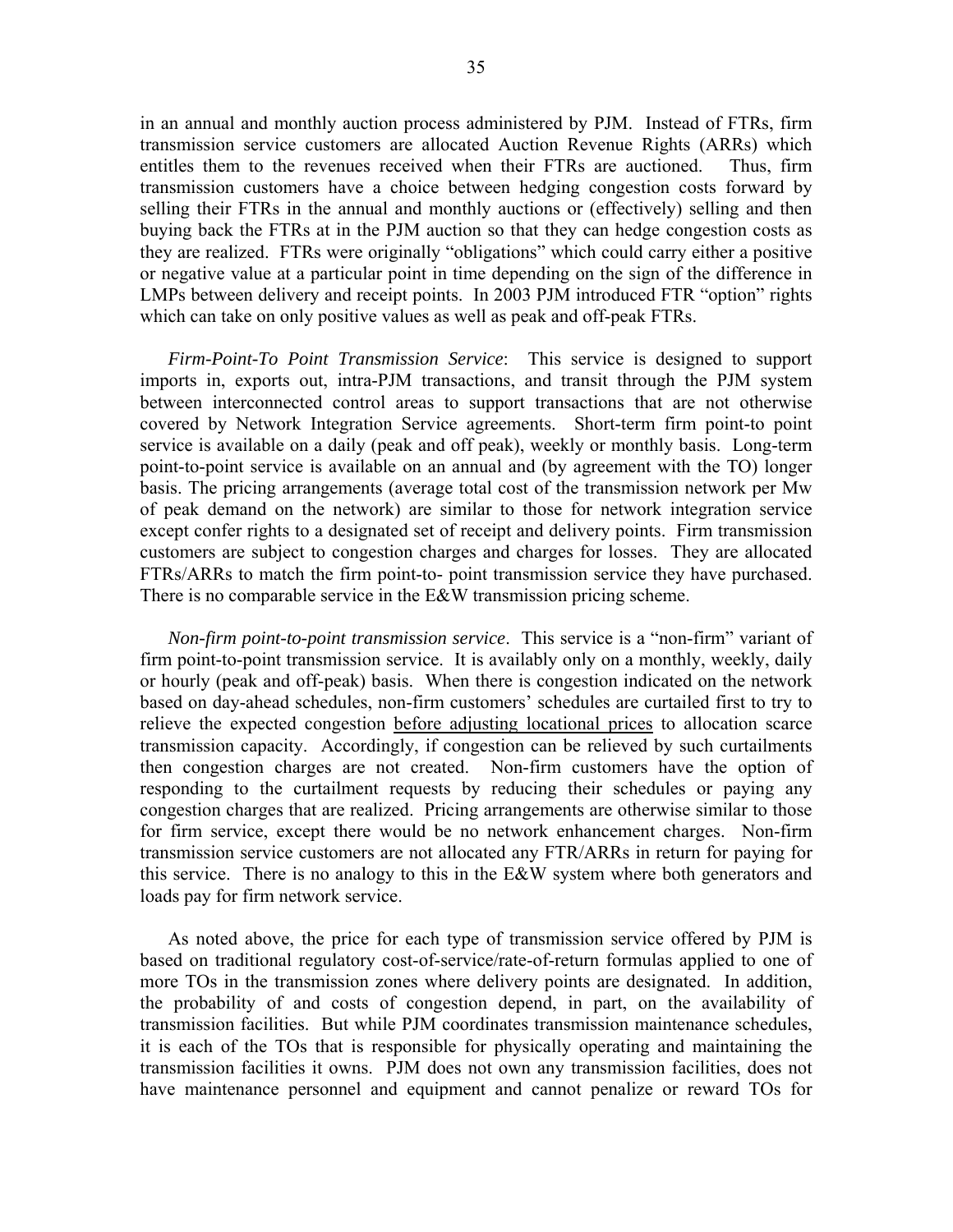in an annual and monthly auction process administered by PJM. Instead of FTRs, firm transmission service customers are allocated Auction Revenue Rights (ARRs) which entitles them to the revenues received when their FTRs are auctioned. Thus, firm transmission customers have a choice between hedging congestion costs forward by selling their FTRs in the annual and monthly auctions or (effectively) selling and then buying back the FTRs at in the PJM auction so that they can hedge congestion costs as they are realized. FTRs were originally "obligations" which could carry either a positive or negative value at a particular point in time depending on the sign of the difference in LMPs between delivery and receipt points. In 2003 PJM introduced FTR "option" rights which can take on only positive values as well as peak and off-peak FTRs.

*Firm-Point-To Point Transmission Service*: This service is designed to support imports in, exports out, intra-PJM transactions, and transit through the PJM system between interconnected control areas to support transactions that are not otherwise covered by Network Integration Service agreements. Short-term firm point-to point service is available on a daily (peak and off peak), weekly or monthly basis. Long-term point-to-point service is available on an annual and (by agreement with the TO) longer basis. The pricing arrangements (average total cost of the transmission network per Mw of peak demand on the network) are similar to those for network integration service except confer rights to a designated set of receipt and delivery points. Firm transmission customers are subject to congestion charges and charges for losses. They are allocated FTRs/ARRs to match the firm point-to- point transmission service they have purchased. There is no comparable service in the E&W transmission pricing scheme.

*Non-firm point-to-point transmission service*. This service is a "non-firm" variant of firm point-to-point transmission service. It is availably only on a monthly, weekly, daily or hourly (peak and off-peak) basis. When there is congestion indicated on the network based on day-ahead schedules, non-firm customers' schedules are curtailed first to try to relieve the expected congestion <u>before adjusting locational prices</u> to allocation scarce transmission capacity. Accordingly, if congestion can be relieved by such curtailments then congestion charges are not created. Non-firm customers have the option of responding to the curtailment requests by reducing their schedules or paying any congestion charges that are realized. Pricing arrangements are otherwise similar to those for firm service, except there would be no network enhancement charges. Non-firm transmission service customers are not allocated any FTR/ARRs in return for paying for this service. There is no analogy to this in the E&W system where both generators and loads pay for firm network service.

As noted above, the price for each type of transmission service offered by PJM is based on traditional regulatory cost-of-service/rate-of-return formulas applied to one of more TOs in the transmission zones where delivery points are designated. In addition, the probability of and costs of congestion depend, in part, on the availability of transmission facilities. But while PJM coordinates transmission maintenance schedules, it is each of the TOs that is responsible for physically operating and maintaining the transmission facilities it owns. PJM does not own any transmission facilities, does not have maintenance personnel and equipment and cannot penalize or reward TOs for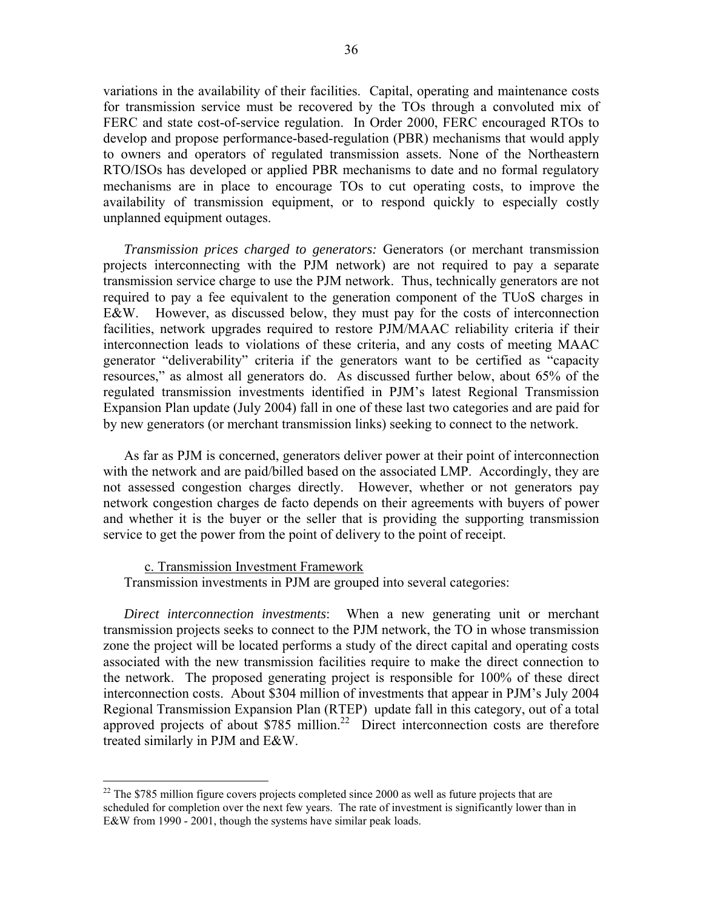variations in the availability of their facilities. Capital, operating and maintenance costs for transmission service must be recovered by the TOs through a convoluted mix of FERC and state cost-of-service regulation. In Order 2000, FERC encouraged RTOs to develop and propose performance-based-regulation (PBR) mechanisms that would apply to owners and operators of regulated transmission assets. None of the Northeastern RTO/ISOs has developed or applied PBR mechanisms to date and no formal regulatory mechanisms are in place to encourage TOs to cut operating costs, to improve the availability of transmission equipment, or to respond quickly to especially costly unplanned equipment outages.

*Transmission prices charged to generators:* Generators (or merchant transmission projects interconnecting with the PJM network) are not required to pay a separate transmission service charge to use the PJM network. Thus, technically generators are not required to pay a fee equivalent to the generation component of the TUoS charges in E&W. However, as discussed below, they must pay for the costs of interconnection facilities, network upgrades required to restore PJM/MAAC reliability criteria if their interconnection leads to violations of these criteria, and any costs of meeting MAAC generator "deliverability" criteria if the generators want to be certified as "capacity resources," as almost all generators do. As discussed further below, about 65% of the regulated transmission investments identified in PJM's latest Regional Transmission Expansion Plan update (July 2004) fall in one of these last two categories and are paid for by new generators (or merchant transmission links) seeking to connect to the network.

As far as PJM is concerned, generators deliver power at their point of interconnection with the network and are paid/billed based on the associated LMP. Accordingly, they are not assessed congestion charges directly. However, whether or not generators pay network congestion charges de facto depends on their agreements with buyers of power and whether it is the buyer or the seller that is providing the supporting transmission service to get the power from the point of delivery to the point of receipt.

c. Transmission Investment Framework

Transmission investments in PJM are grouped into several categories:

*Direct interconnection investments*: When a new generating unit or merchant transmission projects seeks to connect to the PJM network, the TO in whose transmission zone the project will be located performs a study of the direct capital and operating costs associated with the new transmission facilities require to make the direct connection to the network. The proposed generating project is responsible for 100% of these direct interconnection costs. About \$304 million of investments that appear in PJM's July 2004 Regional Transmission Expansion Plan (RTEP) update fall in this category, out of a total approved projects of about \$785 million.[22] Direct interconnection costs are therefore treated similarly in PJM and E&W.

[22] The \$785 million figure covers projects completed since 2000 as well as future projects that are scheduled for completion over the next few years. The rate of investment is significantly lower than in E&W from 1990 - 2001, though the systems have similar peak loads.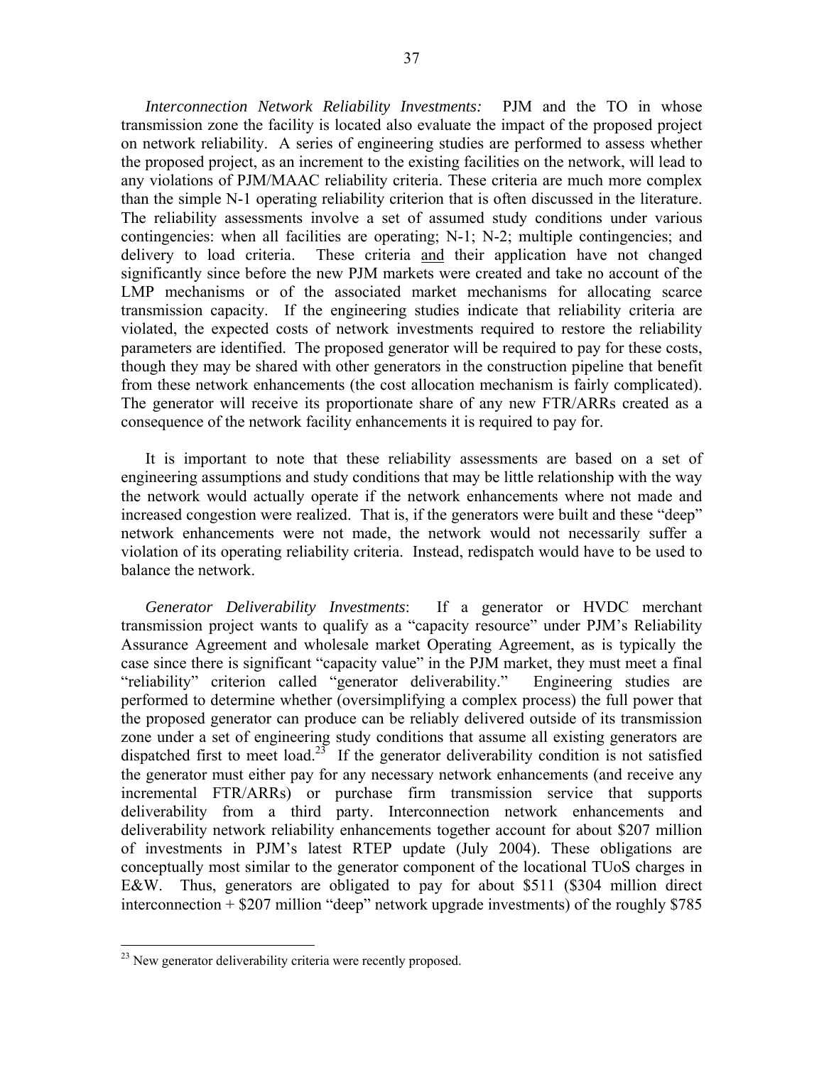*Interconnection Network Reliability Investments:* PJM and the TO in whose transmission zone the facility is located also evaluate the impact of the proposed project on network reliability. A series of engineering studies are performed to assess whether the proposed project, as an increment to the existing facilities on the network, will lead to any violations of PJM/MAAC reliability criteria. These criteria are much more complex than the simple N-1 operating reliability criterion that is often discussed in the literature. The reliability assessments involve a set of assumed study conditions under various contingencies: when all facilities are operating; N-1; N-2; multiple contingencies; and delivery to load criteria. These criteria <u>and</u> their application have not changed significantly since before the new PJM markets were created and take no account of the LMP mechanisms or of the associated market mechanisms for allocating scarce transmission capacity. If the engineering studies indicate that reliability criteria are violated, the expected costs of network investments required to restore the reliability parameters are identified. The proposed generator will be required to pay for these costs, though they may be shared with other generators in the construction pipeline that benefit from these network enhancements (the cost allocation mechanism is fairly complicated). The generator will receive its proportionate share of any new FTR/ARRs created as a consequence of the network facility enhancements it is required to pay for.

It is important to note that these reliability assessments are based on a set of engineering assumptions and study conditions that may be little relationship with the way the network would actually operate if the network enhancements where not made and increased congestion were realized. That is, if the generators were built and these "deep" network enhancements were not made, the network would not necessarily suffer a violation of its operating reliability criteria. Instead, redispatch would have to be used to balance the network.

*Generator Deliverability Investments*: If a generator or HVDC merchant transmission project wants to qualify as a "capacity resource" under PJM's Reliability Assurance Agreement and wholesale market Operating Agreement, as is typically the case since there is significant "capacity value" in the PJM market, they must meet a final "reliability" criterion called "generator deliverability." Engineering studies are performed to determine whether (oversimplifying a complex process) the full power that the proposed generator can produce can be reliably delivered outside of its transmission zone under a set of engineering study conditions that assume all existing generators are dispatched first to meet load.[23] If the generator deliverability condition is not satisfied the generator must either pay for any necessary network enhancements (and receive any incremental FTR/ARRs) or purchase firm transmission service that supports deliverability from a third party. Interconnection network enhancements and deliverability network reliability enhancements together account for about $207 million of investments in PJM's latest RTEP update (July 2004). These obligations are conceptually most similar to the generator component of the locational TUoS charges in E&W. Thus, generators are obligated to pay for about $511 ($304 million direct interconnection + $207 million "deep" network upgrade investments) of the roughly $785

[23] New generator deliverability criteria were recently proposed.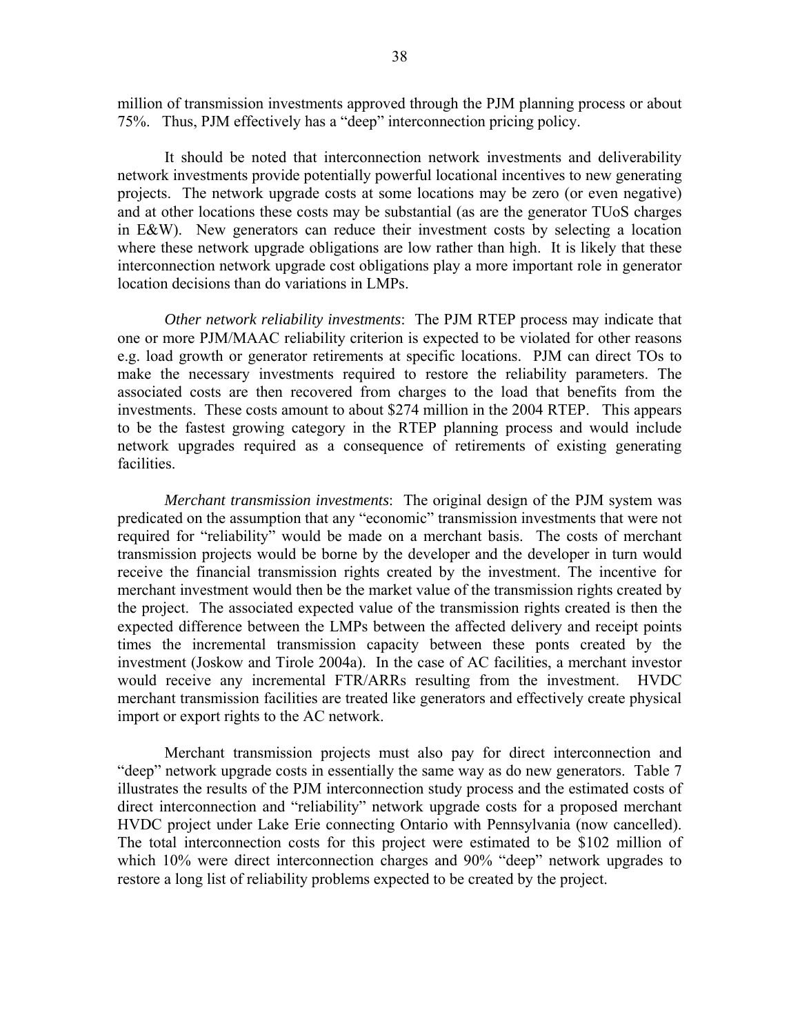million of transmission investments approved through the PJM planning process or about 75%. Thus, PJM effectively has a "deep" interconnection pricing policy.

It should be noted that interconnection network investments and deliverability network investments provide potentially powerful locational incentives to new generating projects. The network upgrade costs at some locations may be zero (or even negative) and at other locations these costs may be substantial (as are the generator TUoS charges in E&W). New generators can reduce their investment costs by selecting a location where these network upgrade obligations are low rather than high. It is likely that these interconnection network upgrade cost obligations play a more important role in generator location decisions than do variations in LMPs.

*Other network reliability investments*: The PJM RTEP process may indicate that one or more PJM/MAAC reliability criterion is expected to be violated for other reasons e.g. load growth or generator retirements at specific locations. PJM can direct TOs to make the necessary investments required to restore the reliability parameters. The associated costs are then recovered from charges to the load that benefits from the investments. These costs amount to about $274 million in the 2004 RTEP. This appears to be the fastest growing category in the RTEP planning process and would include network upgrades required as a consequence of retirements of existing generating facilities.

*Merchant transmission investments*: The original design of the PJM system was predicated on the assumption that any "economic" transmission investments that were not required for "reliability" would be made on a merchant basis. The costs of merchant transmission projects would be borne by the developer and the developer in turn would receive the financial transmission rights created by the investment. The incentive for merchant investment would then be the market value of the transmission rights created by the project. The associated expected value of the transmission rights created is then the expected difference between the LMPs between the affected delivery and receipt points times the incremental transmission capacity between these ponts created by the investment (Joskow and Tirole 2004a). In the case of AC facilities, a merchant investor would receive any incremental FTR/ARRs resulting from the investment. HVDC merchant transmission facilities are treated like generators and effectively create physical import or export rights to the AC network.

Merchant transmission projects must also pay for direct interconnection and "deep" network upgrade costs in essentially the same way as do new generators. Table 7 illustrates the results of the PJM interconnection study process and the estimated costs of direct interconnection and "reliability" network upgrade costs for a proposed merchant HVDC project under Lake Erie connecting Ontario with Pennsylvania (now cancelled). The total interconnection costs for this project were estimated to be $102 million of which 10% were direct interconnection charges and 90% "deep" network upgrades to restore a long list of reliability problems expected to be created by the project.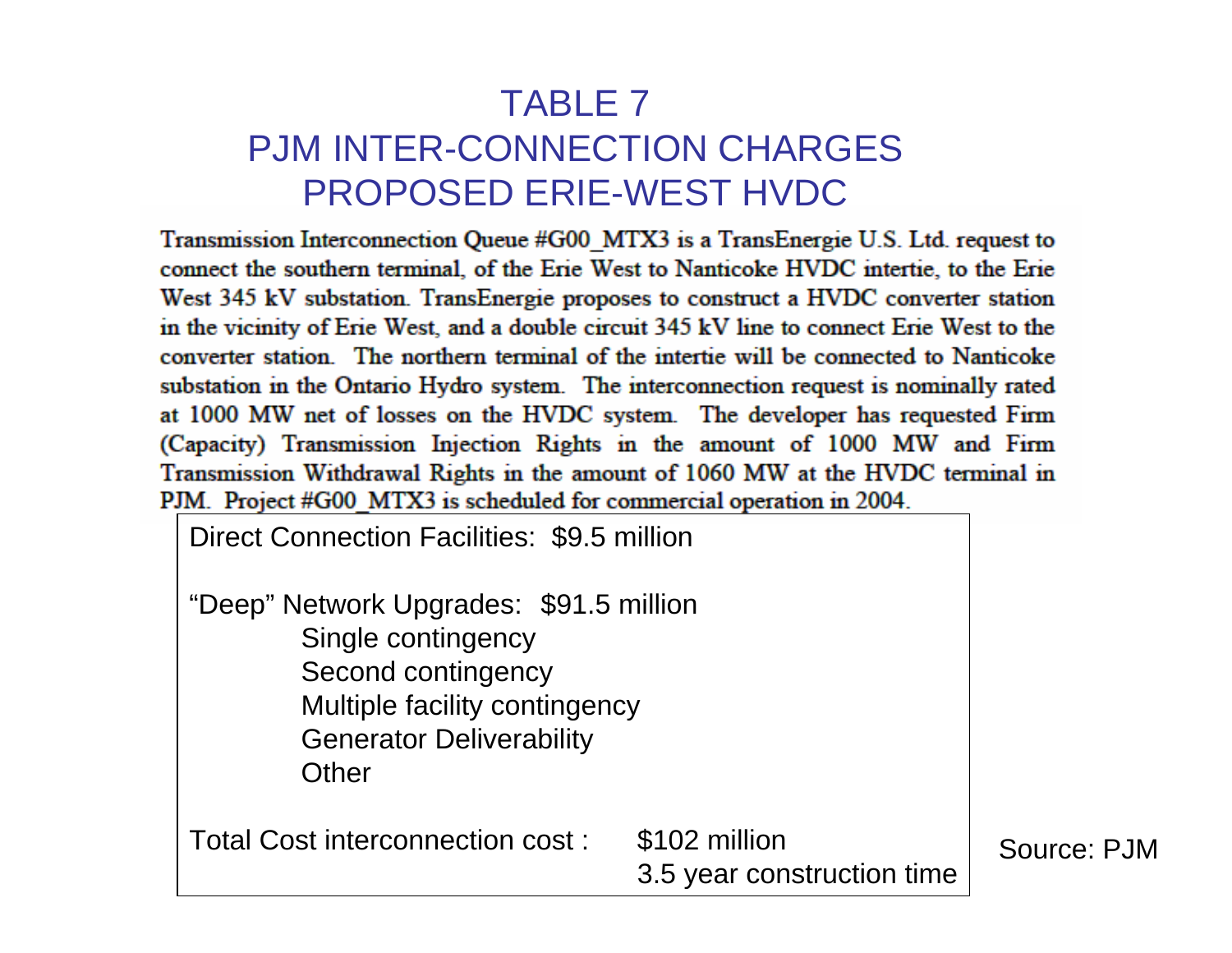# TABLE 7
# PJM INTER-CONNECTION CHARGES
# PROPOSED ERIE-WEST HVDC

Transmission Interconnection Queue #G00_MTX3 is a TransEnergie U.S. Ltd. request to connect the southern terminal, of the Erie West to Nanticoke HVDC intertie, to the Erie West 345 kV substation. TransEnergie proposes to construct a HVDC converter station in the vicinity of Erie West, and a double circuit 345 kV line to connect Erie West to the converter station. The northern terminal of the intertie will be connected to Nanticoke substation in the Ontario Hydro system. The interconnection request is nominally rated at 1000 MW net of losses on the HVDC system. The developer has requested Firm (Capacity) Transmission Injection Rights in the amount of 1000 MW and Firm Transmission Withdrawal Rights in the amount of 1060 MW at the HVDC terminal in PJM. Project #G00_MTX3 is scheduled for commercial operation in 2004.

Direct Connection Facilities: $9.5 million

"Deep" Network Upgrades: $91.5 million

- Single contingency
- Second contingency
- Multiple facility contingency
- Generator Deliverability
- Other

Total Cost interconnection cost : $102 million
3.5 year construction time

Source: PJM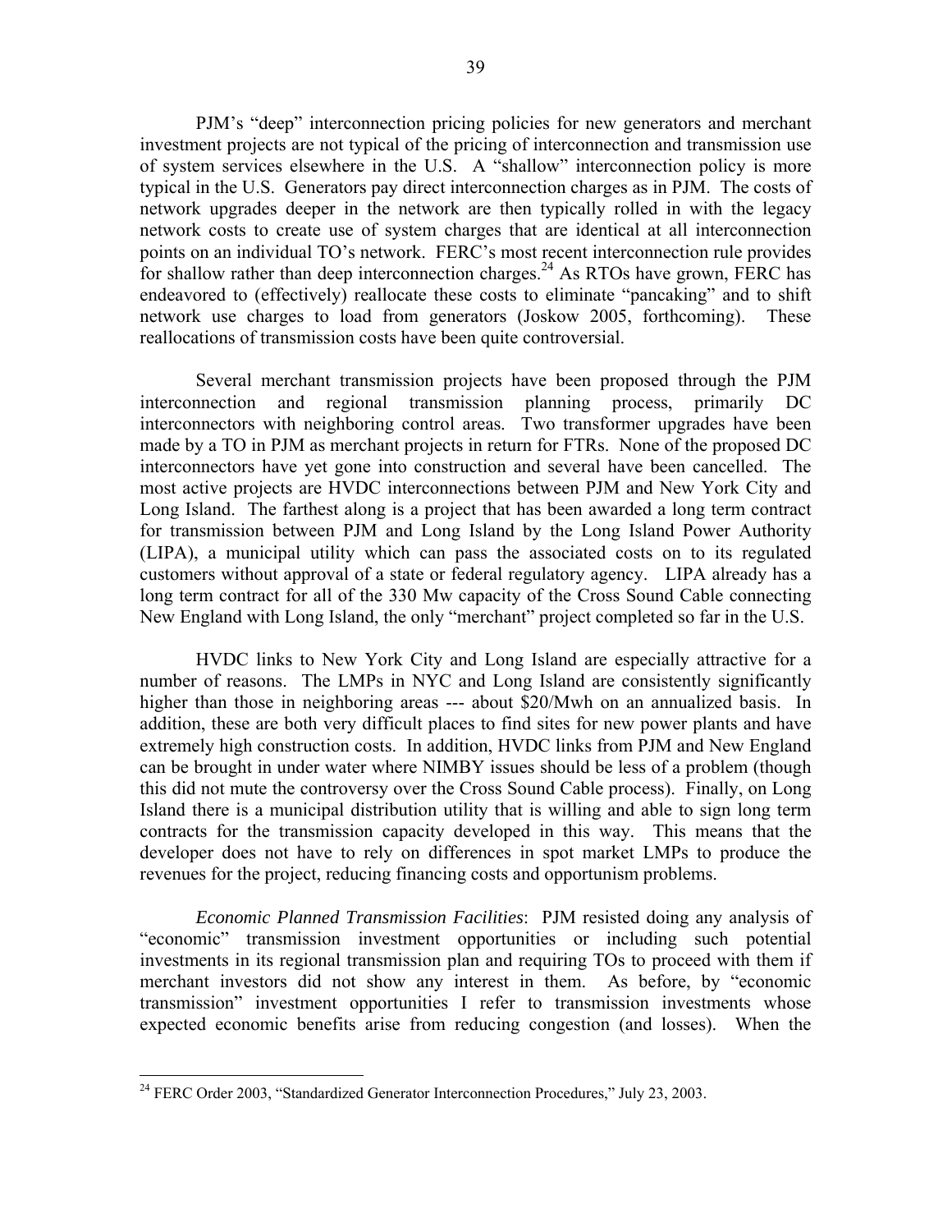PJM's "deep" interconnection pricing policies for new generators and merchant investment projects are not typical of the pricing of interconnection and transmission use of system services elsewhere in the U.S. A "shallow" interconnection policy is more typical in the U.S. Generators pay direct interconnection charges as in PJM. The costs of network upgrades deeper in the network are then typically rolled in with the legacy network costs to create use of system charges that are identical at all interconnection points on an individual TO's network. FERC's most recent interconnection rule provides for shallow rather than deep interconnection charges.[24] As RTOs have grown, FERC has endeavored to (effectively) reallocate these costs to eliminate "pancaking" and to shift network use charges to load from generators (Joskow 2005, forthcoming). These reallocations of transmission costs have been quite controversial.

Several merchant transmission projects have been proposed through the PJM interconnection and regional transmission planning process, primarily DC interconnectors with neighboring control areas. Two transformer upgrades have been made by a TO in PJM as merchant projects in return for FTRs. None of the proposed DC interconnectors have yet gone into construction and several have been cancelled. The most active projects are HVDC interconnections between PJM and New York City and Long Island. The farthest along is a project that has been awarded a long term contract for transmission between PJM and Long Island by the Long Island Power Authority (LIPA), a municipal utility which can pass the associated costs on to its regulated customers without approval of a state or federal regulatory agency. LIPA already has a long term contract for all of the 330 Mw capacity of the Cross Sound Cable connecting New England with Long Island, the only "merchant" project completed so far in the U.S.

HVDC links to New York City and Long Island are especially attractive for a number of reasons. The LMPs in NYC and Long Island are consistently significantly higher than those in neighboring areas --- about \$20/Mwh on an annualized basis. In addition, these are both very difficult places to find sites for new power plants and have extremely high construction costs. In addition, HVDC links from PJM and New England can be brought in under water where NIMBY issues should be less of a problem (though this did not mute the controversy over the Cross Sound Cable process). Finally, on Long Island there is a municipal distribution utility that is willing and able to sign long term contracts for the transmission capacity developed in this way. This means that the developer does not have to rely on differences in spot market LMPs to produce the revenues for the project, reducing financing costs and opportunism problems.

*Economic Planned Transmission Facilities*: PJM resisted doing any analysis of "economic" transmission investment opportunities or including such potential investments in its regional transmission plan and requiring TOs to proceed with them if merchant investors did not show any interest in them. As before, by "economic transmission" investment opportunities I refer to transmission investments whose expected economic benefits arise from reducing congestion (and losses). When the

---

[24] FERC Order 2003, "Standardized Generator Interconnection Procedures," July 23, 2003.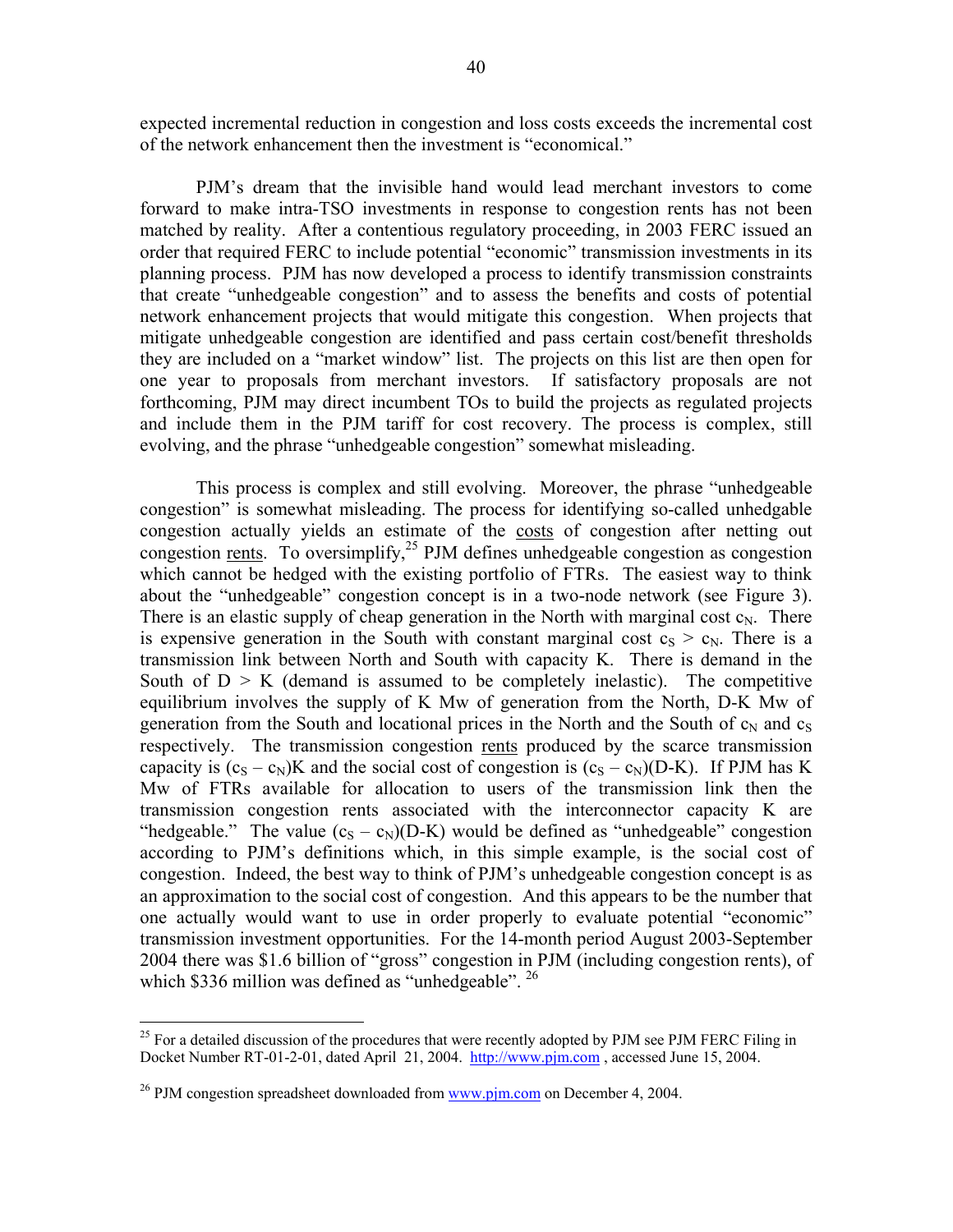expected incremental reduction in congestion and loss costs exceeds the incremental cost of the network enhancement then the investment is "economical."

PJM's dream that the invisible hand would lead merchant investors to come forward to make intra-TSO investments in response to congestion rents has not been matched by reality. After a contentious regulatory proceeding, in 2003 FERC issued an order that required FERC to include potential "economic" transmission investments in its planning process. PJM has now developed a process to identify transmission constraints that create "unhedgeable congestion" and to assess the benefits and costs of potential network enhancement projects that would mitigate this congestion. When projects that mitigate unhedgeable congestion are identified and pass certain cost/benefit thresholds they are included on a "market window" list. The projects on this list are then open for one year to proposals from merchant investors. If satisfactory proposals are not forthcoming, PJM may direct incumbent TOs to build the projects as regulated projects and include them in the PJM tariff for cost recovery. The process is complex, still evolving, and the phrase "unhedgeable congestion" somewhat misleading.

This process is complex and still evolving. Moreover, the phrase "unhedgeable congestion" is somewhat misleading. The process for identifying so-called unhedgable congestion actually yields an estimate of the <u>costs</u> of congestion after netting out congestion <u>rents</u>. To oversimplify,[25] PJM defines unhedgeable congestion as congestion which cannot be hedged with the existing portfolio of FTRs. The easiest way to think about the "unhedgeable" congestion concept is in a two-node network (see Figure 3). There is an elastic supply of cheap generation in the North with marginal cost $c_N$. There is expensive generation in the South with constant marginal cost $c_S > c_N$. There is a transmission link between North and South with capacity K. There is demand in the South of $D > K$ (demand is assumed to be completely inelastic). The competitive equilibrium involves the supply of K Mw of generation from the North, D-K Mw of generation from the South and locational prices in the North and the South of $c_N$ and $c_S$ respectively. The transmission congestion <u>rents</u> produced by the scarce transmission capacity is $(c_S - c_N)K$ and the social cost of congestion is $(c_S - c_N)(D-K)$. If PJM has K Mw of FTRs available for allocation to users of the transmission link then the transmission congestion rents associated with the interconnector capacity K are "hedgeable." The value $(c_S - c_N)(D-K)$ would be defined as "unhedgeable" congestion according to PJM's definitions which, in this simple example, is the social cost of congestion. Indeed, the best way to think of PJM's unhedgeable congestion concept is as an approximation to the social cost of congestion. And this appears to be the number that one actually would want to use in order properly to evaluate potential "economic" transmission investment opportunities. For the 14-month period August 2003-September 2004 there was $1.6 billion of "gross" congestion in PJM (including congestion rents), of which $336 million was defined as "unhedgeable".[26]

---

[25] For a detailed discussion of the procedures that were recently adopted by PJM see PJM FERC Filing in Docket Number RT-01-2-01, dated April 21, 2004. http://www.pjm.com , accessed June 15, 2004.

[26] PJM congestion spreadsheet downloaded from www.pjm.com on December 4, 2004.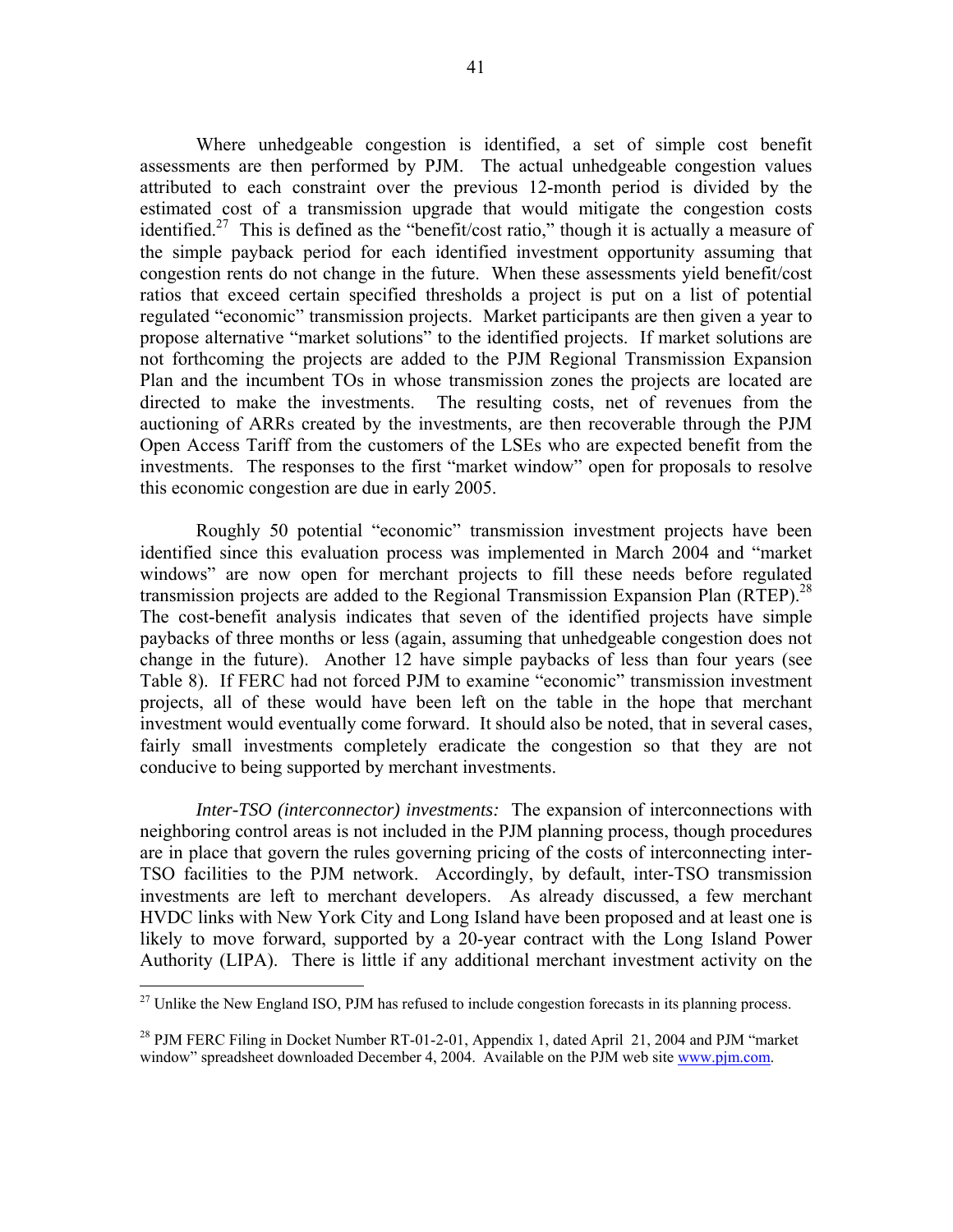Where unhedgeable congestion is identified, a set of simple cost benefit assessments are then performed by PJM. The actual unhedgeable congestion values attributed to each constraint over the previous 12-month period is divided by the estimated cost of a transmission upgrade that would mitigate the congestion costs identified.[27] This is defined as the "benefit/cost ratio," though it is actually a measure of the simple payback period for each identified investment opportunity assuming that congestion rents do not change in the future. When these assessments yield benefit/cost ratios that exceed certain specified thresholds a project is put on a list of potential regulated "economic" transmission projects. Market participants are then given a year to propose alternative "market solutions" to the identified projects. If market solutions are not forthcoming the projects are added to the PJM Regional Transmission Expansion Plan and the incumbent TOs in whose transmission zones the projects are located are directed to make the investments. The resulting costs, net of revenues from the auctioning of ARRs created by the investments, are then recoverable through the PJM Open Access Tariff from the customers of the LSEs who are expected benefit from the investments. The responses to the first "market window" open for proposals to resolve this economic congestion are due in early 2005.

Roughly 50 potential "economic" transmission investment projects have been identified since this evaluation process was implemented in March 2004 and "market windows" are now open for merchant projects to fill these needs before regulated transmission projects are added to the Regional Transmission Expansion Plan (RTEP).[28] The cost-benefit analysis indicates that seven of the identified projects have simple paybacks of three months or less (again, assuming that unhedgeable congestion does not change in the future). Another 12 have simple paybacks of less than four years (see Table 8). If FERC had not forced PJM to examine "economic" transmission investment projects, all of these would have been left on the table in the hope that merchant investment would eventually come forward. It should also be noted, that in several cases, fairly small investments completely eradicate the congestion so that they are not conducive to being supported by merchant investments.

*Inter-TSO (interconnector) investments:* The expansion of interconnections with neighboring control areas is not included in the PJM planning process, though procedures are in place that govern the rules governing pricing of the costs of interconnecting inter-TSO facilities to the PJM network. Accordingly, by default, inter-TSO transmission investments are left to merchant developers. As already discussed, a few merchant HVDC links with New York City and Long Island have been proposed and at least one is likely to move forward, supported by a 20-year contract with the Long Island Power Authority (LIPA). There is little if any additional merchant investment activity on the

---

[27] Unlike the New England ISO, PJM has refused to include congestion forecasts in its planning process.

[28] PJM FERC Filing in Docket Number RT-01-2-01, Appendix 1, dated April 21, 2004 and PJM "market window" spreadsheet downloaded December 4, 2004. Available on the PJM web site www.pjm.com.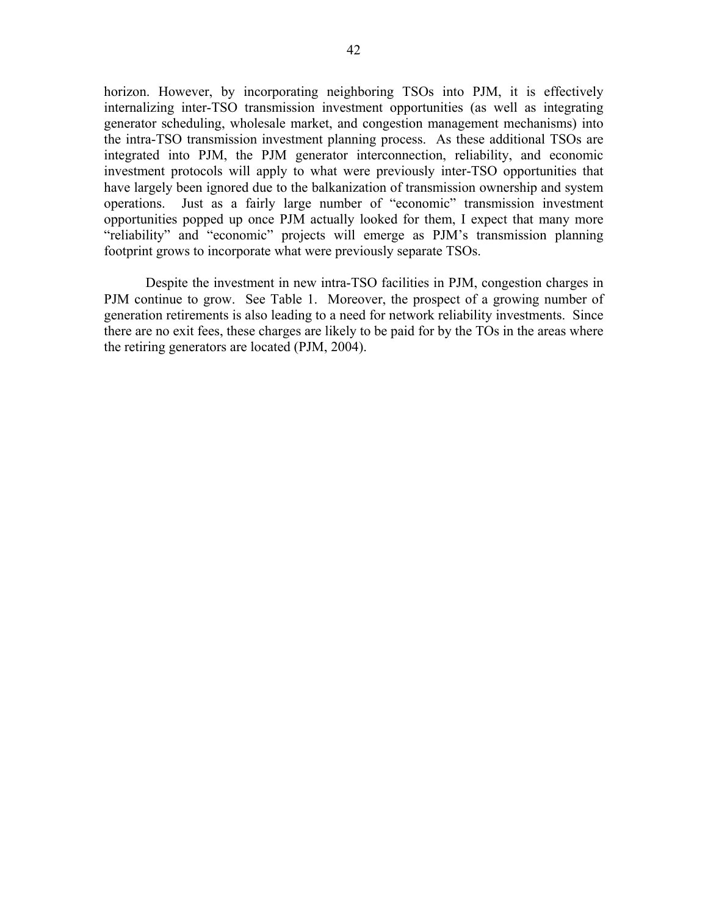horizon. However, by incorporating neighboring TSOs into PJM, it is effectively internalizing inter-TSO transmission investment opportunities (as well as integrating generator scheduling, wholesale market, and congestion management mechanisms) into the intra-TSO transmission investment planning process. As these additional TSOs are integrated into PJM, the PJM generator interconnection, reliability, and economic investment protocols will apply to what were previously inter-TSO opportunities that have largely been ignored due to the balkanization of transmission ownership and system operations. Just as a fairly large number of "economic" transmission investment opportunities popped up once PJM actually looked for them, I expect that many more "reliability" and "economic" projects will emerge as PJM's transmission planning footprint grows to incorporate what were previously separate TSOs.

Despite the investment in new intra-TSO facilities in PJM, congestion charges in PJM continue to grow. See Table 1. Moreover, the prospect of a growing number of generation retirements is also leading to a need for network reliability investments. Since there are no exit fees, these charges are likely to be paid for by the TOs in the areas where the retiring generators are located (PJM, 2004).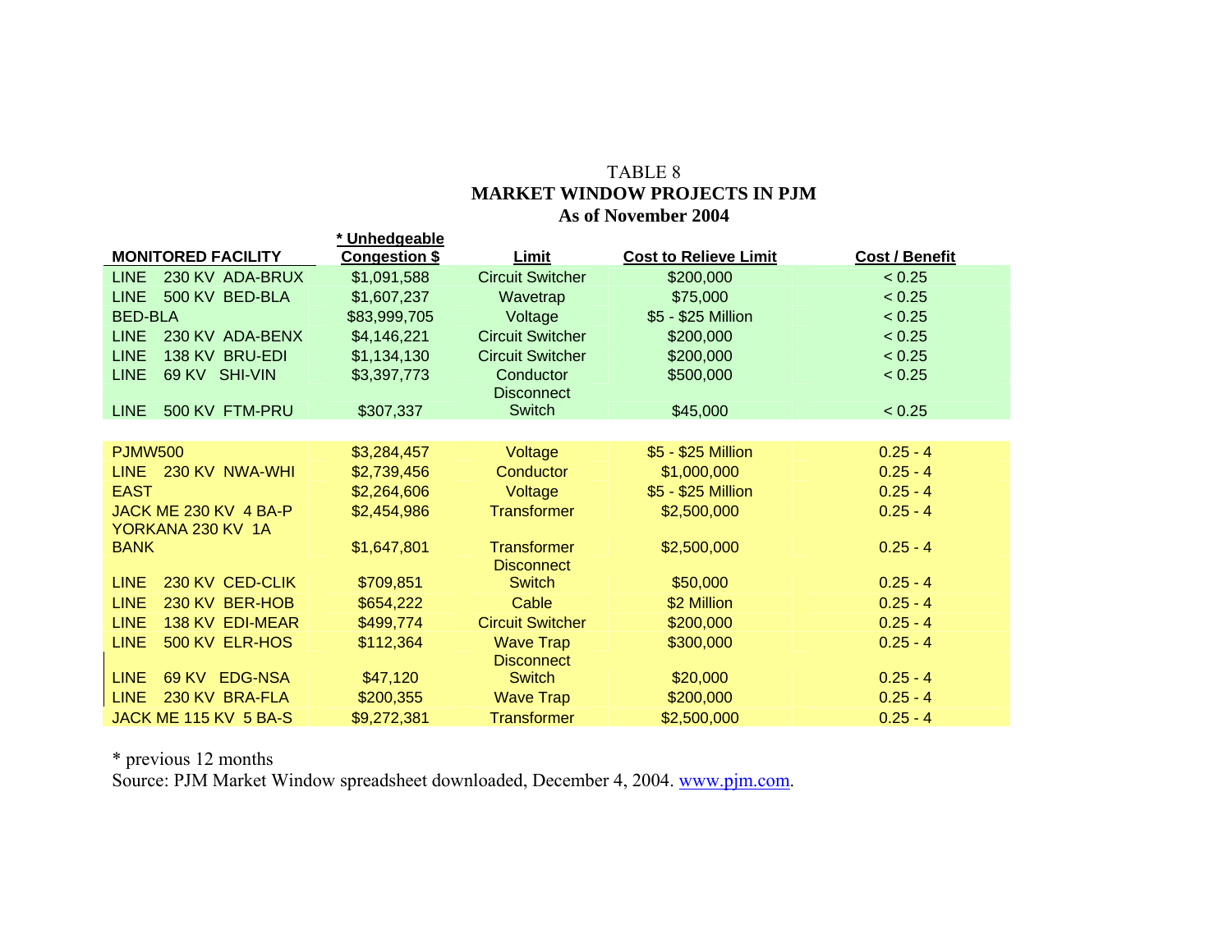TABLE 8
**MARKET WINDOW PROJECTS IN PJM**
**As of November 2004**

| MONITORED FACILITY | * Unhedgeable Congestion $ | Limit | Cost to Relieve Limit | Cost / Benefit |
|---|---|---|---|---|
| LINE 230 KV ADA-BRUX | $1,091,588 | Circuit Switcher | $200,000 | < 0.25 |
| LINE 500 KV BED-BLA | $1,607,237 | Wavetrap | $75,000 | < 0.25 |
| BED-BLA | $83,999,705 | Voltage | $5 - $25 Million | < 0.25 |
| LINE 230 KV ADA-BENX | $4,146,221 | Circuit Switcher | $200,000 | < 0.25 |
| LINE 138 KV BRU-EDI | $1,134,130 | Circuit Switcher | $200,000 | < 0.25 |
| LINE 69 KV SHI-VIN | $3,397,773 | Conductor | $500,000 | < 0.25 |
| LINE 500 KV FTM-PRU | $307,337 | Disconnect Switch | $45,000 | < 0.25 |
| | | | | |
| PJMW500 | $3,284,457 | Voltage | $5 - $25 Million | 0.25 - 4 |
| LINE 230 KV NWA-WHI | $2,739,456 | Conductor | $1,000,000 | 0.25 - 4 |
| EAST | $2,264,606 | Voltage | $5 - $25 Million | 0.25 - 4 |
| JACK ME 230 KV 4 BA-P | $2,454,986 | Transformer | $2,500,000 | 0.25 - 4 |
| YORKANA 230 KV 1A BANK | $1,647,801 | Transformer | $2,500,000 | 0.25 - 4 |
| LINE 230 KV CED-CLIK | $709,851 | Disconnect Switch | $50,000 | 0.25 - 4 |
| LINE 230 KV BER-HOB | $654,222 | Cable | $2 Million | 0.25 - 4 |
| LINE 138 KV EDI-MEAR | $499,774 | Circuit Switcher | $200,000 | 0.25 - 4 |
| LINE 500 KV ELR-HOS | $112,364 | Wave Trap | $300,000 | 0.25 - 4 |
| LINE 69 KV EDG-NSA | $47,120 | Disconnect Switch | $20,000 | 0.25 - 4 |
| LINE 230 KV BRA-FLA | $200,355 | Wave Trap | $200,000 | 0.25 - 4 |
| JACK ME 115 KV 5 BA-S | $9,272,381 | Transformer | $2,500,000 | 0.25 - 4 |

* previous 12 months
Source: PJM Market Window spreadsheet downloaded, December 4, 2004. www.pjm.com.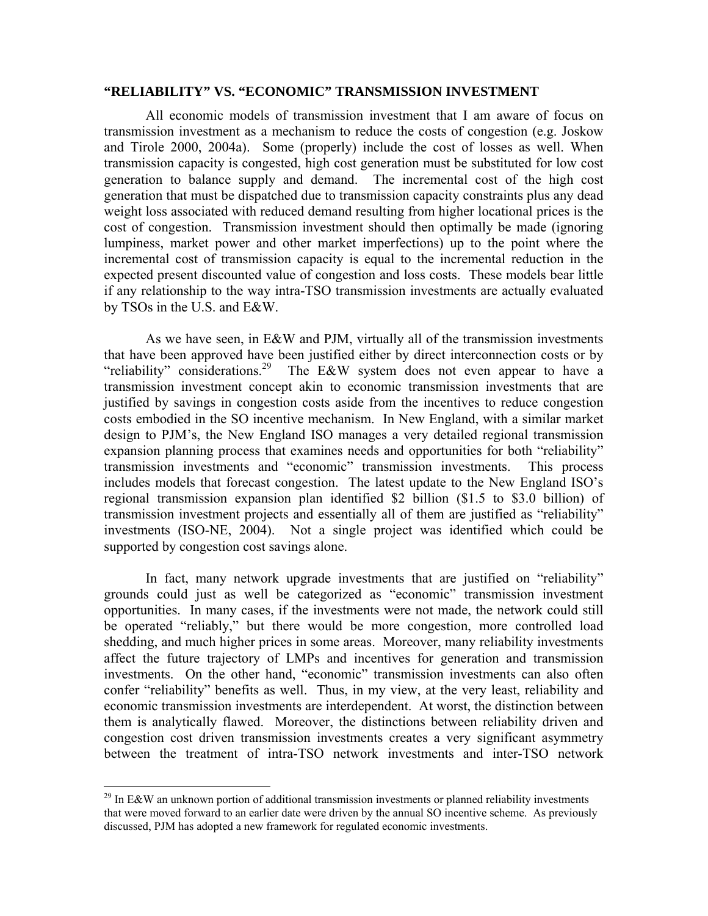## "RELIABILITY" VS. "ECONOMIC" TRANSMISSION INVESTMENT

All economic models of transmission investment that I am aware of focus on transmission investment as a mechanism to reduce the costs of congestion (e.g. Joskow and Tirole 2000, 2004a). Some (properly) include the cost of losses as well. When transmission capacity is congested, high cost generation must be substituted for low cost generation to balance supply and demand. The incremental cost of the high cost generation that must be dispatched due to transmission capacity constraints plus any dead weight loss associated with reduced demand resulting from higher locational prices is the cost of congestion. Transmission investment should then optimally be made (ignoring lumpiness, market power and other market imperfections) up to the point where the incremental cost of transmission capacity is equal to the incremental reduction in the expected present discounted value of congestion and loss costs. These models bear little if any relationship to the way intra-TSO transmission investments are actually evaluated by TSOs in the U.S. and E&W.

As we have seen, in E&W and PJM, virtually all of the transmission investments that have been approved have been justified either by direct interconnection costs or by "reliability" considerations.[29] The E&W system does not even appear to have a transmission investment concept akin to economic transmission investments that are justified by savings in congestion costs aside from the incentives to reduce congestion costs embodied in the SO incentive mechanism. In New England, with a similar market design to PJM's, the New England ISO manages a very detailed regional transmission expansion planning process that examines needs and opportunities for both "reliability" transmission investments and "economic" transmission investments. This process includes models that forecast congestion. The latest update to the New England ISO's regional transmission expansion plan identified $2 billion ($1.5 to $3.0 billion) of transmission investment projects and essentially all of them are justified as "reliability" investments (ISO-NE, 2004). Not a single project was identified which could be supported by congestion cost savings alone.

In fact, many network upgrade investments that are justified on "reliability" grounds could just as well be categorized as "economic" transmission investment opportunities. In many cases, if the investments were not made, the network could still be operated "reliably," but there would be more congestion, more controlled load shedding, and much higher prices in some areas. Moreover, many reliability investments affect the future trajectory of LMPs and incentives for generation and transmission investments. On the other hand, "economic" transmission investments can also often confer "reliability" benefits as well. Thus, in my view, at the very least, reliability and economic transmission investments are interdependent. At worst, the distinction between them is analytically flawed. Moreover, the distinctions between reliability driven and congestion cost driven transmission investments creates a very significant asymmetry between the treatment of intra-TSO network investments and inter-TSO network

[29] In E&W an unknown portion of additional transmission investments or planned reliability investments that were moved forward to an earlier date were driven by the annual SO incentive scheme. As previously discussed, PJM has adopted a new framework for regulated economic investments.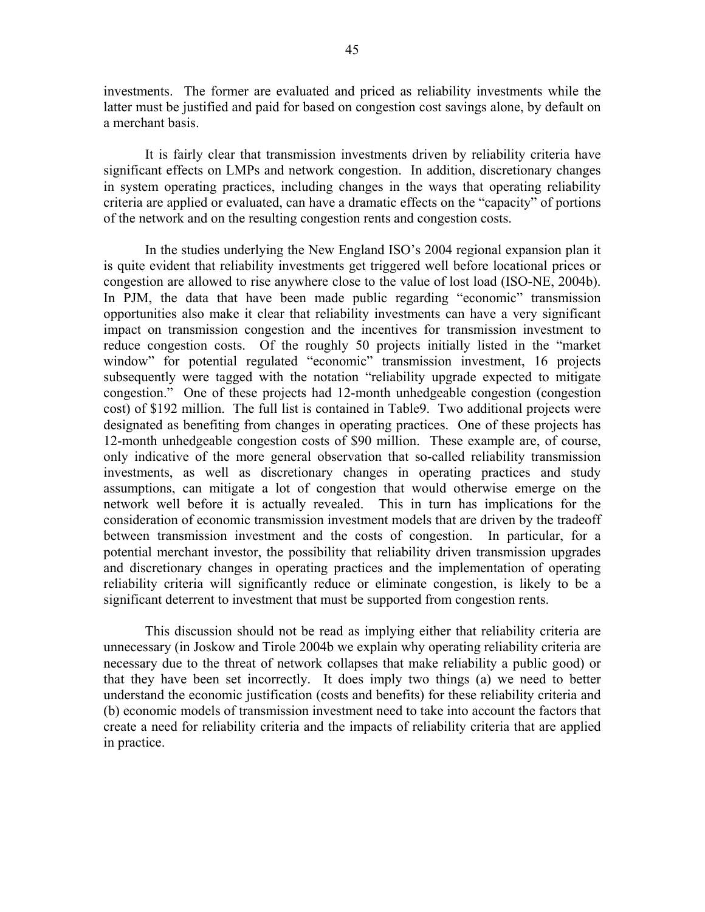investments. The former are evaluated and priced as reliability investments while the latter must be justified and paid for based on congestion cost savings alone, by default on a merchant basis.

It is fairly clear that transmission investments driven by reliability criteria have significant effects on LMPs and network congestion. In addition, discretionary changes in system operating practices, including changes in the ways that operating reliability criteria are applied or evaluated, can have a dramatic effects on the "capacity" of portions of the network and on the resulting congestion rents and congestion costs.

In the studies underlying the New England ISO's 2004 regional expansion plan it is quite evident that reliability investments get triggered well before locational prices or congestion are allowed to rise anywhere close to the value of lost load (ISO-NE, 2004b). In PJM, the data that have been made public regarding "economic" transmission opportunities also make it clear that reliability investments can have a very significant impact on transmission congestion and the incentives for transmission investment to reduce congestion costs. Of the roughly 50 projects initially listed in the "market window" for potential regulated "economic" transmission investment, 16 projects subsequently were tagged with the notation "reliability upgrade expected to mitigate congestion." One of these projects had 12-month unhedgeable congestion (congestion cost) of $192 million. The full list is contained in Table9. Two additional projects were designated as benefiting from changes in operating practices. One of these projects has 12-month unhedgeable congestion costs of $90 million. These example are, of course, only indicative of the more general observation that so-called reliability transmission investments, as well as discretionary changes in operating practices and study assumptions, can mitigate a lot of congestion that would otherwise emerge on the network well before it is actually revealed. This in turn has implications for the consideration of economic transmission investment models that are driven by the tradeoff between transmission investment and the costs of congestion. In particular, for a potential merchant investor, the possibility that reliability driven transmission upgrades and discretionary changes in operating practices and the implementation of operating reliability criteria will significantly reduce or eliminate congestion, is likely to be a significant deterrent to investment that must be supported from congestion rents.

This discussion should not be read as implying either that reliability criteria are unnecessary (in Joskow and Tirole 2004b we explain why operating reliability criteria are necessary due to the threat of network collapses that make reliability a public good) or that they have been set incorrectly. It does imply two things (a) we need to better understand the economic justification (costs and benefits) for these reliability criteria and (b) economic models of transmission investment need to take into account the factors that create a need for reliability criteria and the impacts of reliability criteria that are applied in practice.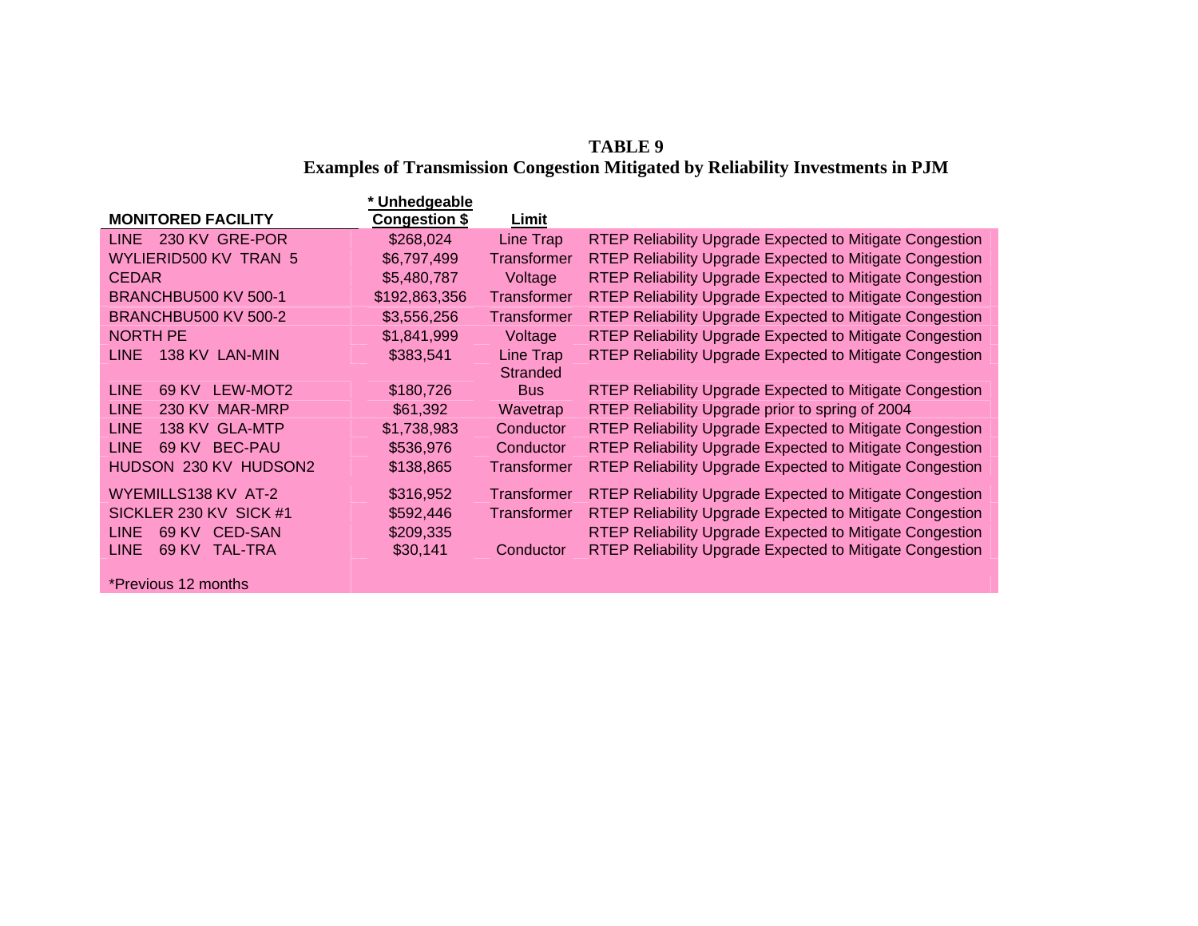**TABLE 9**
**Examples of Transmission Congestion Mitigated by Reliability Investments in PJM**

| MONITORED FACILITY | * Unhedgeable Congestion $ | Limit | |
|---|---|---|---|
| LINE 230 KV GRE-POR | $268,024 | Line Trap | RTEP Reliability Upgrade Expected to Mitigate Congestion |
| WYLIERID500 KV TRAN 5 | $6,797,499 | Transformer | RTEP Reliability Upgrade Expected to Mitigate Congestion |
| CEDAR | $5,480,787 | Voltage | RTEP Reliability Upgrade Expected to Mitigate Congestion |
| BRANCHBU500 KV 500-1 | $192,863,356 | Transformer | RTEP Reliability Upgrade Expected to Mitigate Congestion |
| BRANCHBU500 KV 500-2 | $3,556,256 | Transformer | RTEP Reliability Upgrade Expected to Mitigate Congestion |
| NORTH PE | $1,841,999 | Voltage | RTEP Reliability Upgrade Expected to Mitigate Congestion |
| LINE 138 KV LAN-MIN | $383,541 | Line Trap | RTEP Reliability Upgrade Expected to Mitigate Congestion |
| LINE 69 KV LEW-MOT2 | $180,726 | Stranded Bus | RTEP Reliability Upgrade Expected to Mitigate Congestion |
| LINE 230 KV MAR-MRP | $61,392 | Wavetrap | RTEP Reliability Upgrade prior to spring of 2004 |
| LINE 138 KV GLA-MTP | $1,738,983 | Conductor | RTEP Reliability Upgrade Expected to Mitigate Congestion |
| LINE 69 KV BEC-PAU | $536,976 | Conductor | RTEP Reliability Upgrade Expected to Mitigate Congestion |
| HUDSON 230 KV HUDSON2 | $138,865 | Transformer | RTEP Reliability Upgrade Expected to Mitigate Congestion |
| WYEMILLS138 KV AT-2 | $316,952 | Transformer | RTEP Reliability Upgrade Expected to Mitigate Congestion |
| SICKLER 230 KV SICK #1 | $592,446 | Transformer | RTEP Reliability Upgrade Expected to Mitigate Congestion |
| LINE 69 KV CED-SAN | $209,335 | | RTEP Reliability Upgrade Expected to Mitigate Congestion |
| LINE 69 KV TAL-TRA | $30,141 | Conductor | RTEP Reliability Upgrade Expected to Mitigate Congestion |

*Previous 12 months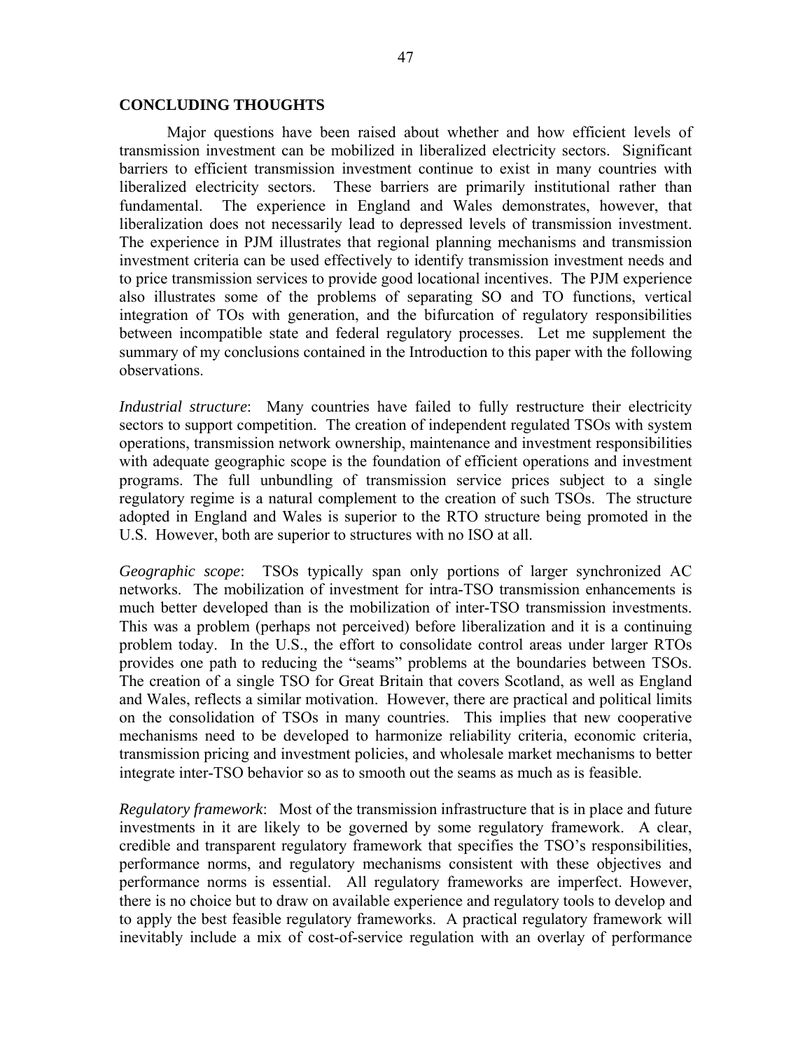## CONCLUDING THOUGHTS

Major questions have been raised about whether and how efficient levels of transmission investment can be mobilized in liberalized electricity sectors. Significant barriers to efficient transmission investment continue to exist in many countries with liberalized electricity sectors. These barriers are primarily institutional rather than fundamental. The experience in England and Wales demonstrates, however, that liberalization does not necessarily lead to depressed levels of transmission investment. The experience in PJM illustrates that regional planning mechanisms and transmission investment criteria can be used effectively to identify transmission investment needs and to price transmission services to provide good locational incentives. The PJM experience also illustrates some of the problems of separating SO and TO functions, vertical integration of TOs with generation, and the bifurcation of regulatory responsibilities between incompatible state and federal regulatory processes. Let me supplement the summary of my conclusions contained in the Introduction to this paper with the following observations.

*Industrial structure*: Many countries have failed to fully restructure their electricity sectors to support competition. The creation of independent regulated TSOs with system operations, transmission network ownership, maintenance and investment responsibilities with adequate geographic scope is the foundation of efficient operations and investment programs. The full unbundling of transmission service prices subject to a single regulatory regime is a natural complement to the creation of such TSOs. The structure adopted in England and Wales is superior to the RTO structure being promoted in the U.S. However, both are superior to structures with no ISO at all.

*Geographic scope*: TSOs typically span only portions of larger synchronized AC networks. The mobilization of investment for intra-TSO transmission enhancements is much better developed than is the mobilization of inter-TSO transmission investments. This was a problem (perhaps not perceived) before liberalization and it is a continuing problem today. In the U.S., the effort to consolidate control areas under larger RTOs provides one path to reducing the "seams" problems at the boundaries between TSOs. The creation of a single TSO for Great Britain that covers Scotland, as well as England and Wales, reflects a similar motivation. However, there are practical and political limits on the consolidation of TSOs in many countries. This implies that new cooperative mechanisms need to be developed to harmonize reliability criteria, economic criteria, transmission pricing and investment policies, and wholesale market mechanisms to better integrate inter-TSO behavior so as to smooth out the seams as much as is feasible.

*Regulatory framework*: Most of the transmission infrastructure that is in place and future investments in it are likely to be governed by some regulatory framework. A clear, credible and transparent regulatory framework that specifies the TSO's responsibilities, performance norms, and regulatory mechanisms consistent with these objectives and performance norms is essential. All regulatory frameworks are imperfect. However, there is no choice but to draw on available experience and regulatory tools to develop and to apply the best feasible regulatory frameworks. A practical regulatory framework will inevitably include a mix of cost-of-service regulation with an overlay of performance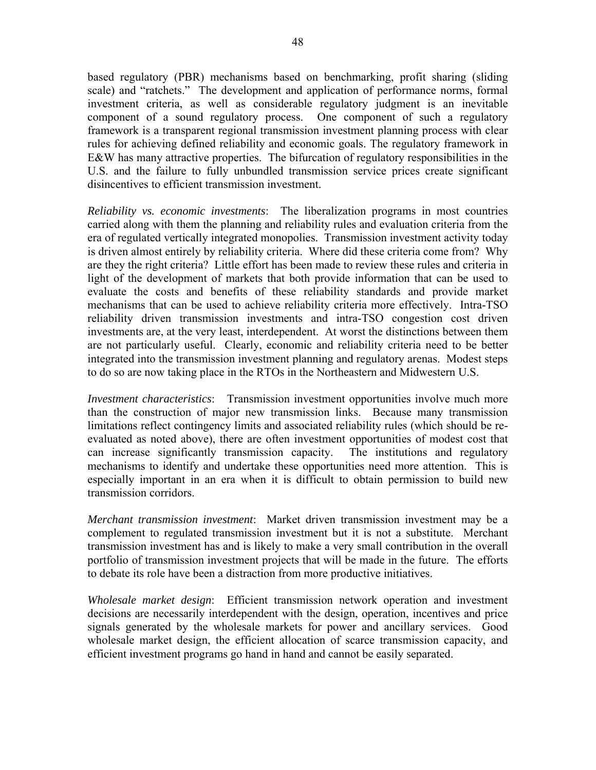based regulatory (PBR) mechanisms based on benchmarking, profit sharing (sliding scale) and "ratchets." The development and application of performance norms, formal investment criteria, as well as considerable regulatory judgment is an inevitable component of a sound regulatory process. One component of such a regulatory framework is a transparent regional transmission investment planning process with clear rules for achieving defined reliability and economic goals. The regulatory framework in E&W has many attractive properties. The bifurcation of regulatory responsibilities in the U.S. and the failure to fully unbundled transmission service prices create significant disincentives to efficient transmission investment.

*Reliability vs. economic investments*: The liberalization programs in most countries carried along with them the planning and reliability rules and evaluation criteria from the era of regulated vertically integrated monopolies. Transmission investment activity today is driven almost entirely by reliability criteria. Where did these criteria come from? Why are they the right criteria? Little effort has been made to review these rules and criteria in light of the development of markets that both provide information that can be used to evaluate the costs and benefits of these reliability standards and provide market mechanisms that can be used to achieve reliability criteria more effectively. Intra-TSO reliability driven transmission investments and intra-TSO congestion cost driven investments are, at the very least, interdependent. At worst the distinctions between them are not particularly useful. Clearly, economic and reliability criteria need to be better integrated into the transmission investment planning and regulatory arenas. Modest steps to do so are now taking place in the RTOs in the Northeastern and Midwestern U.S.

*Investment characteristics*: Transmission investment opportunities involve much more than the construction of major new transmission links. Because many transmission limitations reflect contingency limits and associated reliability rules (which should be re-evaluated as noted above), there are often investment opportunities of modest cost that can increase significantly transmission capacity. The institutions and regulatory mechanisms to identify and undertake these opportunities need more attention. This is especially important in an era when it is difficult to obtain permission to build new transmission corridors.

*Merchant transmission investment*: Market driven transmission investment may be a complement to regulated transmission investment but it is not a substitute. Merchant transmission investment has and is likely to make a very small contribution in the overall portfolio of transmission investment projects that will be made in the future. The efforts to debate its role have been a distraction from more productive initiatives.

*Wholesale market design*: Efficient transmission network operation and investment decisions are necessarily interdependent with the design, operation, incentives and price signals generated by the wholesale markets for power and ancillary services. Good wholesale market design, the efficient allocation of scarce transmission capacity, and efficient investment programs go hand in hand and cannot be easily separated.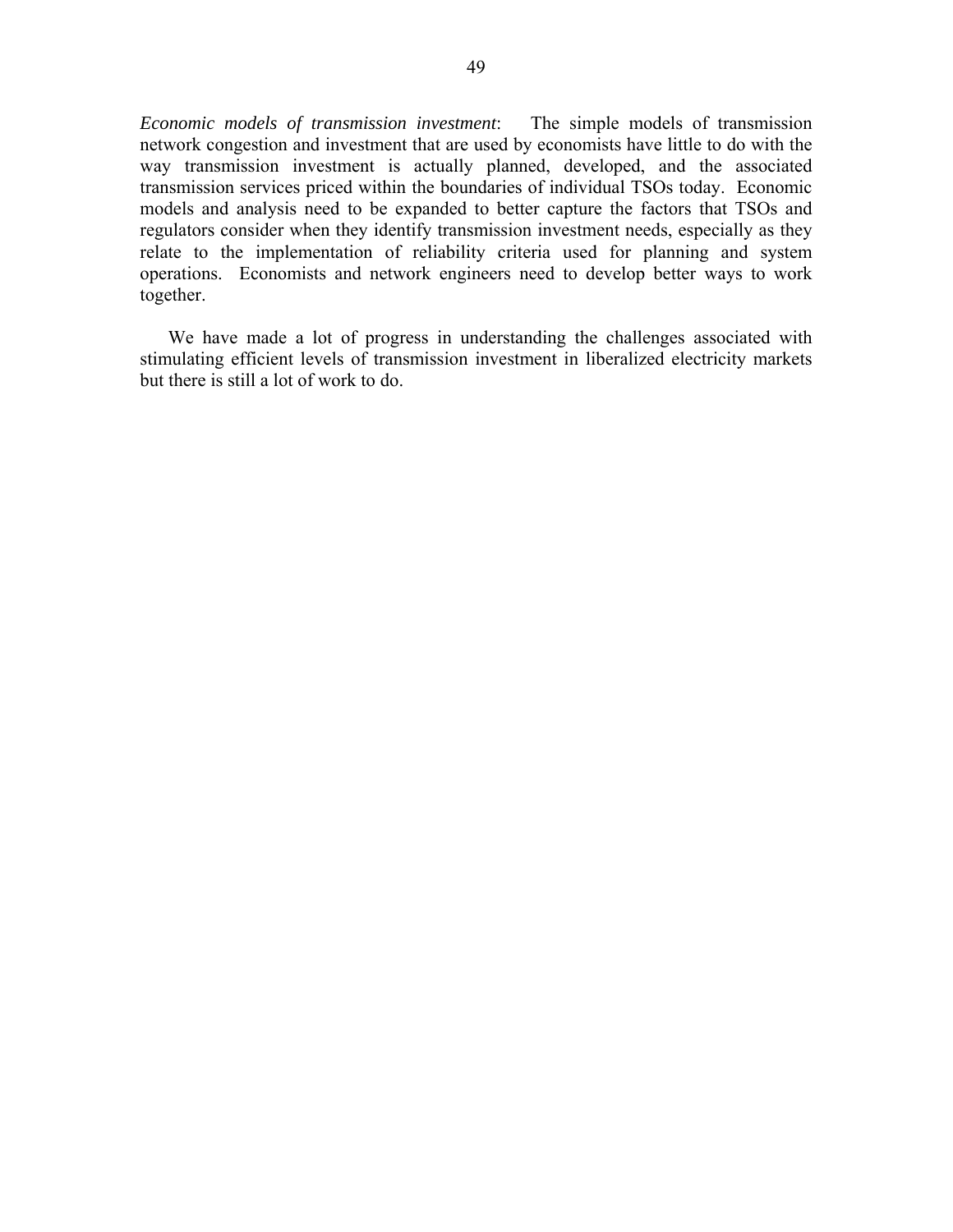*Economic models of transmission investment*: The simple models of transmission network congestion and investment that are used by economists have little to do with the way transmission investment is actually planned, developed, and the associated transmission services priced within the boundaries of individual TSOs today. Economic models and analysis need to be expanded to better capture the factors that TSOs and regulators consider when they identify transmission investment needs, especially as they relate to the implementation of reliability criteria used for planning and system operations. Economists and network engineers need to develop better ways to work together.

We have made a lot of progress in understanding the challenges associated with stimulating efficient levels of transmission investment in liberalized electricity markets but there is still a lot of work to do.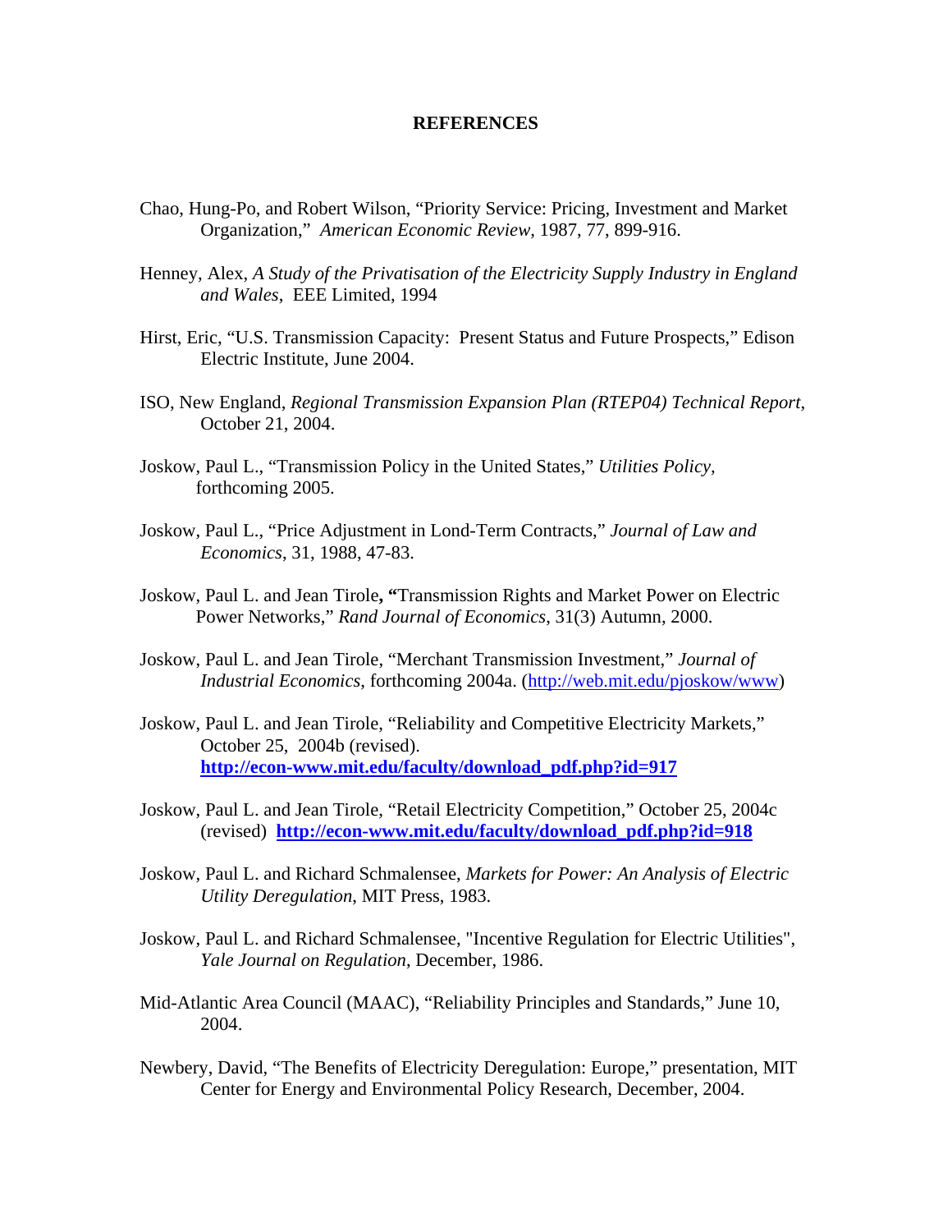# REFERENCES

Chao, Hung-Po, and Robert Wilson, "Priority Service: Pricing, Investment and Market Organization," *American Economic Review,* 1987, 77, 899-916.

Henney, Alex, *A Study of the Privatisation of the Electricity Supply Industry in England and Wales*, EEE Limited, 1994

Hirst, Eric, "U.S. Transmission Capacity: Present Status and Future Prospects," Edison Electric Institute, June 2004.

ISO, New England, *Regional Transmission Expansion Plan (RTEP04) Technical Report,* October 21, 2004.

Joskow, Paul L., "Transmission Policy in the United States," *Utilities Policy,* forthcoming 2005.

Joskow, Paul L., "Price Adjustment in Lond-Term Contracts," *Journal of Law and Economics*, 31, 1988, 47-83.

Joskow, Paul L. and Jean Tirole**, "**Transmission Rights and Market Power on Electric Power Networks," *Rand Journal of Economics*, 31(3) Autumn, 2000.

Joskow, Paul L. and Jean Tirole, "Merchant Transmission Investment," *Journal of Industrial Economics*, forthcoming 2004a. (http://web.mit.edu/pjoskow/www)

Joskow, Paul L. and Jean Tirole, "Reliability and Competitive Electricity Markets," October 25, 2004b (revised). **http://econ-www.mit.edu/faculty/download_pdf.php?id=917**

Joskow, Paul L. and Jean Tirole, "Retail Electricity Competition," October 25, 2004c (revised) **http://econ-www.mit.edu/faculty/download_pdf.php?id=918**

Joskow, Paul L. and Richard Schmalensee, *Markets for Power: An Analysis of Electric Utility Deregulation*, MIT Press, 1983.

Joskow, Paul L. and Richard Schmalensee, "Incentive Regulation for Electric Utilities", *Yale Journal on Regulation*, December, 1986.

Mid-Atlantic Area Council (MAAC), "Reliability Principles and Standards," June 10, 2004.

Newbery, David, "The Benefits of Electricity Deregulation: Europe," presentation, MIT Center for Energy and Environmental Policy Research, December, 2004.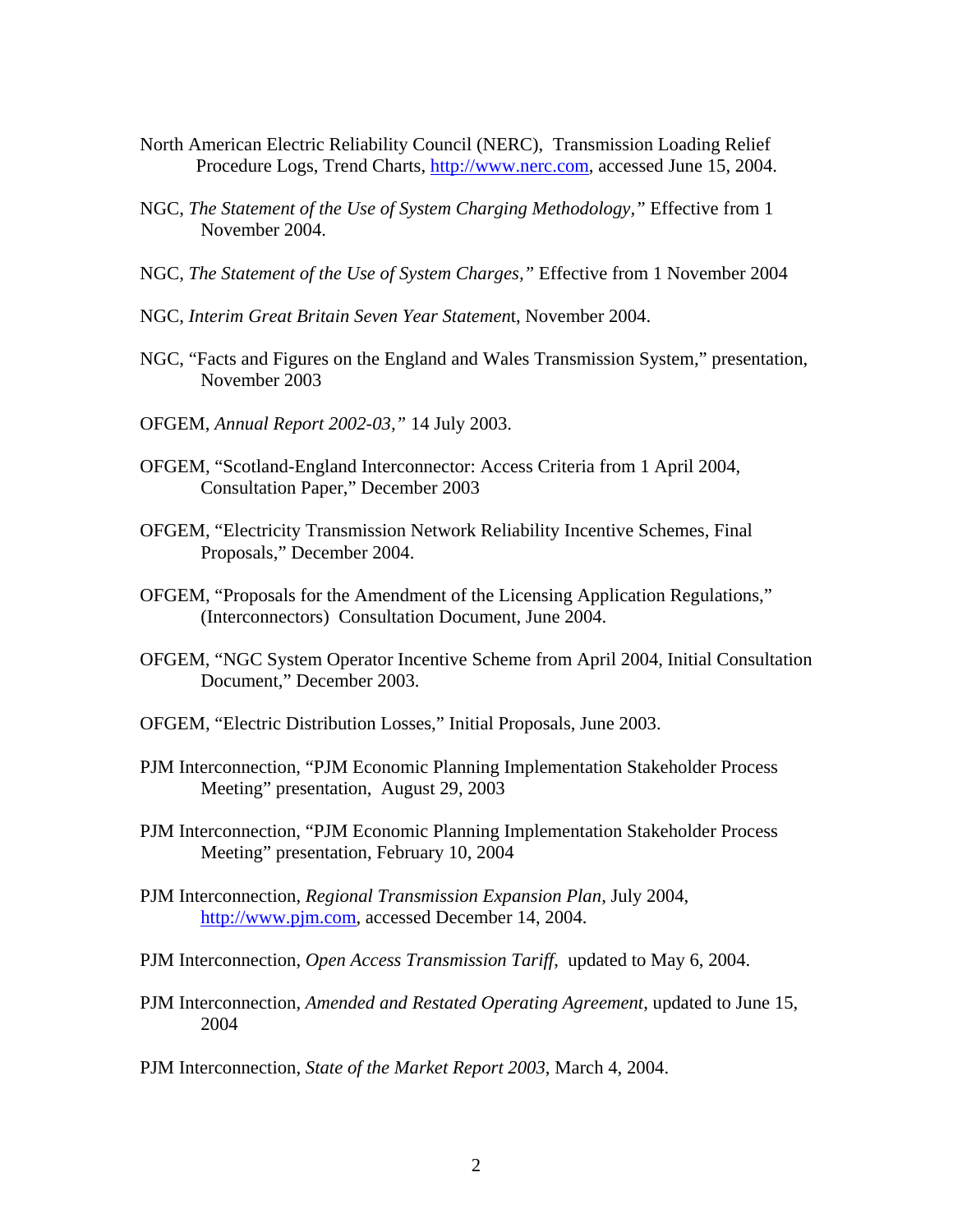North American Electric Reliability Council (NERC), Transmission Loading Relief Procedure Logs, Trend Charts, http://www.nerc.com, accessed June 15, 2004.

NGC, *The Statement of the Use of System Charging Methodology,"* Effective from 1 November 2004.

NGC, *The Statement of the Use of System Charges,"* Effective from 1 November 2004

NGC, *Interim Great Britain Seven Year Statemen*t, November 2004.

NGC, "Facts and Figures on the England and Wales Transmission System," presentation, November 2003

OFGEM, *Annual Report 2002-03,"* 14 July 2003.

OFGEM, "Scotland-England Interconnector: Access Criteria from 1 April 2004, Consultation Paper," December 2003

OFGEM, "Electricity Transmission Network Reliability Incentive Schemes, Final Proposals," December 2004.

OFGEM, "Proposals for the Amendment of the Licensing Application Regulations," (Interconnectors) Consultation Document, June 2004.

OFGEM, "NGC System Operator Incentive Scheme from April 2004, Initial Consultation Document," December 2003.

OFGEM, "Electric Distribution Losses," Initial Proposals, June 2003.

PJM Interconnection, "PJM Economic Planning Implementation Stakeholder Process Meeting" presentation, August 29, 2003

PJM Interconnection, "PJM Economic Planning Implementation Stakeholder Process Meeting" presentation, February 10, 2004

PJM Interconnection, *Regional Transmission Expansion Plan*, July 2004, http://www.pjm.com, accessed December 14, 2004.

PJM Interconnection, *Open Access Transmission Tariff*, updated to May 6, 2004.

PJM Interconnection, *Amended and Restated Operating Agreement*, updated to June 15, 2004

PJM Interconnection, *State of the Market Report 2003*, March 4, 2004.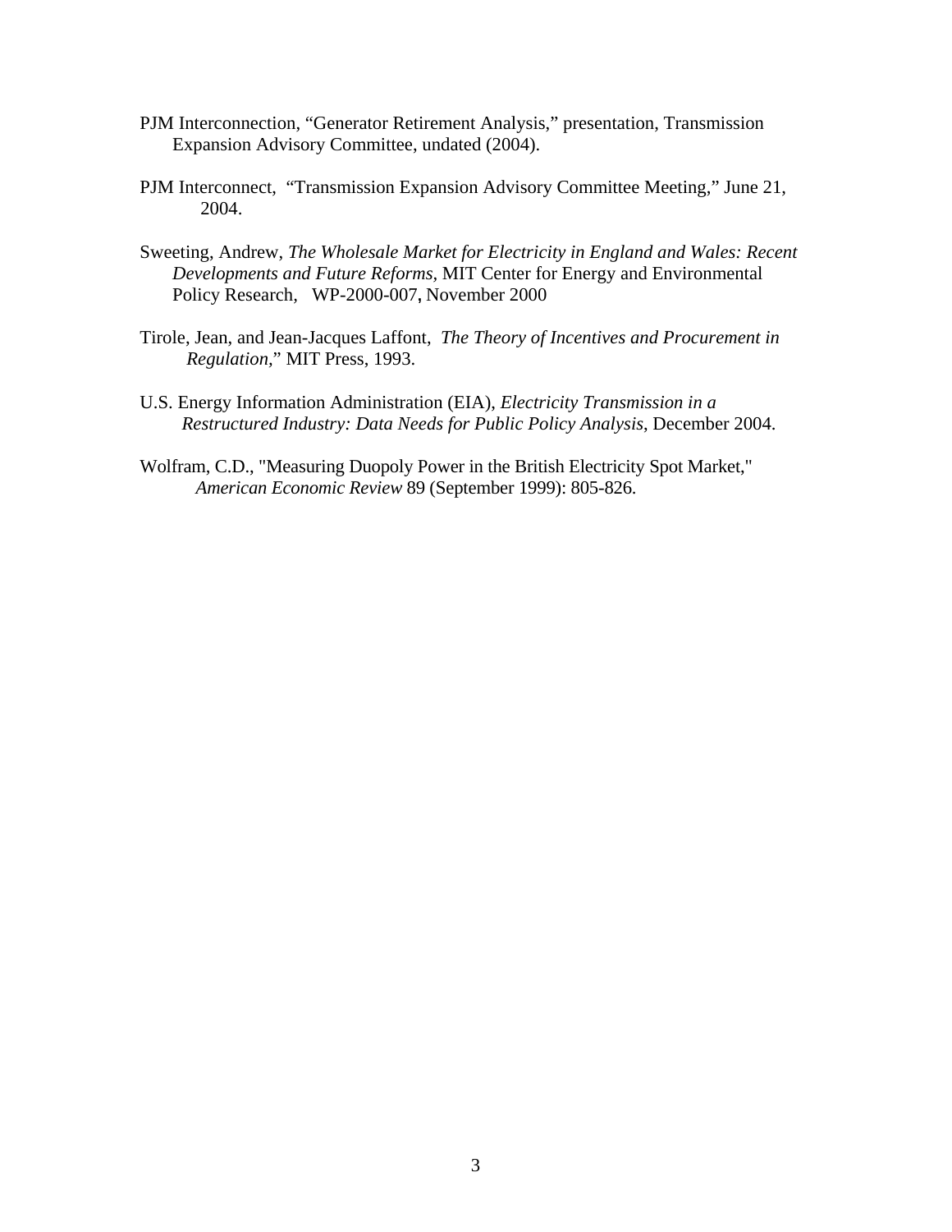PJM Interconnection, "Generator Retirement Analysis," presentation, Transmission Expansion Advisory Committee, undated (2004).

PJM Interconnect, "Transmission Expansion Advisory Committee Meeting," June 21, 2004.

Sweeting, Andrew, *The Wholesale Market for Electricity in England and Wales: Recent Developments and Future Reforms*, MIT Center for Energy and Environmental Policy Research, WP-2000-007, November 2000

Tirole, Jean, and Jean-Jacques Laffont, *The Theory of Incentives and Procurement in Regulation*," MIT Press, 1993.

U.S. Energy Information Administration (EIA), *Electricity Transmission in a Restructured Industry: Data Needs for Public Policy Analysis*, December 2004.

Wolfram, C.D., "Measuring Duopoly Power in the British Electricity Spot Market," *American Economic Review* 89 (September 1999): 805-826.